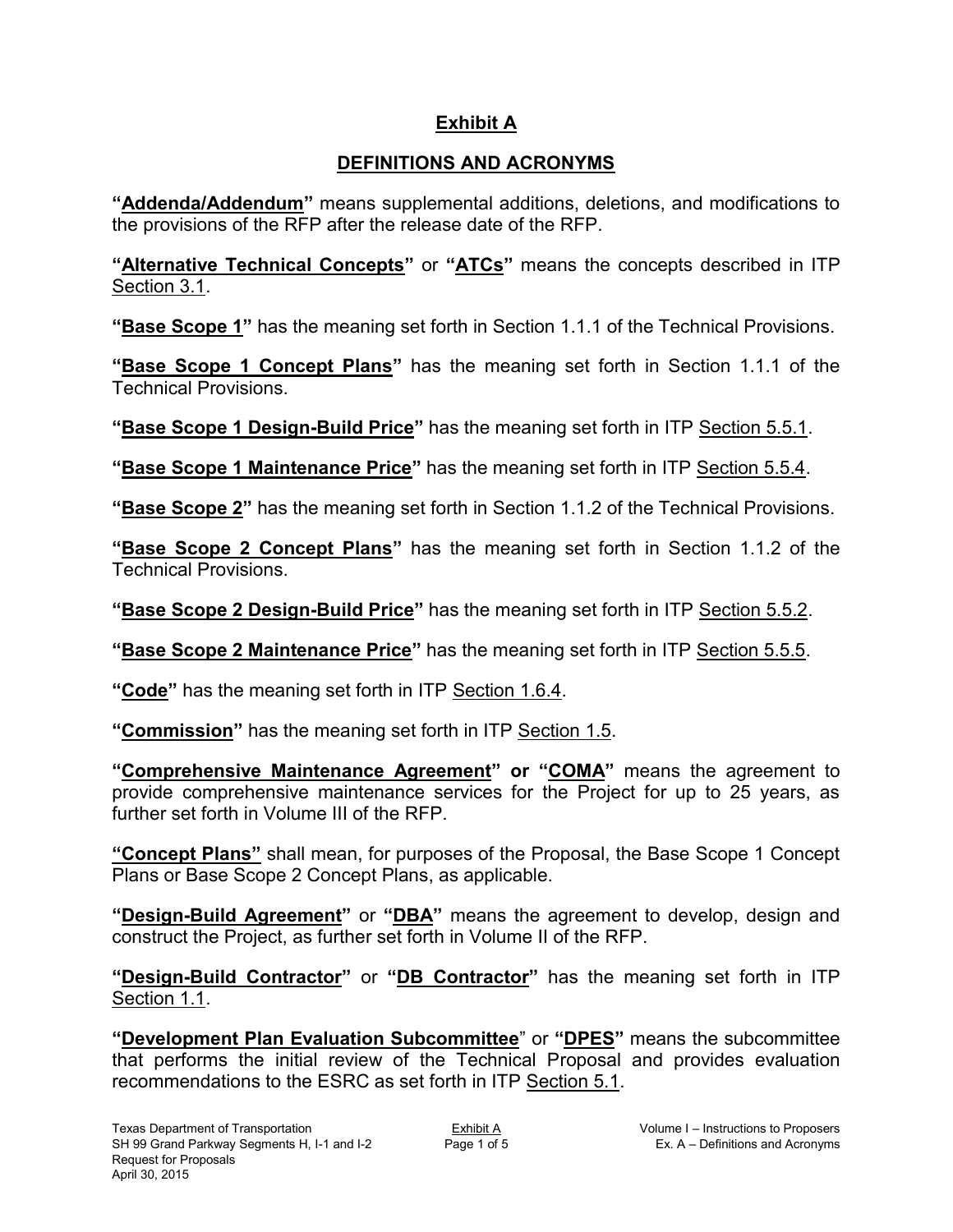# Exhibit A

## DEFINITIONS AND ACRONYMS

**"Addenda/Addendum"** means supplemental additions, deletions, and modifications to the provisions of the RFP after the release date of the RFP.

**"Alternative Technical Concepts"** or **"ATCs"** means the concepts described in ITP Section 3.1.

**"Base Scope 1"** has the meaning set forth in Section 1.1.1 of the Technical Provisions.

**"Base Scope 1 Concept Plans"** has the meaning set forth in Section 1.1.1 of the Technical Provisions.

**"Base Scope 1 Design-Build Price"** has the meaning set forth in ITP Section 5.5.1.

**"Base Scope 1 Maintenance Price"** has the meaning set forth in ITP Section 5.5.4.

**"Base Scope 2"** has the meaning set forth in Section 1.1.2 of the Technical Provisions.

**"Base Scope 2 Concept Plans"** has the meaning set forth in Section 1.1.2 of the Technical Provisions.

**"Base Scope 2 Design-Build Price"** has the meaning set forth in ITP Section 5.5.2.

**"Base Scope 2 Maintenance Price"** has the meaning set forth in ITP Section 5.5.5.

**"Code"** has the meaning set forth in ITP Section 1.6.4.

**"Commission"** has the meaning set forth in ITP Section 1.5.

**"Comprehensive Maintenance Agreement" or "COMA"** means the agreement to provide comprehensive maintenance services for the Project for up to 25 years, as further set forth in Volume III of the RFP.

**"Concept Plans"** shall mean, for purposes of the Proposal, the Base Scope 1 Concept Plans or Base Scope 2 Concept Plans, as applicable.

**"Design-Build Agreement"** or **"DBA"** means the agreement to develop, design and construct the Project, as further set forth in Volume II of the RFP.

**"Design-Build Contractor"** or **"DB Contractor"** has the meaning set forth in ITP Section 1.1.

**"Development Plan Evaluation Subcommittee"** or **"DPES"** means the subcommittee that performs the initial review of the Technical Proposal and provides evaluation recommendations to the ESRC as set forth in ITP Section 5.1.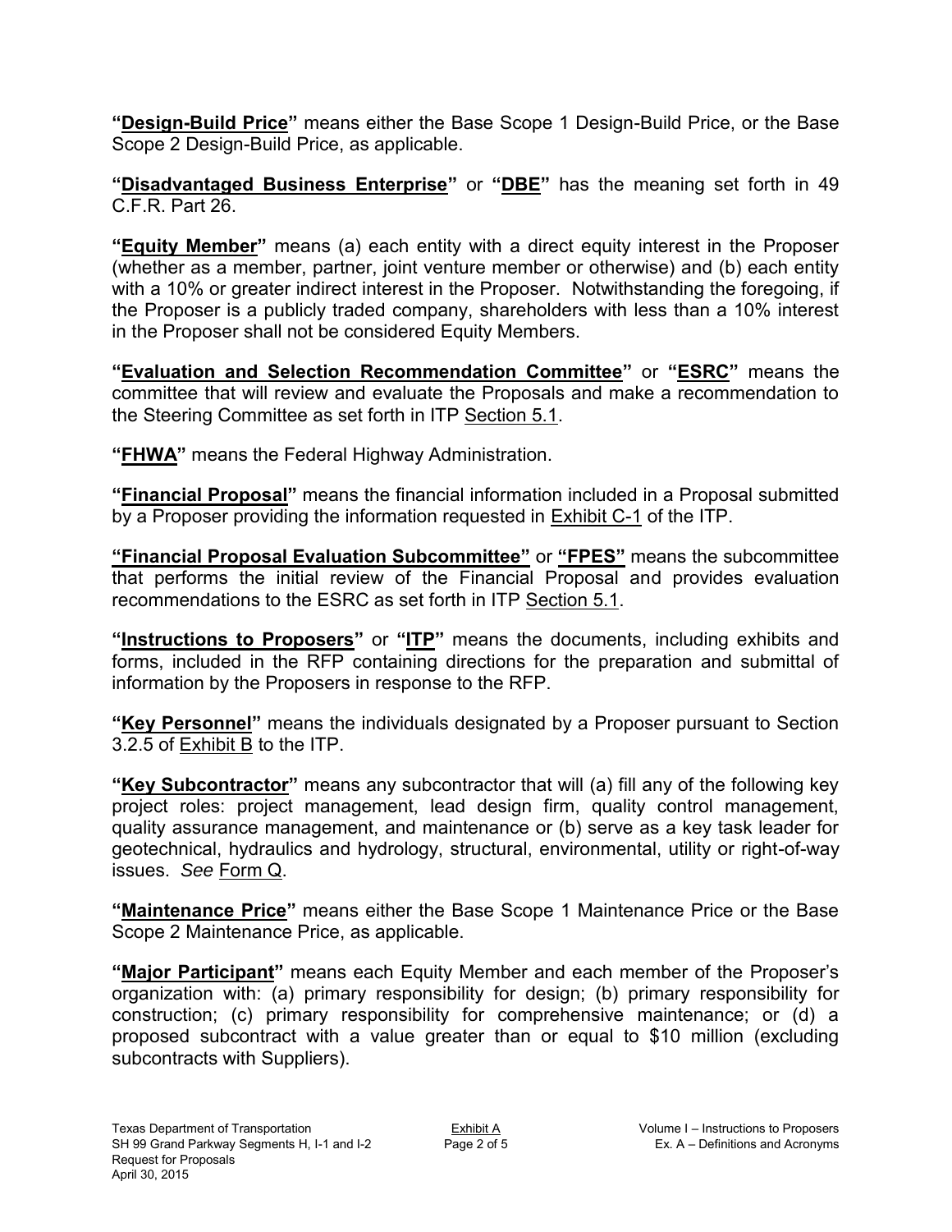**"Design-Build Price"** means either the Base Scope 1 Design-Build Price, or the Base Scope 2 Design-Build Price, as applicable.

**"Disadvantaged Business Enterprise"** or **"DBE"** has the meaning set forth in 49 C.F.R. Part 26.

**"Equity Member"** means (a) each entity with a direct equity interest in the Proposer (whether as a member, partner, joint venture member or otherwise) and (b) each entity with a 10% or greater indirect interest in the Proposer. Notwithstanding the foregoing, if the Proposer is a publicly traded company, shareholders with less than a 10% interest in the Proposer shall not be considered Equity Members.

**"Evaluation and Selection Recommendation Committee"** or **"ESRC"** means the committee that will review and evaluate the Proposals and make a recommendation to the Steering Committee as set forth in ITP Section 5.1.

**"FHWA"** means the Federal Highway Administration.

**"Financial Proposal"** means the financial information included in a Proposal submitted by a Proposer providing the information requested in Exhibit C-1 of the ITP.

**"Financial Proposal Evaluation Subcommittee"** or **"FPES"** means the subcommittee that performs the initial review of the Financial Proposal and provides evaluation recommendations to the ESRC as set forth in ITP Section 5.1.

**"Instructions to Proposers"** or **"ITP"** means the documents, including exhibits and forms, included in the RFP containing directions for the preparation and submittal of information by the Proposers in response to the RFP.

**"Key Personnel"** means the individuals designated by a Proposer pursuant to Section 3.2.5 of Exhibit B to the ITP.

**"Key Subcontractor"** means any subcontractor that will (a) fill any of the following key project roles: project management, lead design firm, quality control management, quality assurance management, and maintenance or (b) serve as a key task leader for geotechnical, hydraulics and hydrology, structural, environmental, utility or right-of-way issues. *See* Form Q.

**"Maintenance Price"** means either the Base Scope 1 Maintenance Price or the Base Scope 2 Maintenance Price, as applicable.

**"Major Participant"** means each Equity Member and each member of the Proposer's organization with: (a) primary responsibility for design; (b) primary responsibility for construction; (c) primary responsibility for comprehensive maintenance; or (d) a proposed subcontract with a value greater than or equal to $10 million (excluding subcontracts with Suppliers).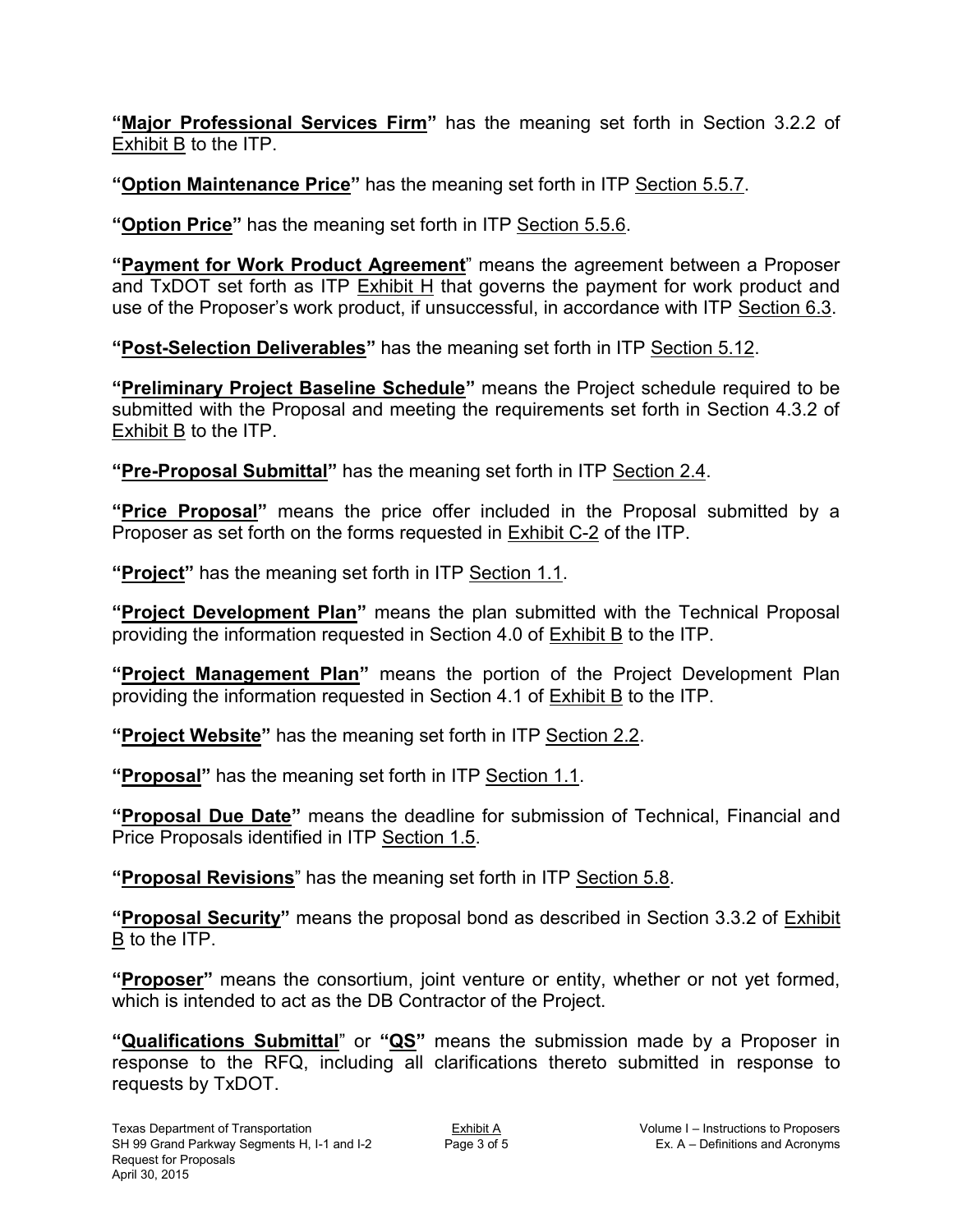**"Major Professional Services Firm"** has the meaning set forth in Section 3.2.2 of Exhibit B to the ITP.

**"Option Maintenance Price"** has the meaning set forth in ITP Section 5.5.7.

**"Option Price"** has the meaning set forth in ITP Section 5.5.6.

**"Payment for Work Product Agreement"** means the agreement between a Proposer and TxDOT set forth as ITP Exhibit H that governs the payment for work product and use of the Proposer's work product, if unsuccessful, in accordance with ITP Section 6.3.

**"Post-Selection Deliverables"** has the meaning set forth in ITP Section 5.12.

**"Preliminary Project Baseline Schedule"** means the Project schedule required to be submitted with the Proposal and meeting the requirements set forth in Section 4.3.2 of Exhibit B to the ITP.

**"Pre-Proposal Submittal"** has the meaning set forth in ITP Section 2.4.

**"Price Proposal"** means the price offer included in the Proposal submitted by a Proposer as set forth on the forms requested in Exhibit C-2 of the ITP.

**"Project"** has the meaning set forth in ITP Section 1.1.

**"Project Development Plan"** means the plan submitted with the Technical Proposal providing the information requested in Section 4.0 of Exhibit B to the ITP.

**"Project Management Plan"** means the portion of the Project Development Plan providing the information requested in Section 4.1 of Exhibit B to the ITP.

**"Project Website"** has the meaning set forth in ITP Section 2.2.

**"Proposal"** has the meaning set forth in ITP Section 1.1.

**"Proposal Due Date"** means the deadline for submission of Technical, Financial and Price Proposals identified in ITP Section 1.5.

**"Proposal Revisions"** has the meaning set forth in ITP Section 5.8.

**"Proposal Security"** means the proposal bond as described in Section 3.3.2 of Exhibit B to the ITP.

**"Proposer"** means the consortium, joint venture or entity, whether or not yet formed, which is intended to act as the DB Contractor of the Project.

**"Qualifications Submittal"** or **"QS"** means the submission made by a Proposer in response to the RFQ, including all clarifications thereto submitted in response to requests by TxDOT.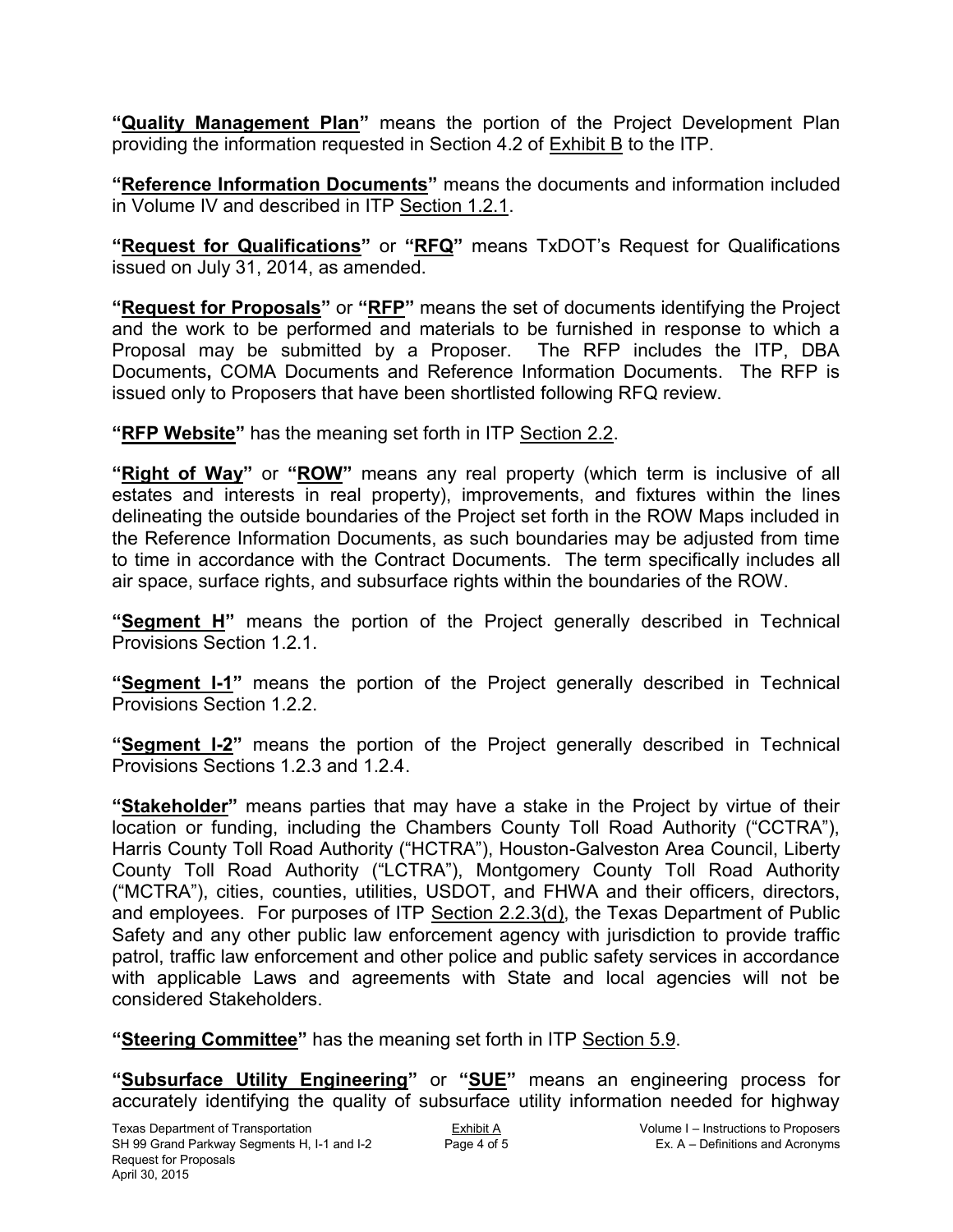**"Quality Management Plan"** means the portion of the Project Development Plan providing the information requested in Section 4.2 of Exhibit B to the ITP.

**"Reference Information Documents"** means the documents and information included in Volume IV and described in ITP Section 1.2.1.

**"Request for Qualifications"** or **"RFQ"** means TxDOT's Request for Qualifications issued on July 31, 2014, as amended.

**"Request for Proposals"** or **"RFP"** means the set of documents identifying the Project and the work to be performed and materials to be furnished in response to which a Proposal may be submitted by a Proposer. The RFP includes the ITP, DBA Documents**,** COMA Documents and Reference Information Documents. The RFP is issued only to Proposers that have been shortlisted following RFQ review.

**"RFP Website"** has the meaning set forth in ITP Section 2.2.

**"Right of Way"** or **"ROW"** means any real property (which term is inclusive of all estates and interests in real property), improvements, and fixtures within the lines delineating the outside boundaries of the Project set forth in the ROW Maps included in the Reference Information Documents, as such boundaries may be adjusted from time to time in accordance with the Contract Documents. The term specifically includes all air space, surface rights, and subsurface rights within the boundaries of the ROW.

**"Segment H"** means the portion of the Project generally described in Technical Provisions Section 1.2.1.

**"Segment I-1"** means the portion of the Project generally described in Technical Provisions Section 1.2.2.

**"Segment I-2"** means the portion of the Project generally described in Technical Provisions Sections 1.2.3 and 1.2.4.

**"Stakeholder"** means parties that may have a stake in the Project by virtue of their location or funding, including the Chambers County Toll Road Authority ("CCTRA"), Harris County Toll Road Authority ("HCTRA"), Houston-Galveston Area Council, Liberty County Toll Road Authority ("LCTRA"), Montgomery County Toll Road Authority ("MCTRA"), cities, counties, utilities, USDOT, and FHWA and their officers, directors, and employees. For purposes of ITP Section 2.2.3(d), the Texas Department of Public Safety and any other public law enforcement agency with jurisdiction to provide traffic patrol, traffic law enforcement and other police and public safety services in accordance with applicable Laws and agreements with State and local agencies will not be considered Stakeholders.

**"Steering Committee"** has the meaning set forth in ITP Section 5.9.

**"Subsurface Utility Engineering"** or **"SUE"** means an engineering process for accurately identifying the quality of subsurface utility information needed for highway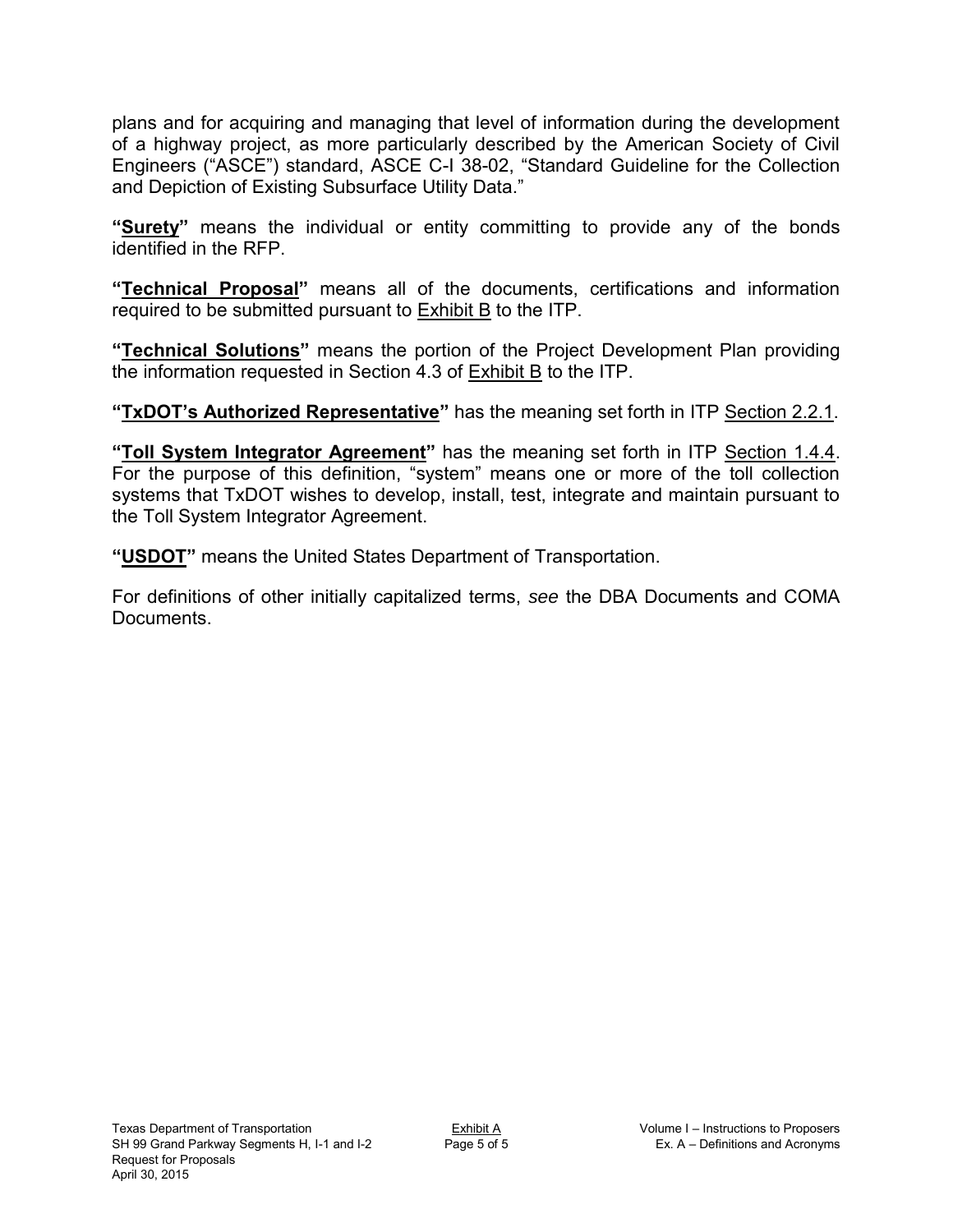plans and for acquiring and managing that level of information during the development of a highway project, as more particularly described by the American Society of Civil Engineers ("ASCE") standard, ASCE C-I 38-02, "Standard Guideline for the Collection and Depiction of Existing Subsurface Utility Data."

**"Surety"** means the individual or entity committing to provide any of the bonds identified in the RFP.

**"Technical Proposal"** means all of the documents, certifications and information required to be submitted pursuant to Exhibit B to the ITP.

**"Technical Solutions"** means the portion of the Project Development Plan providing the information requested in Section 4.3 of Exhibit B to the ITP.

**"TxDOT's Authorized Representative"** has the meaning set forth in ITP Section 2.2.1.

**"Toll System Integrator Agreement"** has the meaning set forth in ITP Section 1.4.4. For the purpose of this definition, "system" means one or more of the toll collection systems that TxDOT wishes to develop, install, test, integrate and maintain pursuant to the Toll System Integrator Agreement.

**"USDOT"** means the United States Department of Transportation.

For definitions of other initially capitalized terms, *see* the DBA Documents and COMA Documents.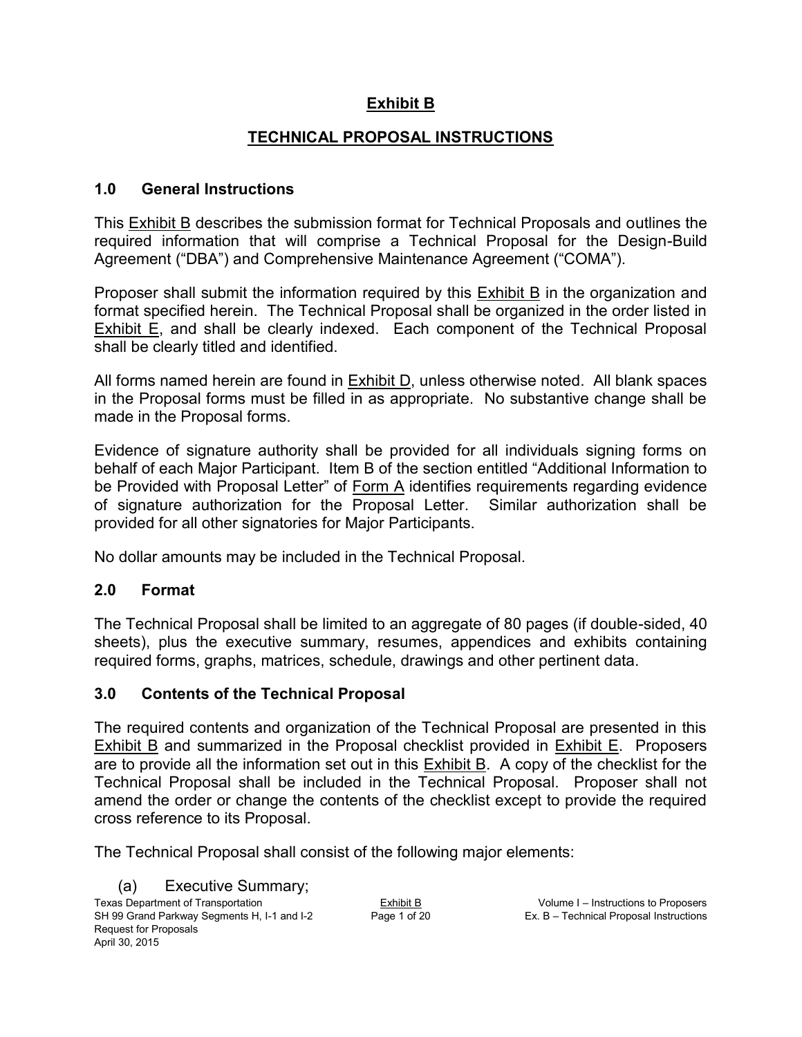# Exhibit B

## TECHNICAL PROPOSAL INSTRUCTIONS

### 1.0 General Instructions

This Exhibit B describes the submission format for Technical Proposals and outlines the required information that will comprise a Technical Proposal for the Design-Build Agreement ("DBA") and Comprehensive Maintenance Agreement ("COMA").

Proposer shall submit the information required by this Exhibit B in the organization and format specified herein. The Technical Proposal shall be organized in the order listed in Exhibit E, and shall be clearly indexed. Each component of the Technical Proposal shall be clearly titled and identified.

All forms named herein are found in Exhibit D, unless otherwise noted. All blank spaces in the Proposal forms must be filled in as appropriate. No substantive change shall be made in the Proposal forms.

Evidence of signature authority shall be provided for all individuals signing forms on behalf of each Major Participant. Item B of the section entitled "Additional Information to be Provided with Proposal Letter" of Form A identifies requirements regarding evidence of signature authorization for the Proposal Letter. Similar authorization shall be provided for all other signatories for Major Participants.

No dollar amounts may be included in the Technical Proposal.

### 2.0 Format

The Technical Proposal shall be limited to an aggregate of 80 pages (if double-sided, 40 sheets), plus the executive summary, resumes, appendices and exhibits containing required forms, graphs, matrices, schedule, drawings and other pertinent data.

### 3.0 Contents of the Technical Proposal

The required contents and organization of the Technical Proposal are presented in this Exhibit B and summarized in the Proposal checklist provided in Exhibit E. Proposers are to provide all the information set out in this Exhibit B. A copy of the checklist for the Technical Proposal shall be included in the Technical Proposal. Proposer shall not amend the order or change the contents of the checklist except to provide the required cross reference to its Proposal.

The Technical Proposal shall consist of the following major elements:

(a) Executive Summary;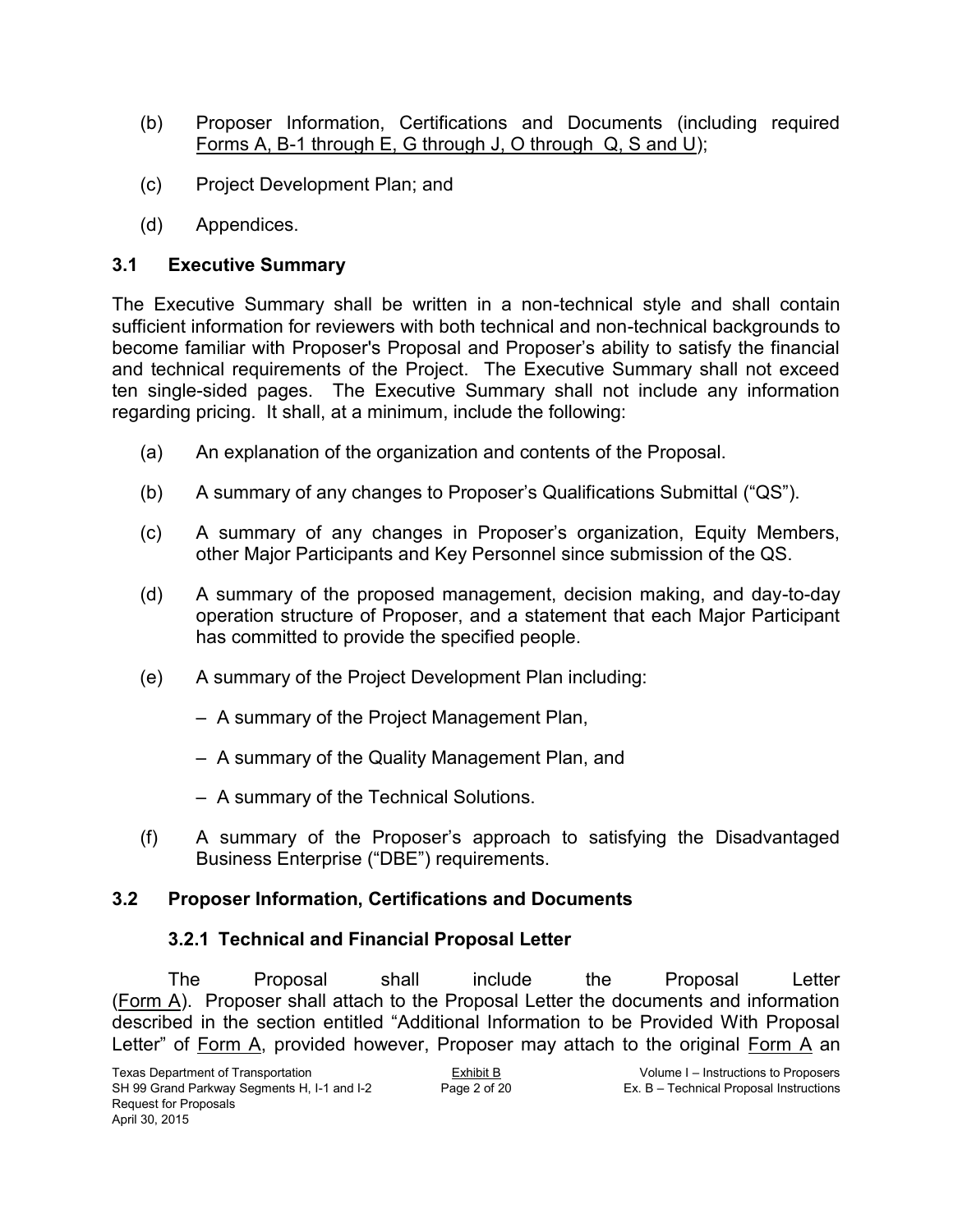(b) Proposer Information, Certifications and Documents (including required Forms A, B-1 through E, G through J, O through Q, S and U);

(c) Project Development Plan; and

(d) Appendices.

## 3.1 Executive Summary

The Executive Summary shall be written in a non-technical style and shall contain sufficient information for reviewers with both technical and non-technical backgrounds to become familiar with Proposer's Proposal and Proposer's ability to satisfy the financial and technical requirements of the Project. The Executive Summary shall not exceed ten single-sided pages. The Executive Summary shall not include any information regarding pricing. It shall, at a minimum, include the following:

(a) An explanation of the organization and contents of the Proposal.

(b) A summary of any changes to Proposer's Qualifications Submittal ("QS").

(c) A summary of any changes in Proposer's organization, Equity Members, other Major Participants and Key Personnel since submission of the QS.

(d) A summary of the proposed management, decision making, and day-to-day operation structure of Proposer, and a statement that each Major Participant has committed to provide the specified people.

(e) A summary of the Project Development Plan including:

- A summary of the Project Management Plan,
- A summary of the Quality Management Plan, and
- A summary of the Technical Solutions.

(f) A summary of the Proposer's approach to satisfying the Disadvantaged Business Enterprise ("DBE") requirements.

## 3.2 Proposer Information, Certifications and Documents

### 3.2.1 Technical and Financial Proposal Letter

The Proposal shall include the Proposal Letter (Form A). Proposer shall attach to the Proposal Letter the documents and information described in the section entitled "Additional Information to be Provided With Proposal Letter" of Form A, provided however, Proposer may attach to the original Form A an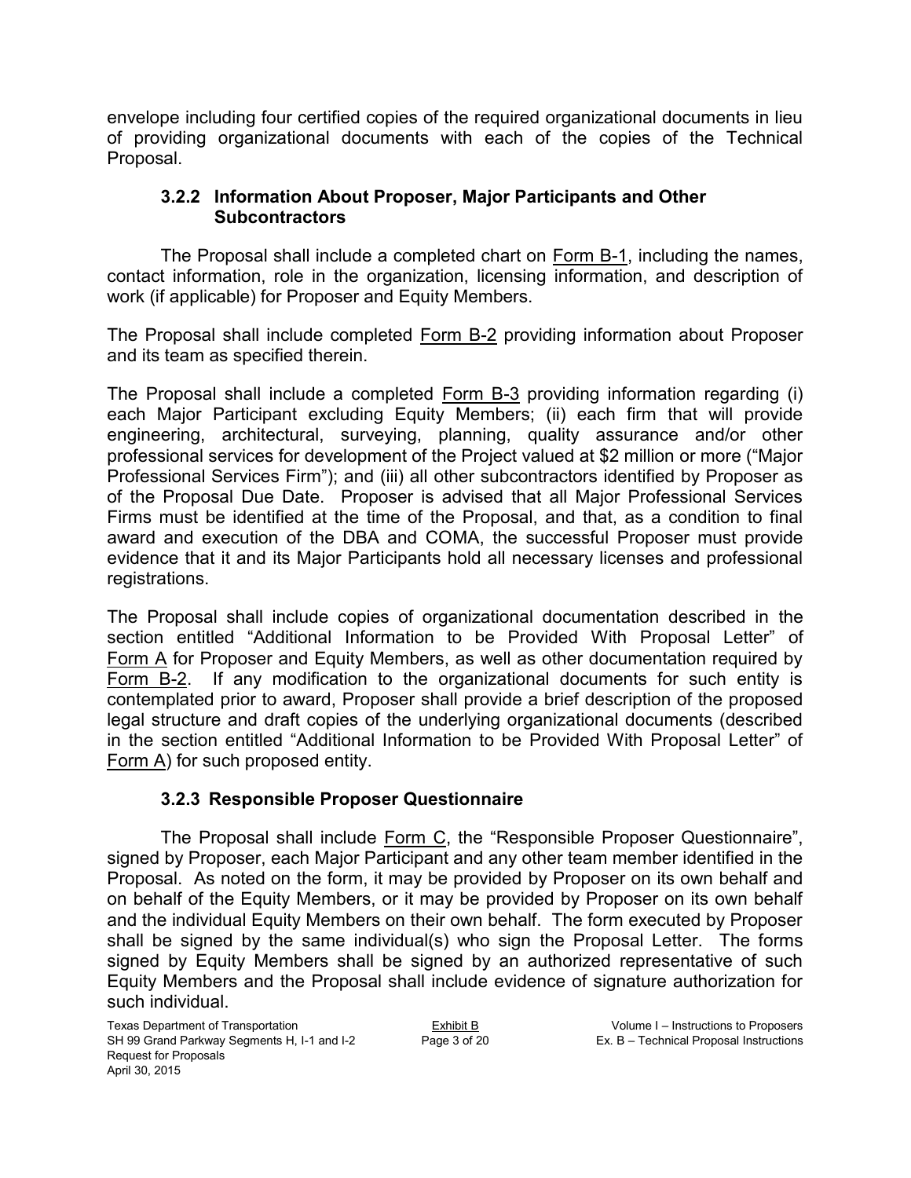envelope including four certified copies of the required organizational documents in lieu of providing organizational documents with each of the copies of the Technical Proposal.

### 3.2.2 Information About Proposer, Major Participants and Other Subcontractors

The Proposal shall include a completed chart on Form B-1, including the names, contact information, role in the organization, licensing information, and description of work (if applicable) for Proposer and Equity Members.

The Proposal shall include completed Form B-2 providing information about Proposer and its team as specified therein.

The Proposal shall include a completed Form B-3 providing information regarding (i) each Major Participant excluding Equity Members; (ii) each firm that will provide engineering, architectural, surveying, planning, quality assurance and/or other professional services for development of the Project valued at $2 million or more ("Major Professional Services Firm"); and (iii) all other subcontractors identified by Proposer as of the Proposal Due Date. Proposer is advised that all Major Professional Services Firms must be identified at the time of the Proposal, and that, as a condition to final award and execution of the DBA and COMA, the successful Proposer must provide evidence that it and its Major Participants hold all necessary licenses and professional registrations.

The Proposal shall include copies of organizational documentation described in the section entitled "Additional Information to be Provided With Proposal Letter" of Form A for Proposer and Equity Members, as well as other documentation required by Form B-2. If any modification to the organizational documents for such entity is contemplated prior to award, Proposer shall provide a brief description of the proposed legal structure and draft copies of the underlying organizational documents (described in the section entitled "Additional Information to be Provided With Proposal Letter" of Form A) for such proposed entity.

### 3.2.3 Responsible Proposer Questionnaire

The Proposal shall include Form C, the "Responsible Proposer Questionnaire", signed by Proposer, each Major Participant and any other team member identified in the Proposal. As noted on the form, it may be provided by Proposer on its own behalf and on behalf of the Equity Members, or it may be provided by Proposer on its own behalf and the individual Equity Members on their own behalf. The form executed by Proposer shall be signed by the same individual(s) who sign the Proposal Letter. The forms signed by Equity Members shall be signed by an authorized representative of such Equity Members and the Proposal shall include evidence of signature authorization for such individual.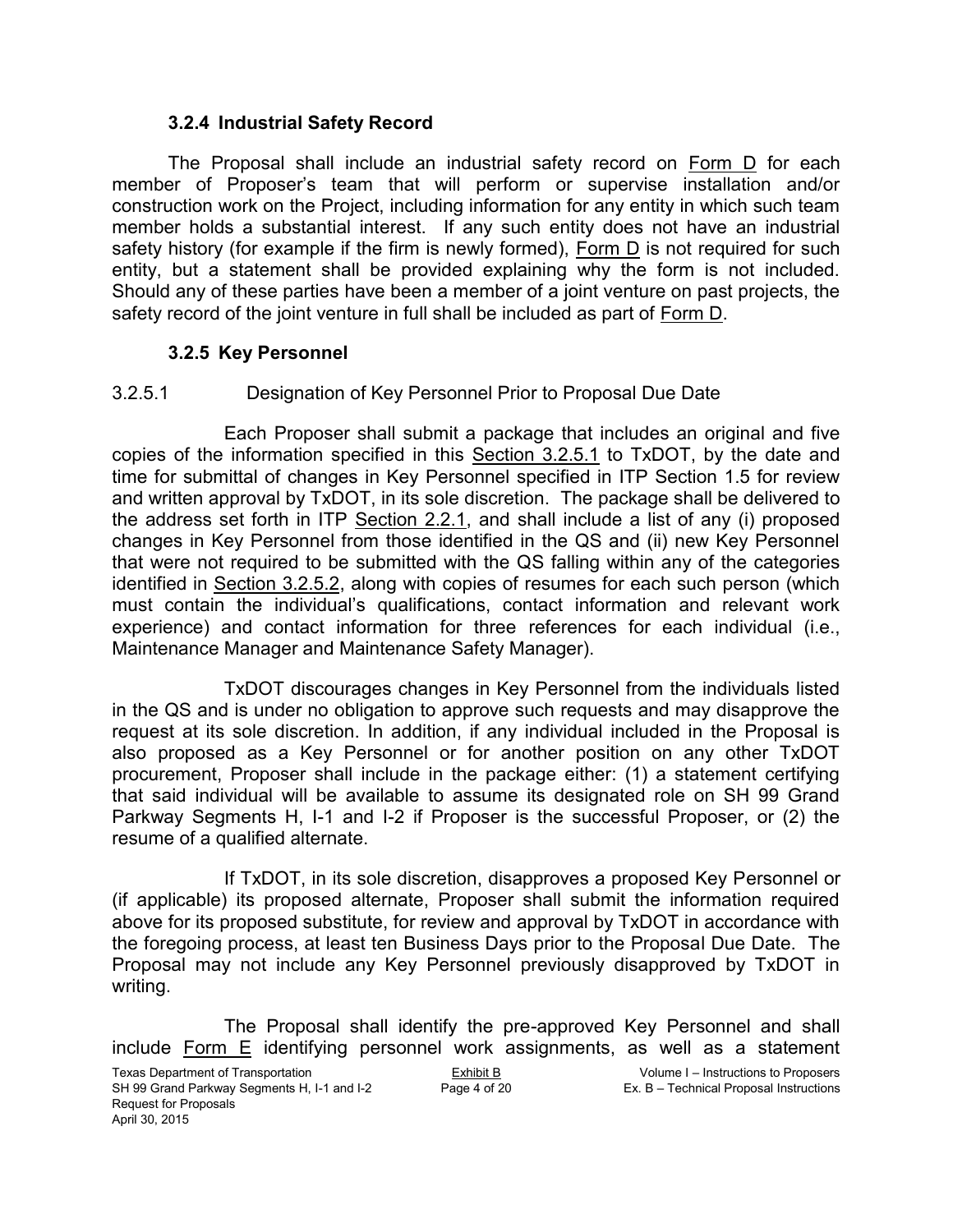### 3.2.4 Industrial Safety Record

The Proposal shall include an industrial safety record on Form D for each member of Proposer's team that will perform or supervise installation and/or construction work on the Project, including information for any entity in which such team member holds a substantial interest. If any such entity does not have an industrial safety history (for example if the firm is newly formed), Form D is not required for such entity, but a statement shall be provided explaining why the form is not included. Should any of these parties have been a member of a joint venture on past projects, the safety record of the joint venture in full shall be included as part of Form D.

### 3.2.5 Key Personnel

3.2.5.1 Designation of Key Personnel Prior to Proposal Due Date

Each Proposer shall submit a package that includes an original and five copies of the information specified in this Section 3.2.5.1 to TxDOT, by the date and time for submittal of changes in Key Personnel specified in ITP Section 1.5 for review and written approval by TxDOT, in its sole discretion. The package shall be delivered to the address set forth in ITP Section 2.2.1, and shall include a list of any (i) proposed changes in Key Personnel from those identified in the QS and (ii) new Key Personnel that were not required to be submitted with the QS falling within any of the categories identified in Section 3.2.5.2, along with copies of resumes for each such person (which must contain the individual's qualifications, contact information and relevant work experience) and contact information for three references for each individual (i.e., Maintenance Manager and Maintenance Safety Manager).

TxDOT discourages changes in Key Personnel from the individuals listed in the QS and is under no obligation to approve such requests and may disapprove the request at its sole discretion. In addition, if any individual included in the Proposal is also proposed as a Key Personnel or for another position on any other TxDOT procurement, Proposer shall include in the package either: (1) a statement certifying that said individual will be available to assume its designated role on SH 99 Grand Parkway Segments H, I-1 and I-2 if Proposer is the successful Proposer, or (2) the resume of a qualified alternate.

If TxDOT, in its sole discretion, disapproves a proposed Key Personnel or (if applicable) its proposed alternate, Proposer shall submit the information required above for its proposed substitute, for review and approval by TxDOT in accordance with the foregoing process, at least ten Business Days prior to the Proposal Due Date. The Proposal may not include any Key Personnel previously disapproved by TxDOT in writing.

The Proposal shall identify the pre-approved Key Personnel and shall include Form E identifying personnel work assignments, as well as a statement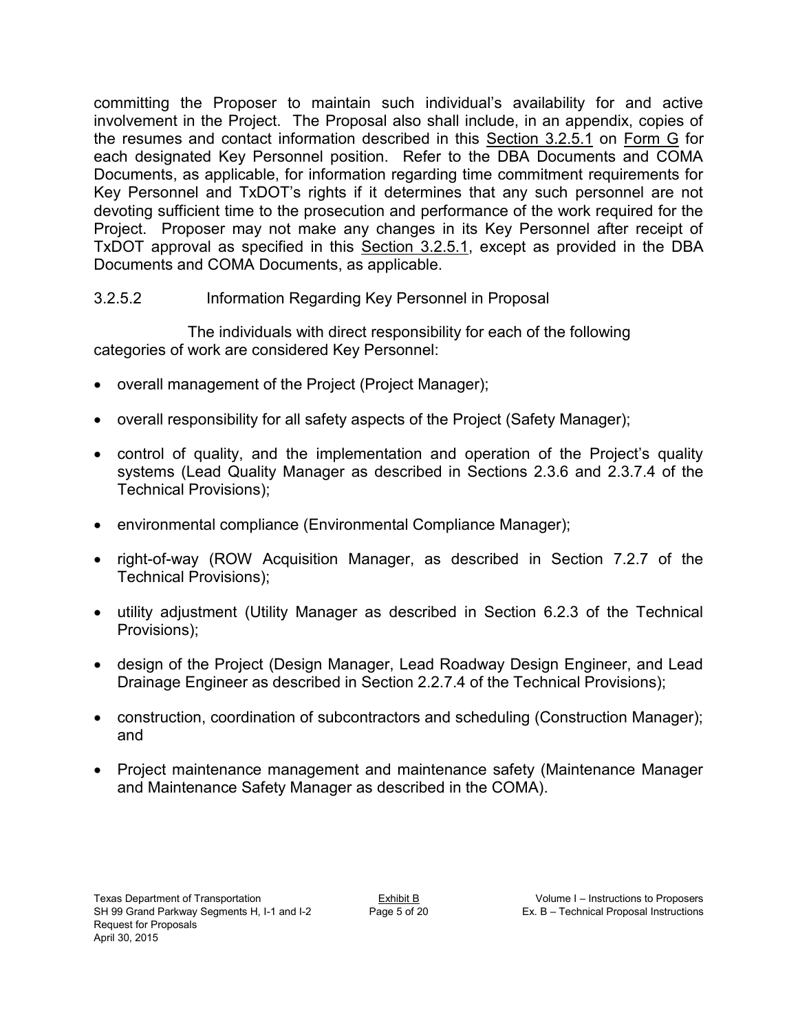committing the Proposer to maintain such individual's availability for and active involvement in the Project. The Proposal also shall include, in an appendix, copies of the resumes and contact information described in this Section 3.2.5.1 on Form G for each designated Key Personnel position. Refer to the DBA Documents and COMA Documents, as applicable, for information regarding time commitment requirements for Key Personnel and TxDOT's rights if it determines that any such personnel are not devoting sufficient time to the prosecution and performance of the work required for the Project. Proposer may not make any changes in its Key Personnel after receipt of TxDOT approval as specified in this Section 3.2.5.1, except as provided in the DBA Documents and COMA Documents, as applicable.

#### 3.2.5.2 Information Regarding Key Personnel in Proposal

The individuals with direct responsibility for each of the following categories of work are considered Key Personnel:

- overall management of the Project (Project Manager);
- overall responsibility for all safety aspects of the Project (Safety Manager);
- control of quality, and the implementation and operation of the Project's quality systems (Lead Quality Manager as described in Sections 2.3.6 and 2.3.7.4 of the Technical Provisions);
- environmental compliance (Environmental Compliance Manager);
- right-of-way (ROW Acquisition Manager, as described in Section 7.2.7 of the Technical Provisions);
- utility adjustment (Utility Manager as described in Section 6.2.3 of the Technical Provisions);
- design of the Project (Design Manager, Lead Roadway Design Engineer, and Lead Drainage Engineer as described in Section 2.2.7.4 of the Technical Provisions);
- construction, coordination of subcontractors and scheduling (Construction Manager); and
- Project maintenance management and maintenance safety (Maintenance Manager and Maintenance Safety Manager as described in the COMA).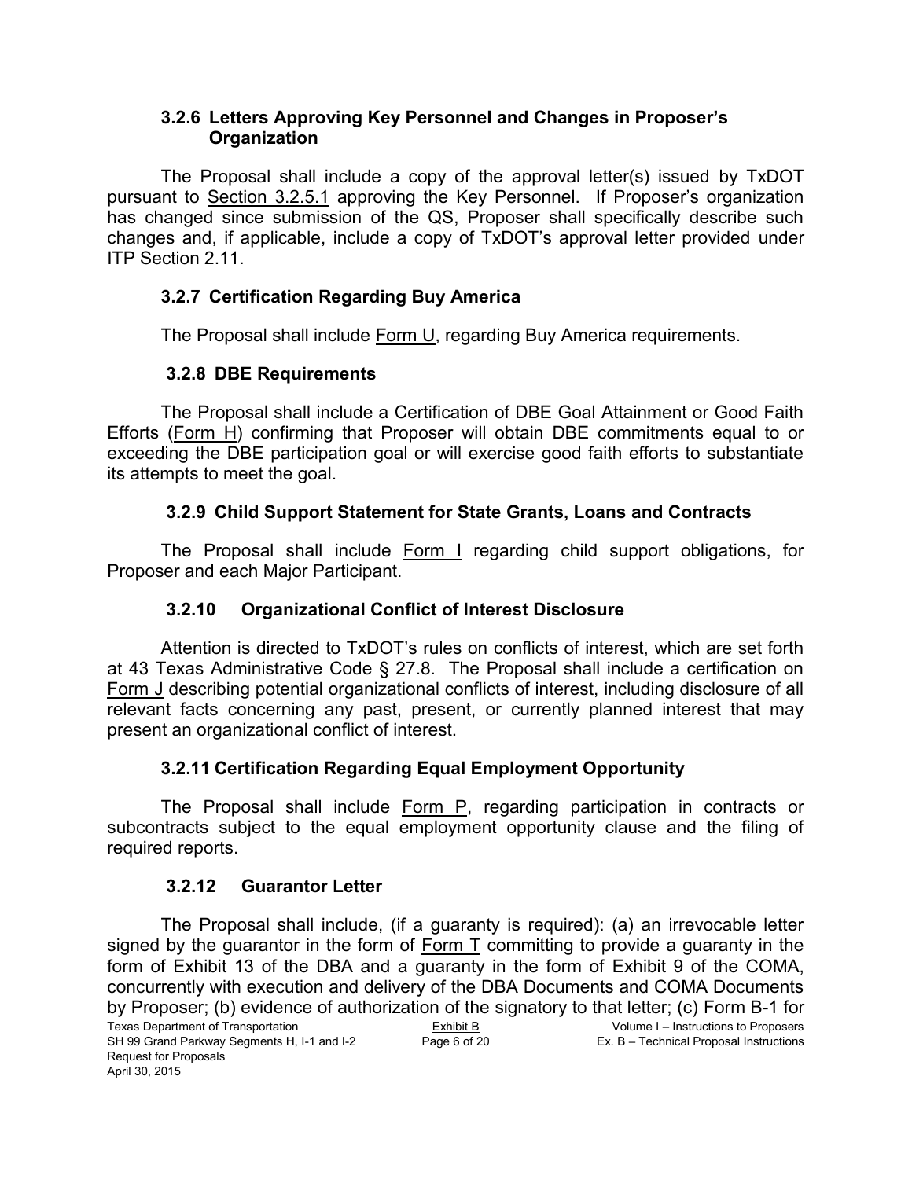### 3.2.6 Letters Approving Key Personnel and Changes in Proposer's Organization

The Proposal shall include a copy of the approval letter(s) issued by TxDOT pursuant to Section 3.2.5.1 approving the Key Personnel. If Proposer's organization has changed since submission of the QS, Proposer shall specifically describe such changes and, if applicable, include a copy of TxDOT's approval letter provided under ITP Section 2.11.

### 3.2.7 Certification Regarding Buy America

The Proposal shall include Form U, regarding Buy America requirements.

### 3.2.8 DBE Requirements

The Proposal shall include a Certification of DBE Goal Attainment or Good Faith Efforts (Form H) confirming that Proposer will obtain DBE commitments equal to or exceeding the DBE participation goal or will exercise good faith efforts to substantiate its attempts to meet the goal.

### 3.2.9 Child Support Statement for State Grants, Loans and Contracts

The Proposal shall include Form I regarding child support obligations, for Proposer and each Major Participant.

### 3.2.10 Organizational Conflict of Interest Disclosure

Attention is directed to TxDOT's rules on conflicts of interest, which are set forth at 43 Texas Administrative Code § 27.8. The Proposal shall include a certification on Form J describing potential organizational conflicts of interest, including disclosure of all relevant facts concerning any past, present, or currently planned interest that may present an organizational conflict of interest.

### 3.2.11 Certification Regarding Equal Employment Opportunity

The Proposal shall include Form P, regarding participation in contracts or subcontracts subject to the equal employment opportunity clause and the filing of required reports.

### 3.2.12 Guarantor Letter

The Proposal shall include, (if a guaranty is required): (a) an irrevocable letter signed by the guarantor in the form of Form T committing to provide a guaranty in the form of Exhibit 13 of the DBA and a guaranty in the form of Exhibit 9 of the COMA, concurrently with execution and delivery of the DBA Documents and COMA Documents by Proposer; (b) evidence of authorization of the signatory to that letter; (c) Form B-1 for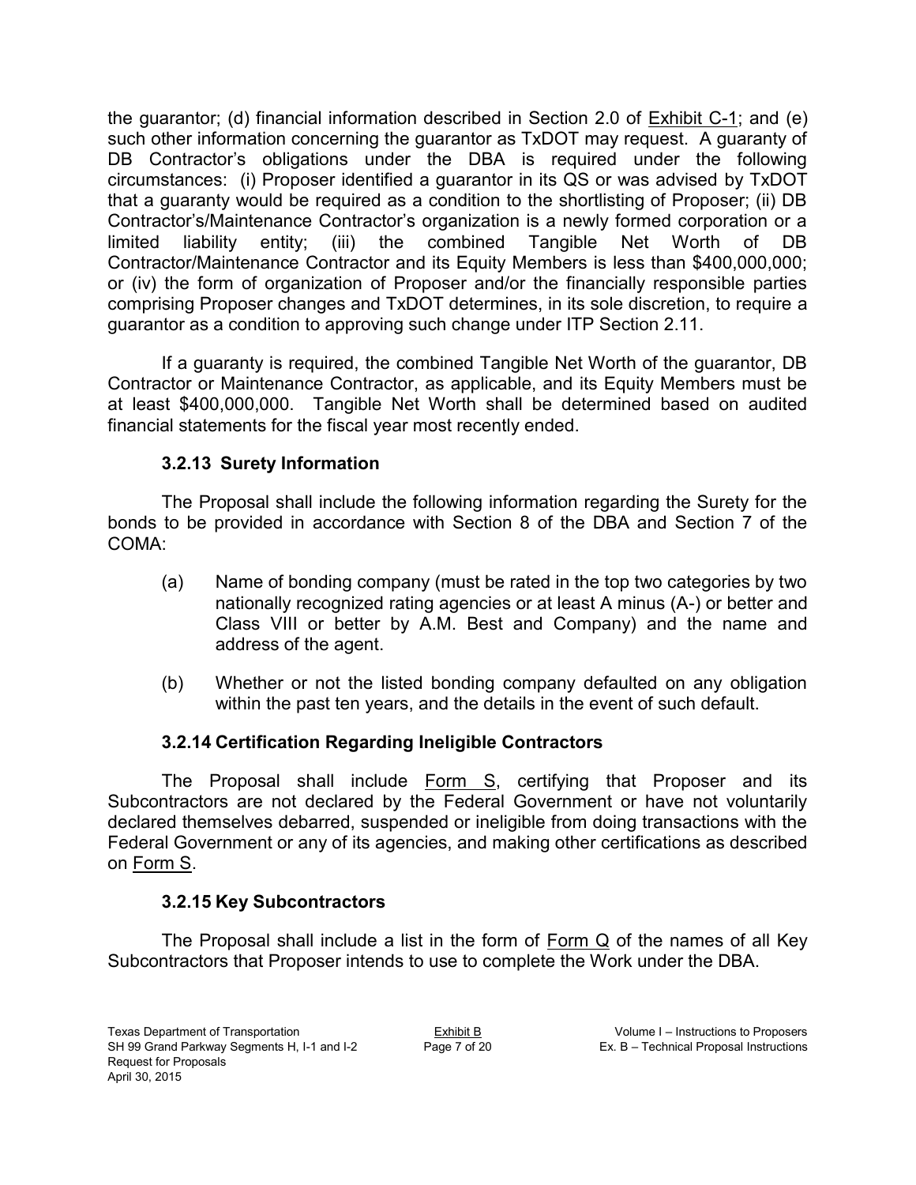the guarantor; (d) financial information described in Section 2.0 of Exhibit C-1; and (e) such other information concerning the guarantor as TxDOT may request. A guaranty of DB Contractor's obligations under the DBA is required under the following circumstances: (i) Proposer identified a guarantor in its QS or was advised by TxDOT that a guaranty would be required as a condition to the shortlisting of Proposer; (ii) DB Contractor's/Maintenance Contractor's organization is a newly formed corporation or a limited liability entity; (iii) the combined Tangible Net Worth of DB Contractor/Maintenance Contractor and its Equity Members is less than $400,000,000; or (iv) the form of organization of Proposer and/or the financially responsible parties comprising Proposer changes and TxDOT determines, in its sole discretion, to require a guarantor as a condition to approving such change under ITP Section 2.11.

If a guaranty is required, the combined Tangible Net Worth of the guarantor, DB Contractor or Maintenance Contractor, as applicable, and its Equity Members must be at least $400,000,000. Tangible Net Worth shall be determined based on audited financial statements for the fiscal year most recently ended.

### 3.2.13 Surety Information

The Proposal shall include the following information regarding the Surety for the bonds to be provided in accordance with Section 8 of the DBA and Section 7 of the COMA:

(a) Name of bonding company (must be rated in the top two categories by two nationally recognized rating agencies or at least A minus (A-) or better and Class VIII or better by A.M. Best and Company) and the name and address of the agent.

(b) Whether or not the listed bonding company defaulted on any obligation within the past ten years, and the details in the event of such default.

### 3.2.14 Certification Regarding Ineligible Contractors

The Proposal shall include Form S, certifying that Proposer and its Subcontractors are not declared by the Federal Government or have not voluntarily declared themselves debarred, suspended or ineligible from doing transactions with the Federal Government or any of its agencies, and making other certifications as described on Form S.

### 3.2.15 Key Subcontractors

The Proposal shall include a list in the form of Form Q of the names of all Key Subcontractors that Proposer intends to use to complete the Work under the DBA.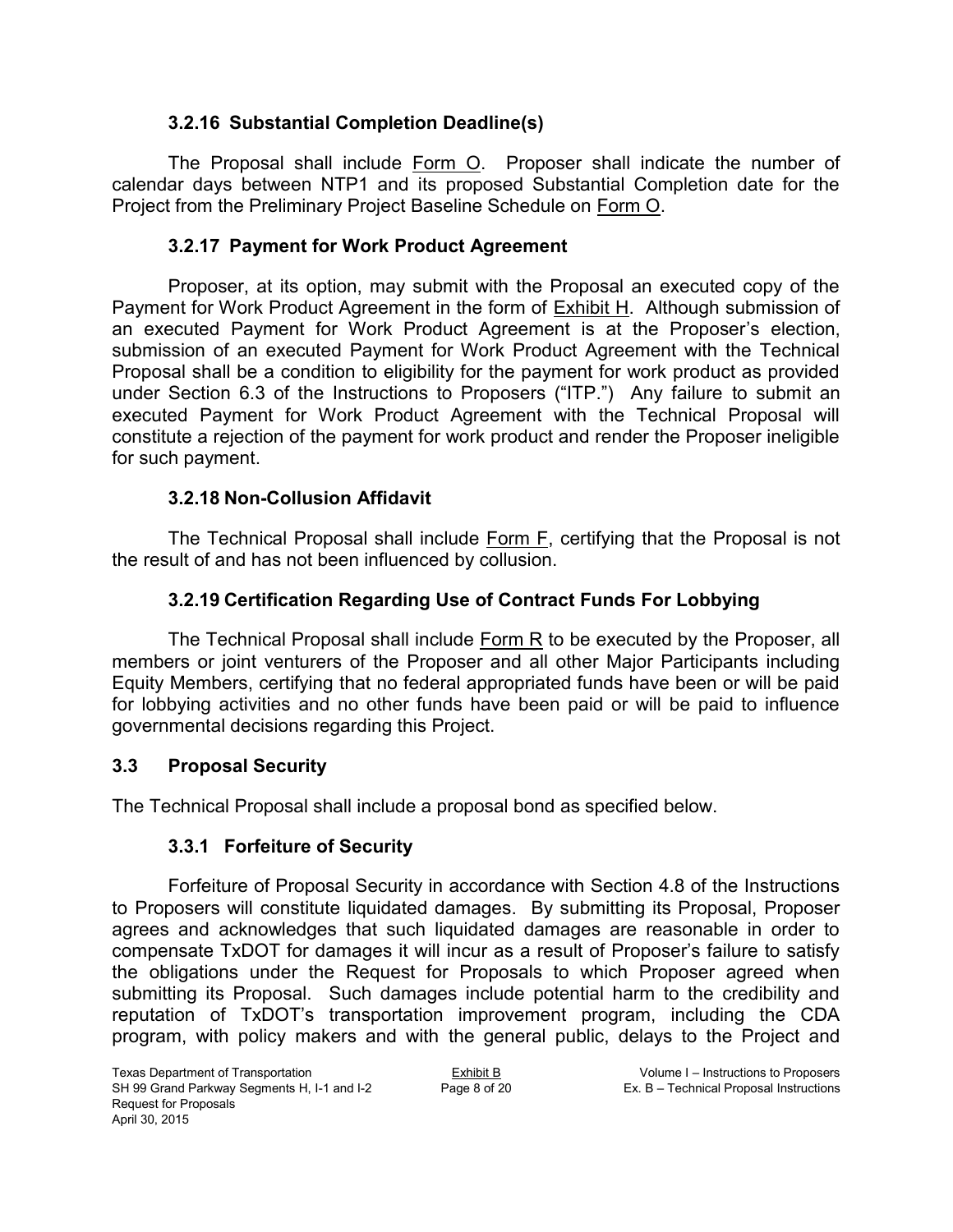### 3.2.16 Substantial Completion Deadline(s)

The Proposal shall include Form O. Proposer shall indicate the number of calendar days between NTP1 and its proposed Substantial Completion date for the Project from the Preliminary Project Baseline Schedule on Form O.

### 3.2.17 Payment for Work Product Agreement

Proposer, at its option, may submit with the Proposal an executed copy of the Payment for Work Product Agreement in the form of Exhibit H. Although submission of an executed Payment for Work Product Agreement is at the Proposer's election, submission of an executed Payment for Work Product Agreement with the Technical Proposal shall be a condition to eligibility for the payment for work product as provided under Section 6.3 of the Instructions to Proposers ("ITP.") Any failure to submit an executed Payment for Work Product Agreement with the Technical Proposal will constitute a rejection of the payment for work product and render the Proposer ineligible for such payment.

### 3.2.18 Non-Collusion Affidavit

The Technical Proposal shall include Form F, certifying that the Proposal is not the result of and has not been influenced by collusion.

### 3.2.19 Certification Regarding Use of Contract Funds For Lobbying

The Technical Proposal shall include Form R to be executed by the Proposer, all members or joint venturers of the Proposer and all other Major Participants including Equity Members, certifying that no federal appropriated funds have been or will be paid for lobbying activities and no other funds have been paid or will be paid to influence governmental decisions regarding this Project.

## 3.3 Proposal Security

The Technical Proposal shall include a proposal bond as specified below.

### 3.3.1 Forfeiture of Security

Forfeiture of Proposal Security in accordance with Section 4.8 of the Instructions to Proposers will constitute liquidated damages. By submitting its Proposal, Proposer agrees and acknowledges that such liquidated damages are reasonable in order to compensate TxDOT for damages it will incur as a result of Proposer's failure to satisfy the obligations under the Request for Proposals to which Proposer agreed when submitting its Proposal. Such damages include potential harm to the credibility and reputation of TxDOT's transportation improvement program, including the CDA program, with policy makers and with the general public, delays to the Project and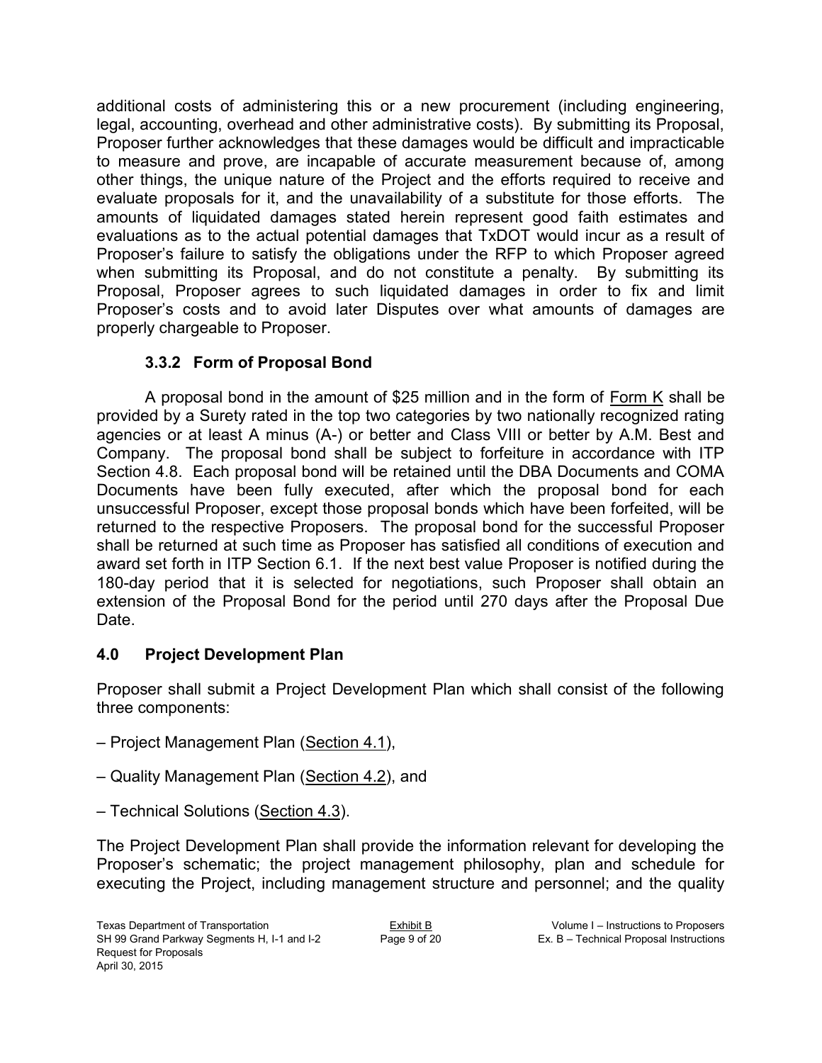additional costs of administering this or a new procurement (including engineering, legal, accounting, overhead and other administrative costs). By submitting its Proposal, Proposer further acknowledges that these damages would be difficult and impracticable to measure and prove, are incapable of accurate measurement because of, among other things, the unique nature of the Project and the efforts required to receive and evaluate proposals for it, and the unavailability of a substitute for those efforts. The amounts of liquidated damages stated herein represent good faith estimates and evaluations as to the actual potential damages that TxDOT would incur as a result of Proposer's failure to satisfy the obligations under the RFP to which Proposer agreed when submitting its Proposal, and do not constitute a penalty. By submitting its Proposal, Proposer agrees to such liquidated damages in order to fix and limit Proposer's costs and to avoid later Disputes over what amounts of damages are properly chargeable to Proposer.

### 3.3.2 Form of Proposal Bond

A proposal bond in the amount of $25 million and in the form of Form K shall be provided by a Surety rated in the top two categories by two nationally recognized rating agencies or at least A minus (A-) or better and Class VIII or better by A.M. Best and Company. The proposal bond shall be subject to forfeiture in accordance with ITP Section 4.8. Each proposal bond will be retained until the DBA Documents and COMA Documents have been fully executed, after which the proposal bond for each unsuccessful Proposer, except those proposal bonds which have been forfeited, will be returned to the respective Proposers. The proposal bond for the successful Proposer shall be returned at such time as Proposer has satisfied all conditions of execution and award set forth in ITP Section 6.1. If the next best value Proposer is notified during the 180-day period that it is selected for negotiations, such Proposer shall obtain an extension of the Proposal Bond for the period until 270 days after the Proposal Due Date.

## 4.0 Project Development Plan

Proposer shall submit a Project Development Plan which shall consist of the following three components:

– Project Management Plan (Section 4.1),

– Quality Management Plan (Section 4.2), and

– Technical Solutions (Section 4.3).

The Project Development Plan shall provide the information relevant for developing the Proposer's schematic; the project management philosophy, plan and schedule for executing the Project, including management structure and personnel; and the quality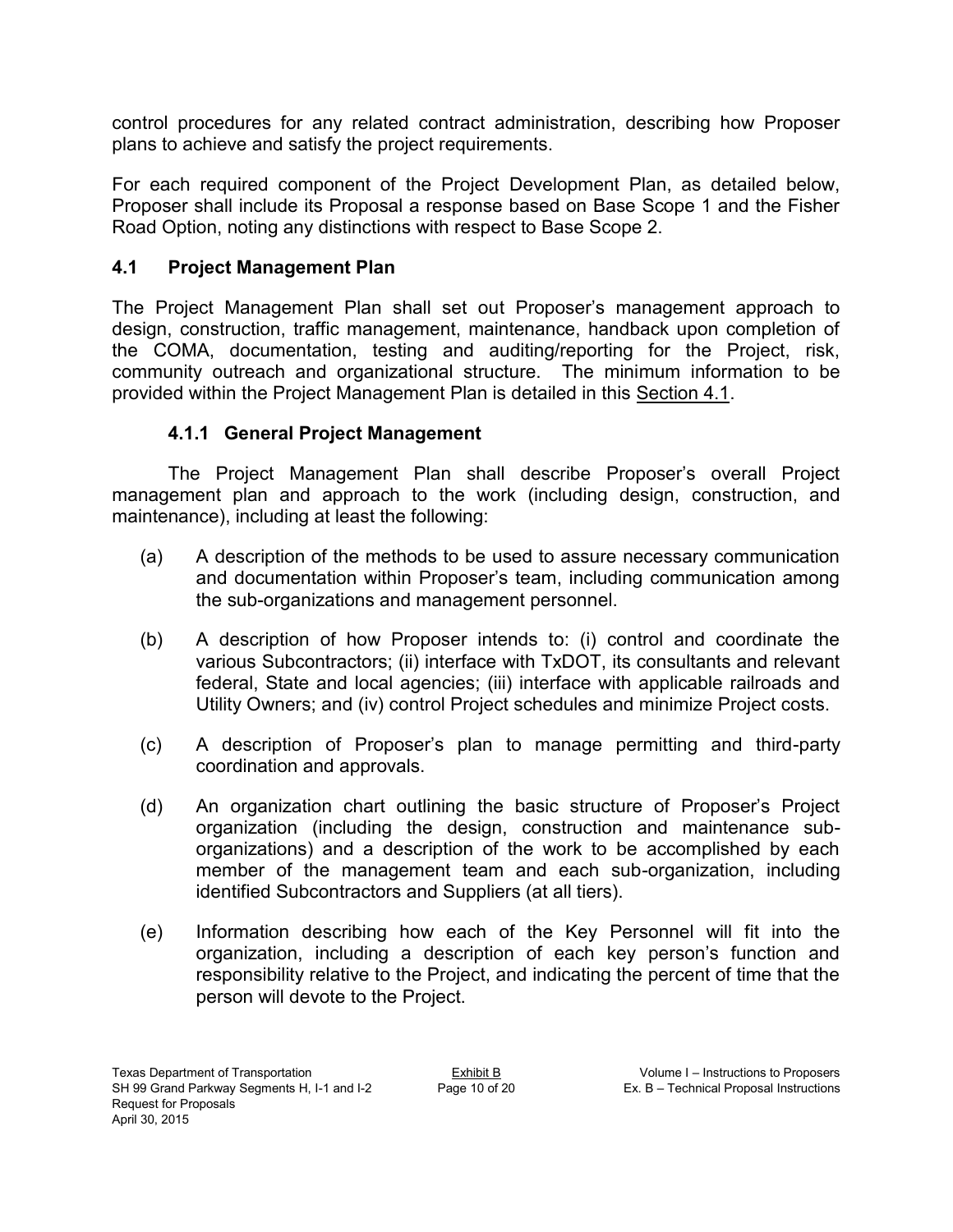control procedures for any related contract administration, describing how Proposer plans to achieve and satisfy the project requirements.

For each required component of the Project Development Plan, as detailed below, Proposer shall include its Proposal a response based on Base Scope 1 and the Fisher Road Option, noting any distinctions with respect to Base Scope 2.

## 4.1 Project Management Plan

The Project Management Plan shall set out Proposer's management approach to design, construction, traffic management, maintenance, handback upon completion of the COMA, documentation, testing and auditing/reporting for the Project, risk, community outreach and organizational structure. The minimum information to be provided within the Project Management Plan is detailed in this Section 4.1.

### 4.1.1 General Project Management

The Project Management Plan shall describe Proposer's overall Project management plan and approach to the work (including design, construction, and maintenance), including at least the following:

(a) A description of the methods to be used to assure necessary communication and documentation within Proposer's team, including communication among the sub-organizations and management personnel.

(b) A description of how Proposer intends to: (i) control and coordinate the various Subcontractors; (ii) interface with TxDOT, its consultants and relevant federal, State and local agencies; (iii) interface with applicable railroads and Utility Owners; and (iv) control Project schedules and minimize Project costs.

(c) A description of Proposer's plan to manage permitting and third-party coordination and approvals.

(d) An organization chart outlining the basic structure of Proposer's Project organization (including the design, construction and maintenance sub-organizations) and a description of the work to be accomplished by each member of the management team and each sub-organization, including identified Subcontractors and Suppliers (at all tiers).

(e) Information describing how each of the Key Personnel will fit into the organization, including a description of each key person's function and responsibility relative to the Project, and indicating the percent of time that the person will devote to the Project.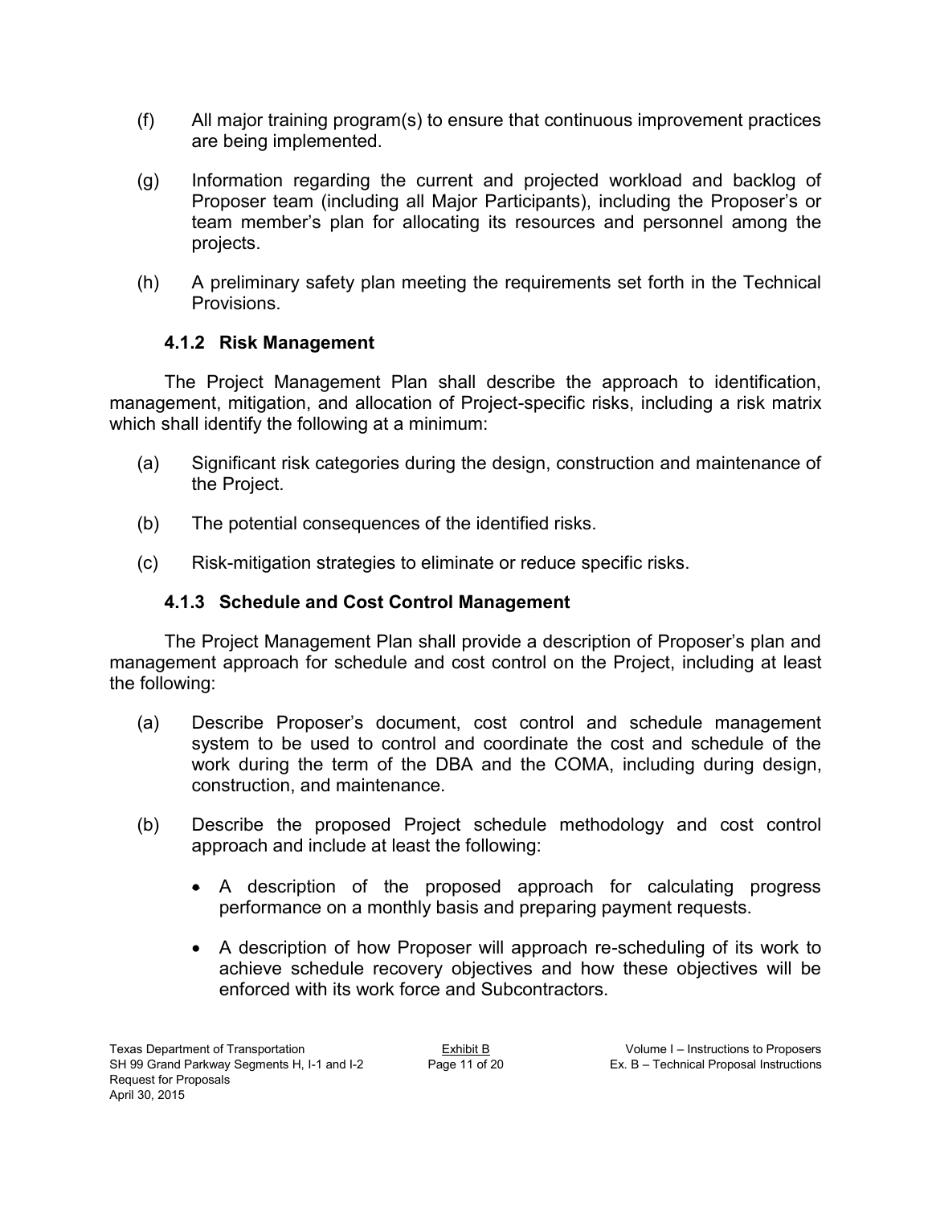(f) All major training program(s) to ensure that continuous improvement practices are being implemented.

(g) Information regarding the current and projected workload and backlog of Proposer team (including all Major Participants), including the Proposer's or team member's plan for allocating its resources and personnel among the projects.

(h) A preliminary safety plan meeting the requirements set forth in the Technical Provisions.

### 4.1.2 Risk Management

The Project Management Plan shall describe the approach to identification, management, mitigation, and allocation of Project-specific risks, including a risk matrix which shall identify the following at a minimum:

(a) Significant risk categories during the design, construction and maintenance of the Project.

(b) The potential consequences of the identified risks.

(c) Risk-mitigation strategies to eliminate or reduce specific risks.

### 4.1.3 Schedule and Cost Control Management

The Project Management Plan shall provide a description of Proposer's plan and management approach for schedule and cost control on the Project, including at least the following:

(a) Describe Proposer's document, cost control and schedule management system to be used to control and coordinate the cost and schedule of the work during the term of the DBA and the COMA, including during design, construction, and maintenance.

(b) Describe the proposed Project schedule methodology and cost control approach and include at least the following:

- A description of the proposed approach for calculating progress performance on a monthly basis and preparing payment requests.
- A description of how Proposer will approach re-scheduling of its work to achieve schedule recovery objectives and how these objectives will be enforced with its work force and Subcontractors.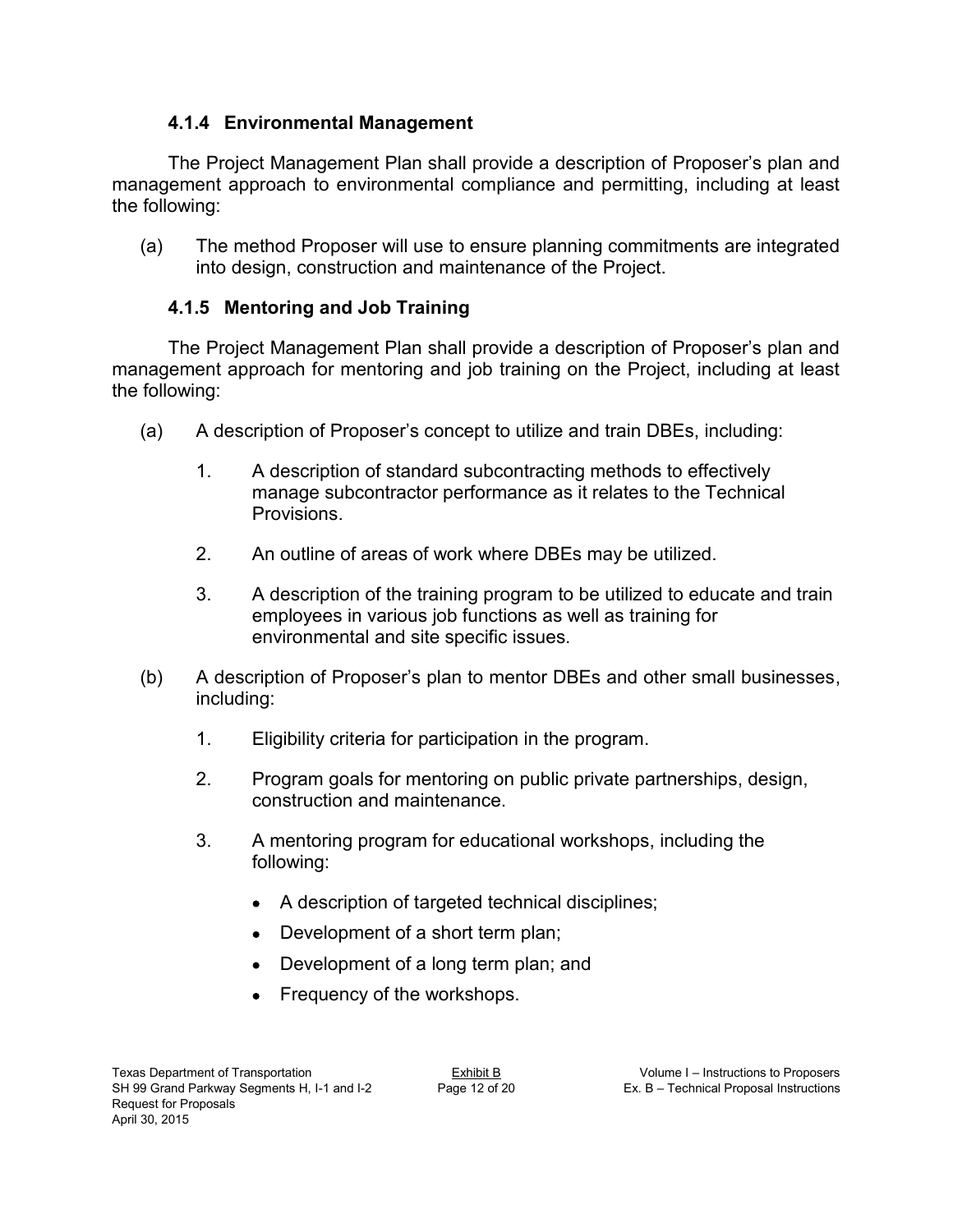### 4.1.4 Environmental Management

The Project Management Plan shall provide a description of Proposer's plan and management approach to environmental compliance and permitting, including at least the following:

(a) The method Proposer will use to ensure planning commitments are integrated into design, construction and maintenance of the Project.

### 4.1.5 Mentoring and Job Training

The Project Management Plan shall provide a description of Proposer's plan and management approach for mentoring and job training on the Project, including at least the following:

(a) A description of Proposer's concept to utilize and train DBEs, including:

1. A description of standard subcontracting methods to effectively manage subcontractor performance as it relates to the Technical Provisions.

2. An outline of areas of work where DBEs may be utilized.

3. A description of the training program to be utilized to educate and train employees in various job functions as well as training for environmental and site specific issues.

(b) A description of Proposer's plan to mentor DBEs and other small businesses, including:

1. Eligibility criteria for participation in the program.

2. Program goals for mentoring on public private partnerships, design, construction and maintenance.

3. A mentoring program for educational workshops, including the following:

   - A description of targeted technical disciplines;
   - Development of a short term plan;
   - Development of a long term plan; and
   - Frequency of the workshops.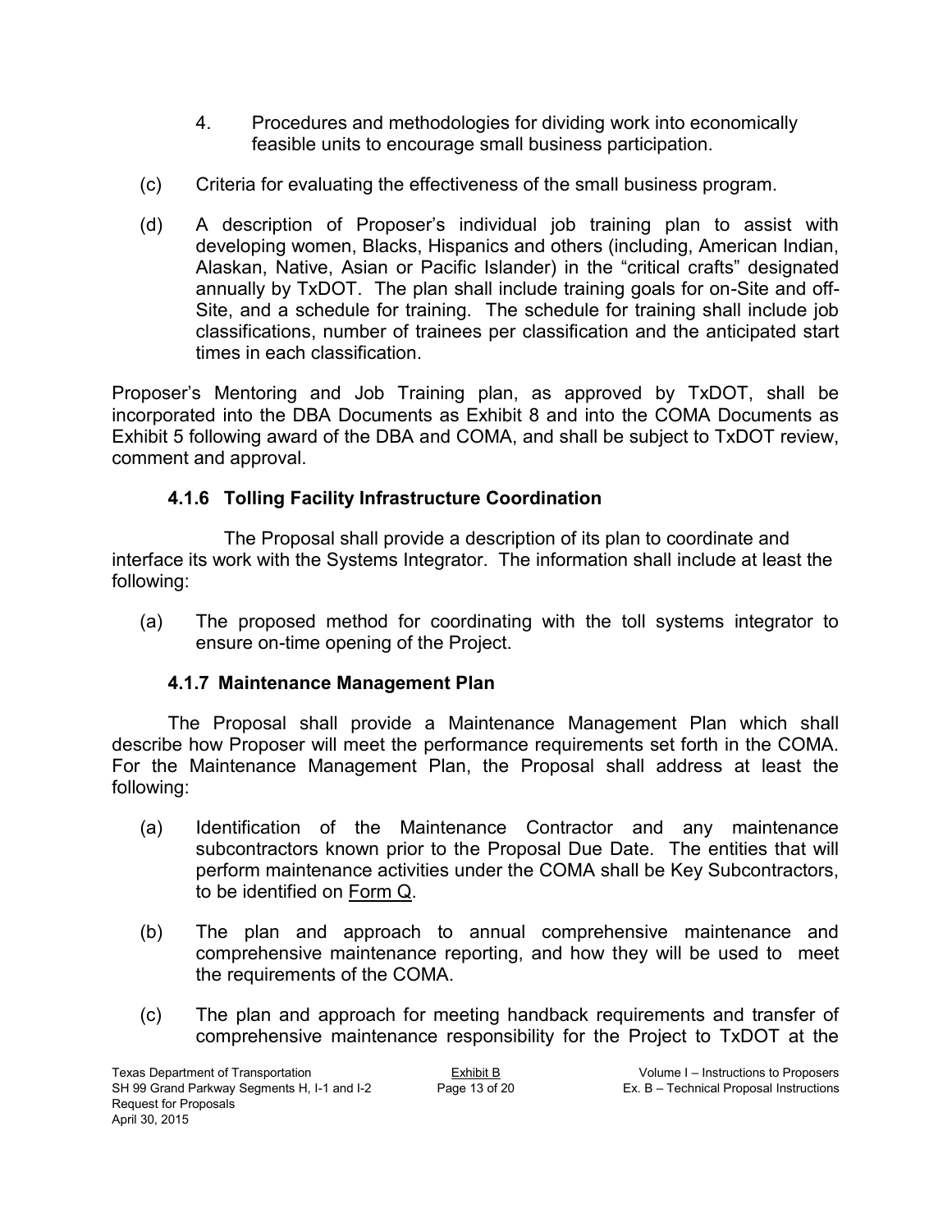4. Procedures and methodologies for dividing work into economically feasible units to encourage small business participation.

(c) Criteria for evaluating the effectiveness of the small business program.

(d) A description of Proposer's individual job training plan to assist with developing women, Blacks, Hispanics and others (including, American Indian, Alaskan, Native, Asian or Pacific Islander) in the "critical crafts" designated annually by TxDOT. The plan shall include training goals for on-Site and off-Site, and a schedule for training. The schedule for training shall include job classifications, number of trainees per classification and the anticipated start times in each classification.

Proposer's Mentoring and Job Training plan, as approved by TxDOT, shall be incorporated into the DBA Documents as Exhibit 8 and into the COMA Documents as Exhibit 5 following award of the DBA and COMA, and shall be subject to TxDOT review, comment and approval.

### 4.1.6 Tolling Facility Infrastructure Coordination

The Proposal shall provide a description of its plan to coordinate and interface its work with the Systems Integrator. The information shall include at least the following:

(a) The proposed method for coordinating with the toll systems integrator to ensure on-time opening of the Project.

### 4.1.7 Maintenance Management Plan

The Proposal shall provide a Maintenance Management Plan which shall describe how Proposer will meet the performance requirements set forth in the COMA. For the Maintenance Management Plan, the Proposal shall address at least the following:

(a) Identification of the Maintenance Contractor and any maintenance subcontractors known prior to the Proposal Due Date. The entities that will perform maintenance activities under the COMA shall be Key Subcontractors, to be identified on Form Q.

(b) The plan and approach to annual comprehensive maintenance and comprehensive maintenance reporting, and how they will be used to meet the requirements of the COMA.

(c) The plan and approach for meeting handback requirements and transfer of comprehensive maintenance responsibility for the Project to TxDOT at the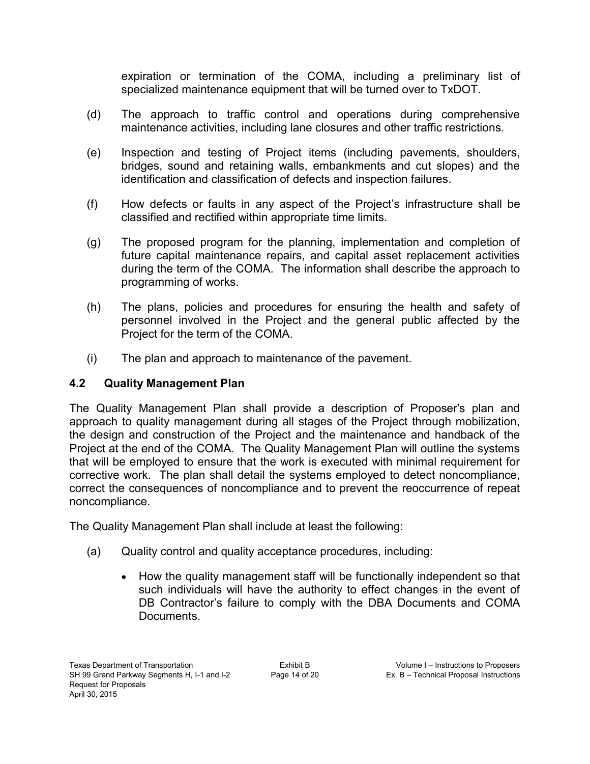expiration or termination of the COMA, including a preliminary list of specialized maintenance equipment that will be turned over to TxDOT.

(d) The approach to traffic control and operations during comprehensive maintenance activities, including lane closures and other traffic restrictions.

(e) Inspection and testing of Project items (including pavements, shoulders, bridges, sound and retaining walls, embankments and cut slopes) and the identification and classification of defects and inspection failures.

(f) How defects or faults in any aspect of the Project's infrastructure shall be classified and rectified within appropriate time limits.

(g) The proposed program for the planning, implementation and completion of future capital maintenance repairs, and capital asset replacement activities during the term of the COMA. The information shall describe the approach to programming of works.

(h) The plans, policies and procedures for ensuring the health and safety of personnel involved in the Project and the general public affected by the Project for the term of the COMA.

(i) The plan and approach to maintenance of the pavement.

### 4.2 Quality Management Plan

The Quality Management Plan shall provide a description of Proposer's plan and approach to quality management during all stages of the Project through mobilization, the design and construction of the Project and the maintenance and handback of the Project at the end of the COMA. The Quality Management Plan will outline the systems that will be employed to ensure that the work is executed with minimal requirement for corrective work. The plan shall detail the systems employed to detect noncompliance, correct the consequences of noncompliance and to prevent the reoccurrence of repeat noncompliance.

The Quality Management Plan shall include at least the following:

(a) Quality control and quality acceptance procedures, including:

- How the quality management staff will be functionally independent so that such individuals will have the authority to effect changes in the event of DB Contractor's failure to comply with the DBA Documents and COMA Documents.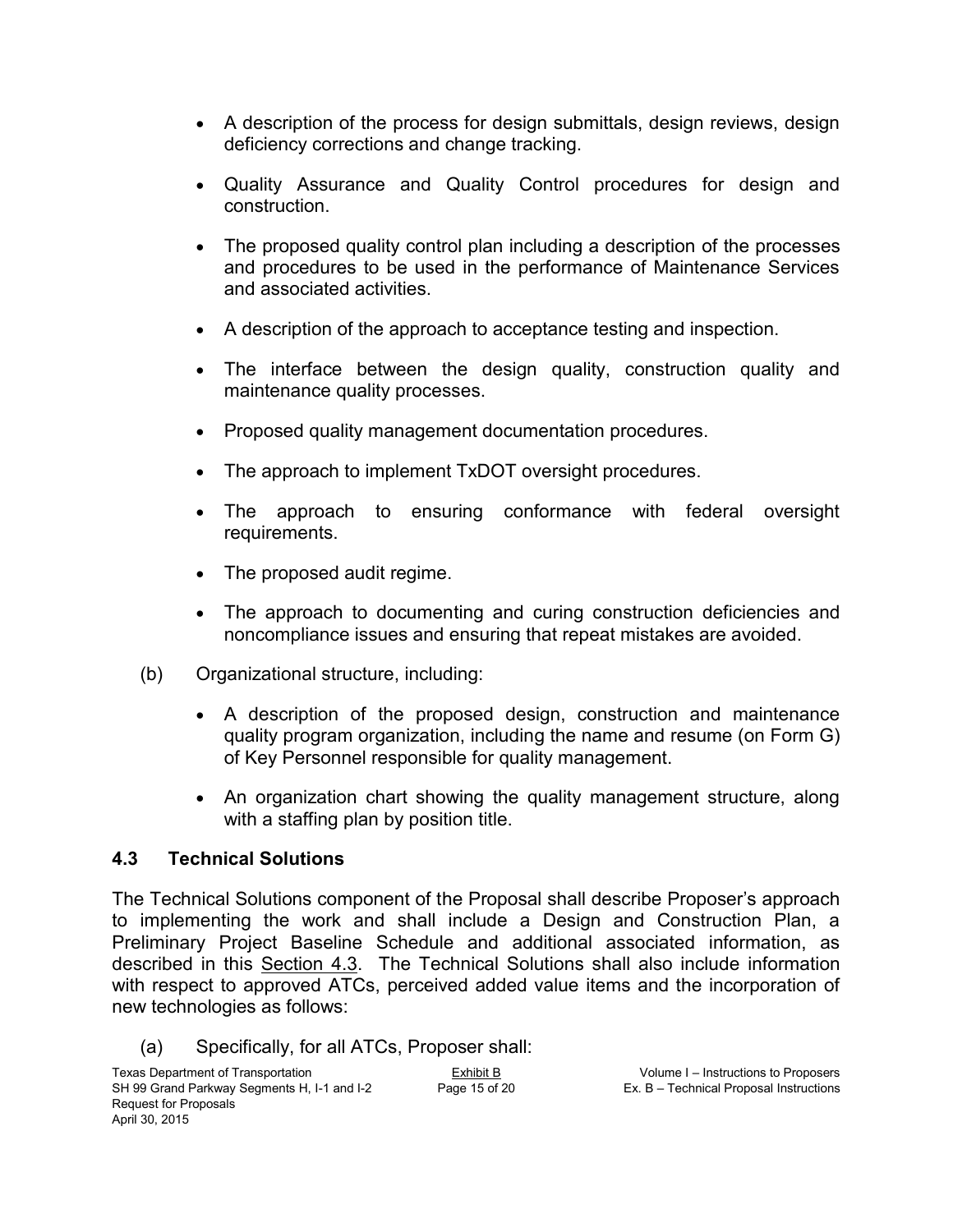- A description of the process for design submittals, design reviews, design deficiency corrections and change tracking.
- Quality Assurance and Quality Control procedures for design and construction.
- The proposed quality control plan including a description of the processes and procedures to be used in the performance of Maintenance Services and associated activities.
- A description of the approach to acceptance testing and inspection.
- The interface between the design quality, construction quality and maintenance quality processes.
- Proposed quality management documentation procedures.
- The approach to implement TxDOT oversight procedures.
- The approach to ensuring conformance with federal oversight requirements.
- The proposed audit regime.
- The approach to documenting and curing construction deficiencies and noncompliance issues and ensuring that repeat mistakes are avoided.

(b) Organizational structure, including:

- A description of the proposed design, construction and maintenance quality program organization, including the name and resume (on Form G) of Key Personnel responsible for quality management.
- An organization chart showing the quality management structure, along with a staffing plan by position title.

## 4.3 Technical Solutions

The Technical Solutions component of the Proposal shall describe Proposer's approach to implementing the work and shall include a Design and Construction Plan, a Preliminary Project Baseline Schedule and additional associated information, as described in this Section 4.3. The Technical Solutions shall also include information with respect to approved ATCs, perceived added value items and the incorporation of new technologies as follows:

(a) Specifically, for all ATCs, Proposer shall: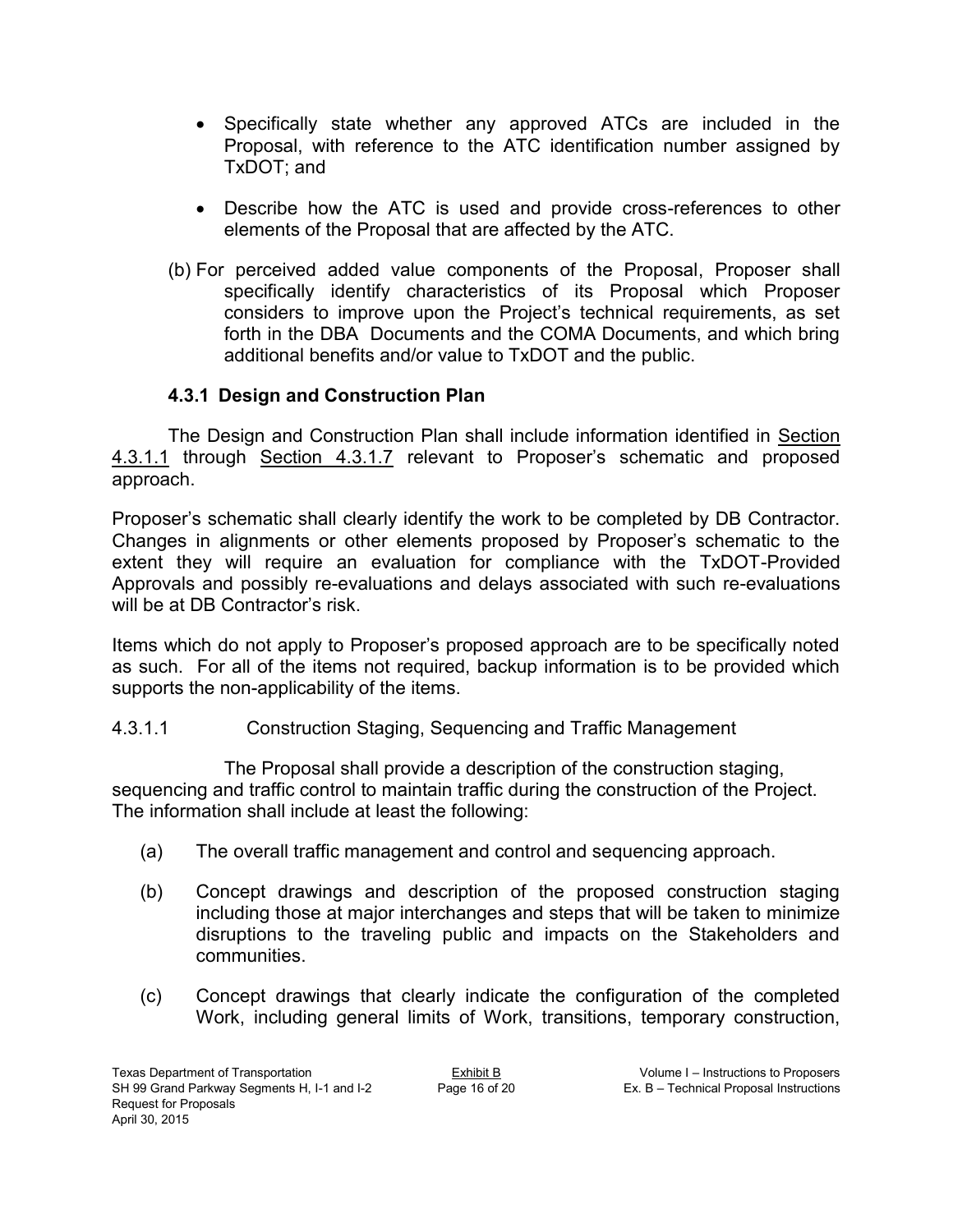- Specifically state whether any approved ATCs are included in the Proposal, with reference to the ATC identification number assigned by TxDOT; and

- Describe how the ATC is used and provide cross-references to other elements of the Proposal that are affected by the ATC.

(b) For perceived added value components of the Proposal, Proposer shall specifically identify characteristics of its Proposal which Proposer considers to improve upon the Project's technical requirements, as set forth in the DBA Documents and the COMA Documents, and which bring additional benefits and/or value to TxDOT and the public.

### 4.3.1 Design and Construction Plan

The Design and Construction Plan shall include information identified in Section 4.3.1.1 through Section 4.3.1.7 relevant to Proposer's schematic and proposed approach.

Proposer's schematic shall clearly identify the work to be completed by DB Contractor. Changes in alignments or other elements proposed by Proposer's schematic to the extent they will require an evaluation for compliance with the TxDOT-Provided Approvals and possibly re-evaluations and delays associated with such re-evaluations will be at DB Contractor's risk.

Items which do not apply to Proposer's proposed approach are to be specifically noted as such. For all of the items not required, backup information is to be provided which supports the non-applicability of the items.

4.3.1.1 Construction Staging, Sequencing and Traffic Management

The Proposal shall provide a description of the construction staging, sequencing and traffic control to maintain traffic during the construction of the Project. The information shall include at least the following:

(a) The overall traffic management and control and sequencing approach.

(b) Concept drawings and description of the proposed construction staging including those at major interchanges and steps that will be taken to minimize disruptions to the traveling public and impacts on the Stakeholders and communities.

(c) Concept drawings that clearly indicate the configuration of the completed Work, including general limits of Work, transitions, temporary construction,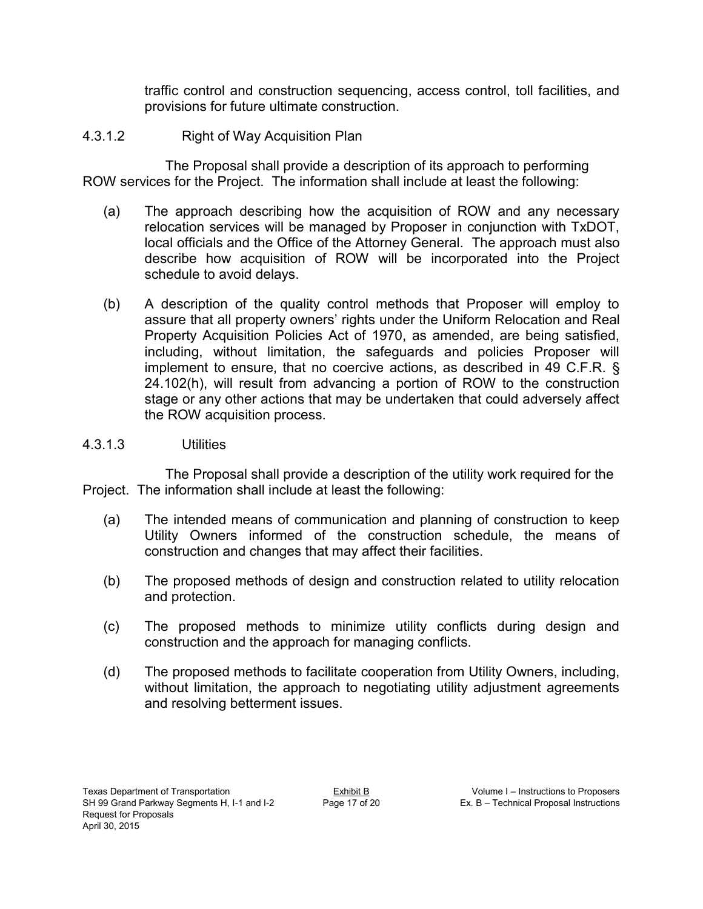traffic control and construction sequencing, access control, toll facilities, and provisions for future ultimate construction.

#### 4.3.1.2 Right of Way Acquisition Plan

The Proposal shall provide a description of its approach to performing ROW services for the Project. The information shall include at least the following:

(a) The approach describing how the acquisition of ROW and any necessary relocation services will be managed by Proposer in conjunction with TxDOT, local officials and the Office of the Attorney General. The approach must also describe how acquisition of ROW will be incorporated into the Project schedule to avoid delays.

(b) A description of the quality control methods that Proposer will employ to assure that all property owners' rights under the Uniform Relocation and Real Property Acquisition Policies Act of 1970, as amended, are being satisfied, including, without limitation, the safeguards and policies Proposer will implement to ensure, that no coercive actions, as described in 49 C.F.R. § 24.102(h), will result from advancing a portion of ROW to the construction stage or any other actions that may be undertaken that could adversely affect the ROW acquisition process.

#### 4.3.1.3 Utilities

The Proposal shall provide a description of the utility work required for the Project. The information shall include at least the following:

(a) The intended means of communication and planning of construction to keep Utility Owners informed of the construction schedule, the means of construction and changes that may affect their facilities.

(b) The proposed methods of design and construction related to utility relocation and protection.

(c) The proposed methods to minimize utility conflicts during design and construction and the approach for managing conflicts.

(d) The proposed methods to facilitate cooperation from Utility Owners, including, without limitation, the approach to negotiating utility adjustment agreements and resolving betterment issues.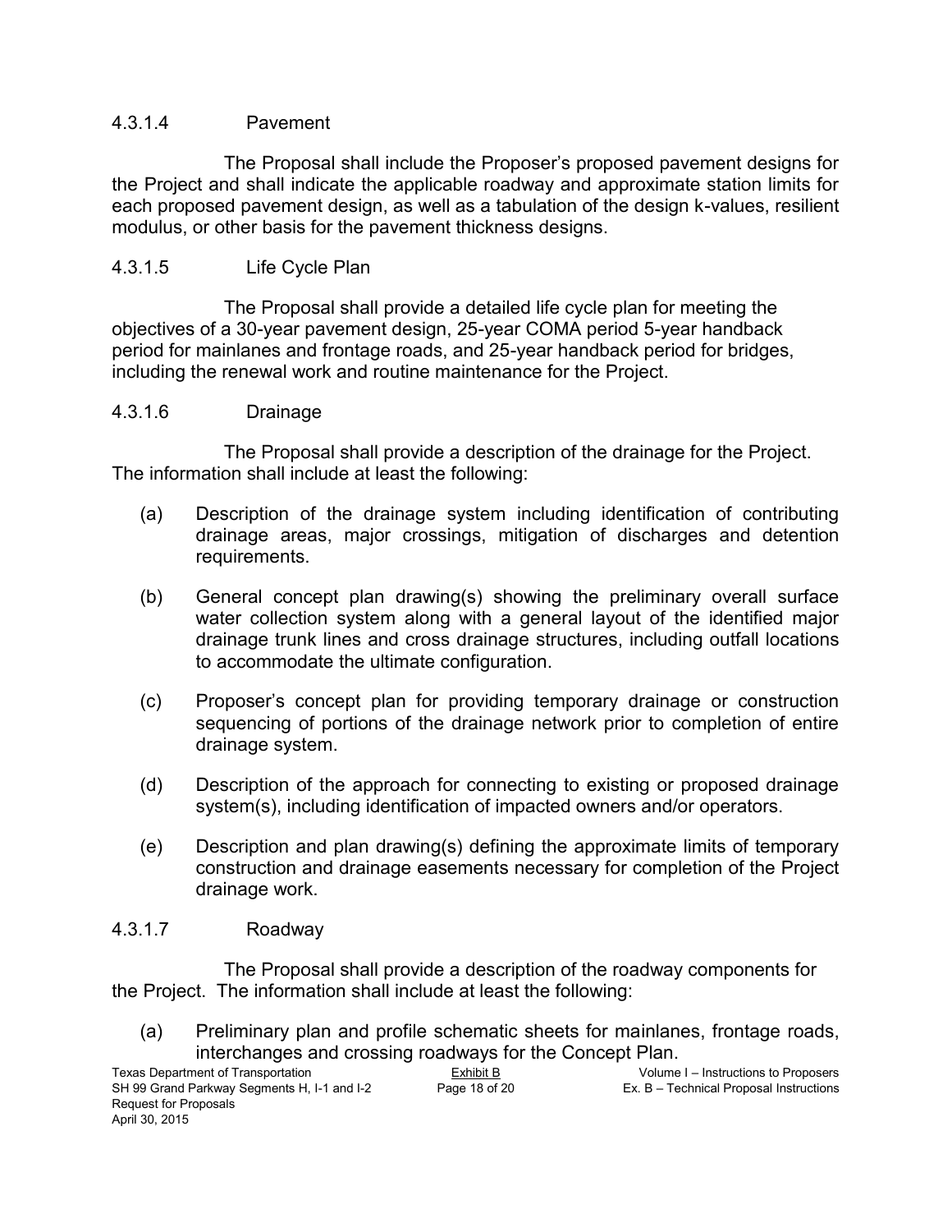#### 4.3.1.4 Pavement

The Proposal shall include the Proposer's proposed pavement designs for the Project and shall indicate the applicable roadway and approximate station limits for each proposed pavement design, as well as a tabulation of the design k-values, resilient modulus, or other basis for the pavement thickness designs.

#### 4.3.1.5 Life Cycle Plan

The Proposal shall provide a detailed life cycle plan for meeting the objectives of a 30-year pavement design, 25-year COMA period 5-year handback period for mainlanes and frontage roads, and 25-year handback period for bridges, including the renewal work and routine maintenance for the Project.

#### 4.3.1.6 Drainage

The Proposal shall provide a description of the drainage for the Project. The information shall include at least the following:

(a) Description of the drainage system including identification of contributing drainage areas, major crossings, mitigation of discharges and detention requirements.

(b) General concept plan drawing(s) showing the preliminary overall surface water collection system along with a general layout of the identified major drainage trunk lines and cross drainage structures, including outfall locations to accommodate the ultimate configuration.

(c) Proposer's concept plan for providing temporary drainage or construction sequencing of portions of the drainage network prior to completion of entire drainage system.

(d) Description of the approach for connecting to existing or proposed drainage system(s), including identification of impacted owners and/or operators.

(e) Description and plan drawing(s) defining the approximate limits of temporary construction and drainage easements necessary for completion of the Project drainage work.

#### 4.3.1.7 Roadway

The Proposal shall provide a description of the roadway components for the Project. The information shall include at least the following:

(a) Preliminary plan and profile schematic sheets for mainlanes, frontage roads, interchanges and crossing roadways for the Concept Plan.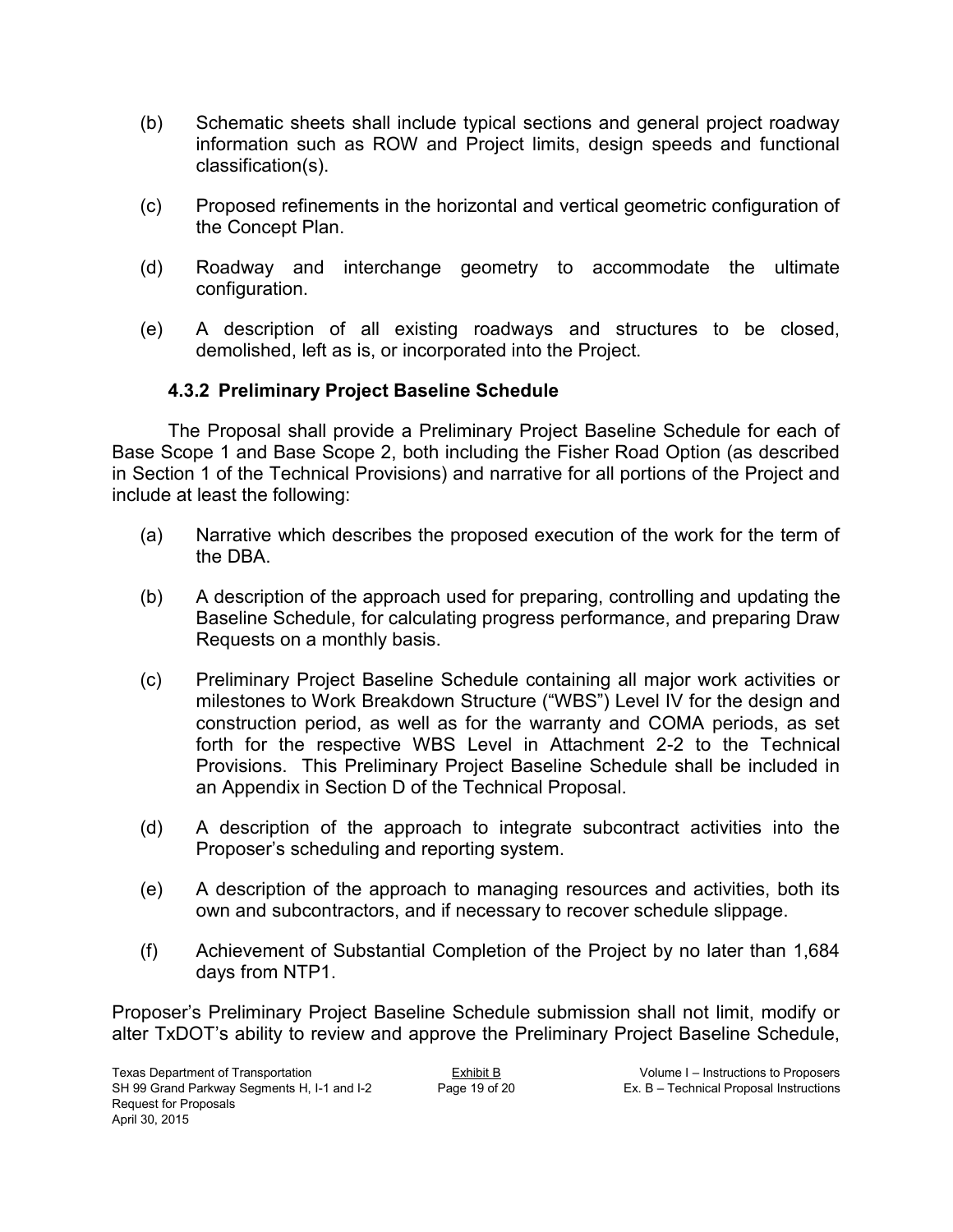(b) Schematic sheets shall include typical sections and general project roadway information such as ROW and Project limits, design speeds and functional classification(s).

(c) Proposed refinements in the horizontal and vertical geometric configuration of the Concept Plan.

(d) Roadway and interchange geometry to accommodate the ultimate configuration.

(e) A description of all existing roadways and structures to be closed, demolished, left as is, or incorporated into the Project.

### 4.3.2 Preliminary Project Baseline Schedule

The Proposal shall provide a Preliminary Project Baseline Schedule for each of Base Scope 1 and Base Scope 2, both including the Fisher Road Option (as described in Section 1 of the Technical Provisions) and narrative for all portions of the Project and include at least the following:

(a) Narrative which describes the proposed execution of the work for the term of the DBA.

(b) A description of the approach used for preparing, controlling and updating the Baseline Schedule, for calculating progress performance, and preparing Draw Requests on a monthly basis.

(c) Preliminary Project Baseline Schedule containing all major work activities or milestones to Work Breakdown Structure ("WBS") Level IV for the design and construction period, as well as for the warranty and COMA periods, as set forth for the respective WBS Level in Attachment 2-2 to the Technical Provisions. This Preliminary Project Baseline Schedule shall be included in an Appendix in Section D of the Technical Proposal.

(d) A description of the approach to integrate subcontract activities into the Proposer's scheduling and reporting system.

(e) A description of the approach to managing resources and activities, both its own and subcontractors, and if necessary to recover schedule slippage.

(f) Achievement of Substantial Completion of the Project by no later than 1,684 days from NTP1.

Proposer's Preliminary Project Baseline Schedule submission shall not limit, modify or alter TxDOT's ability to review and approve the Preliminary Project Baseline Schedule,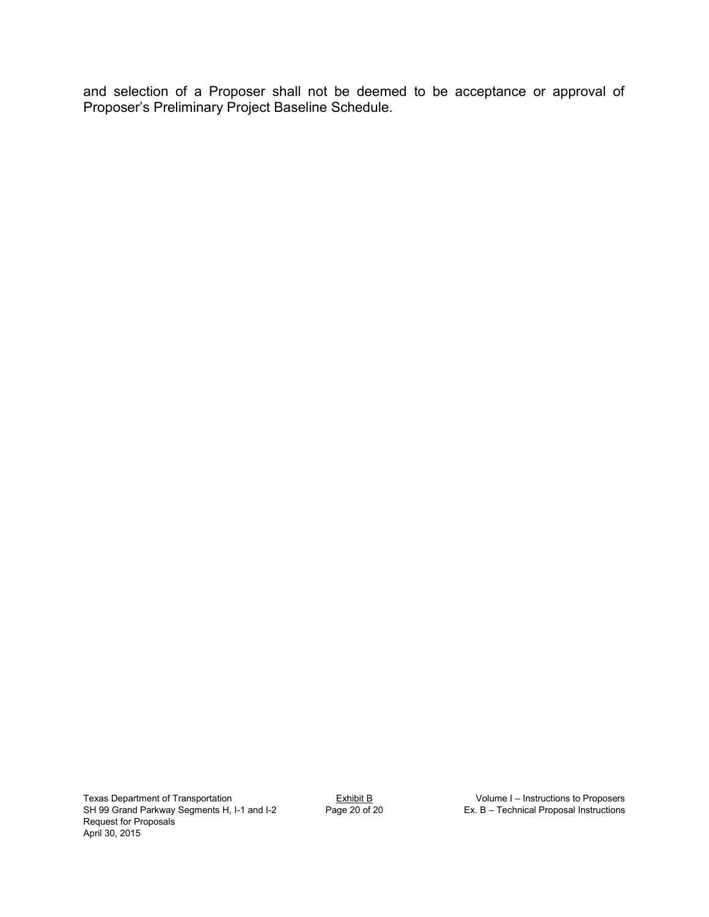and selection of a Proposer shall not be deemed to be acceptance or approval of Proposer's Preliminary Project Baseline Schedule.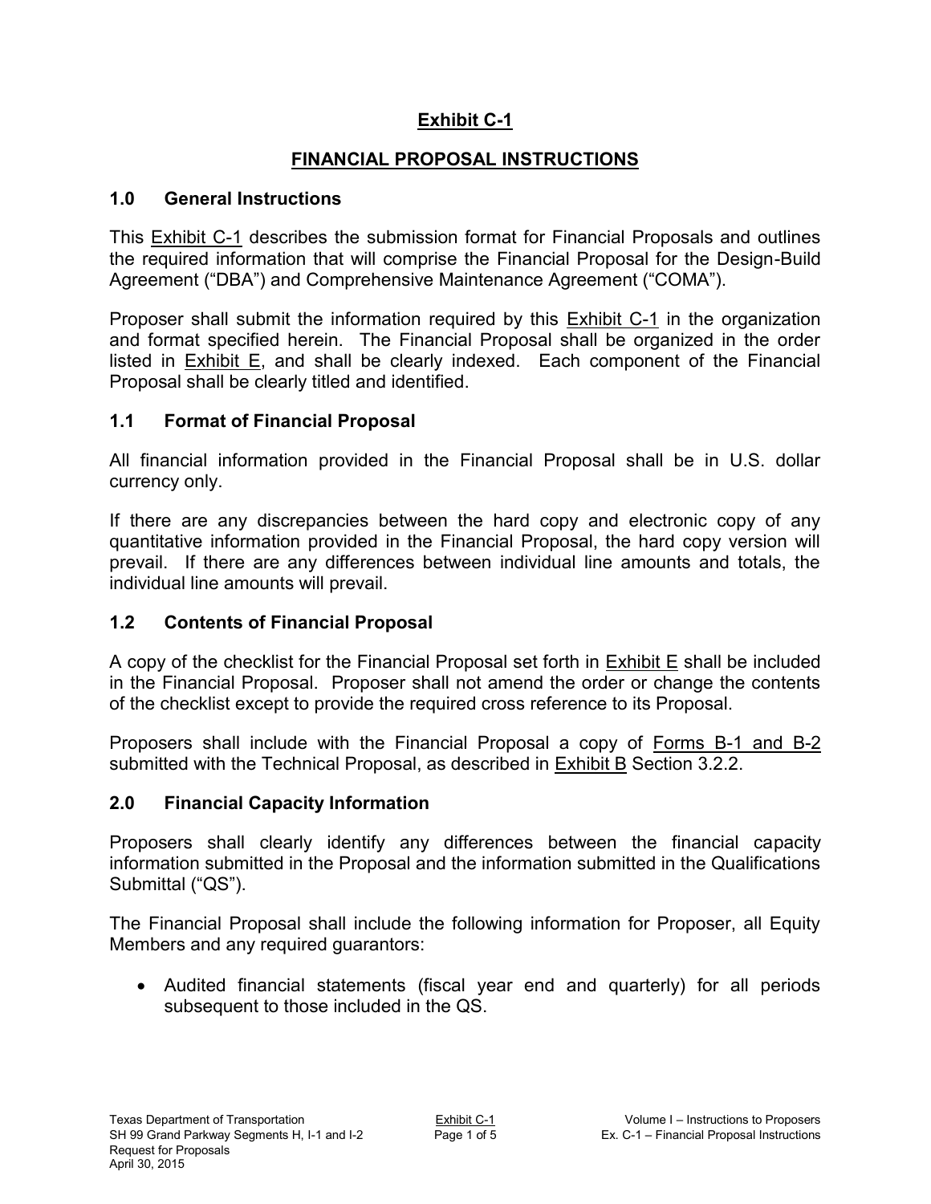# Exhibit C-1

## FINANCIAL PROPOSAL INSTRUCTIONS

### 1.0 General Instructions

This Exhibit C-1 describes the submission format for Financial Proposals and outlines the required information that will comprise the Financial Proposal for the Design-Build Agreement ("DBA") and Comprehensive Maintenance Agreement ("COMA").

Proposer shall submit the information required by this Exhibit C-1 in the organization and format specified herein. The Financial Proposal shall be organized in the order listed in Exhibit E, and shall be clearly indexed. Each component of the Financial Proposal shall be clearly titled and identified.

### 1.1 Format of Financial Proposal

All financial information provided in the Financial Proposal shall be in U.S. dollar currency only.

If there are any discrepancies between the hard copy and electronic copy of any quantitative information provided in the Financial Proposal, the hard copy version will prevail. If there are any differences between individual line amounts and totals, the individual line amounts will prevail.

### 1.2 Contents of Financial Proposal

A copy of the checklist for the Financial Proposal set forth in Exhibit E shall be included in the Financial Proposal. Proposer shall not amend the order or change the contents of the checklist except to provide the required cross reference to its Proposal.

Proposers shall include with the Financial Proposal a copy of Forms B-1 and B-2 submitted with the Technical Proposal, as described in Exhibit B Section 3.2.2.

### 2.0 Financial Capacity Information

Proposers shall clearly identify any differences between the financial capacity information submitted in the Proposal and the information submitted in the Qualifications Submittal ("QS").

The Financial Proposal shall include the following information for Proposer, all Equity Members and any required guarantors:

- Audited financial statements (fiscal year end and quarterly) for all periods subsequent to those included in the QS.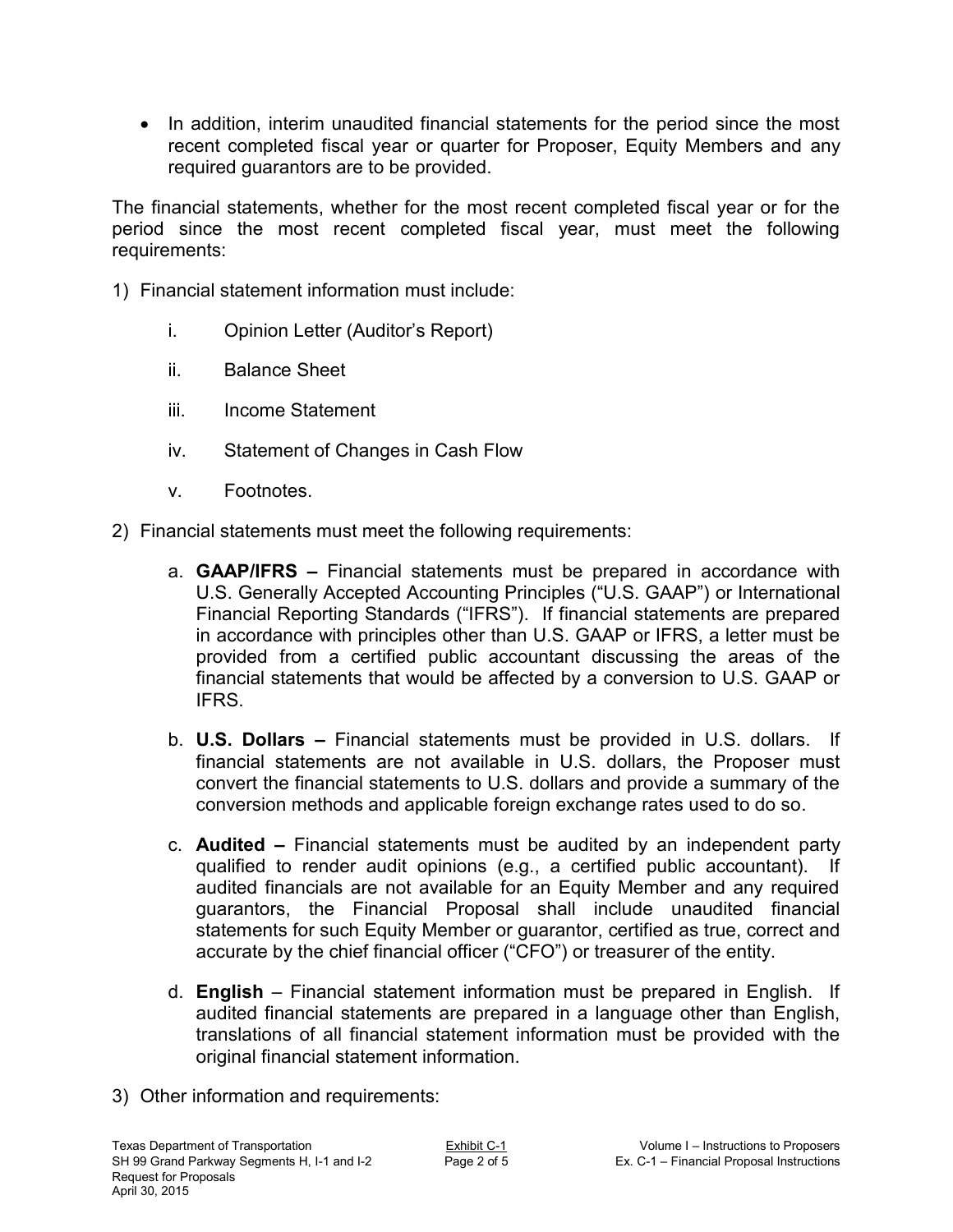- In addition, interim unaudited financial statements for the period since the most recent completed fiscal year or quarter for Proposer, Equity Members and any required guarantors are to be provided.

The financial statements, whether for the most recent completed fiscal year or for the period since the most recent completed fiscal year, must meet the following requirements:

1) Financial statement information must include:

   i. Opinion Letter (Auditor's Report)

   ii. Balance Sheet

   iii. Income Statement

   iv. Statement of Changes in Cash Flow

   v. Footnotes.

2) Financial statements must meet the following requirements:

   a. **GAAP/IFRS –** Financial statements must be prepared in accordance with U.S. Generally Accepted Accounting Principles ("U.S. GAAP") or International Financial Reporting Standards ("IFRS"). If financial statements are prepared in accordance with principles other than U.S. GAAP or IFRS, a letter must be provided from a certified public accountant discussing the areas of the financial statements that would be affected by a conversion to U.S. GAAP or IFRS.

   b. **U.S. Dollars –** Financial statements must be provided in U.S. dollars. If financial statements are not available in U.S. dollars, the Proposer must convert the financial statements to U.S. dollars and provide a summary of the conversion methods and applicable foreign exchange rates used to do so.

   c. **Audited –** Financial statements must be audited by an independent party qualified to render audit opinions (e.g., a certified public accountant). If audited financials are not available for an Equity Member and any required guarantors, the Financial Proposal shall include unaudited financial statements for such Equity Member or guarantor, certified as true, correct and accurate by the chief financial officer ("CFO") or treasurer of the entity.

   d. **English** – Financial statement information must be prepared in English. If audited financial statements are prepared in a language other than English, translations of all financial statement information must be provided with the original financial statement information.

3) Other information and requirements: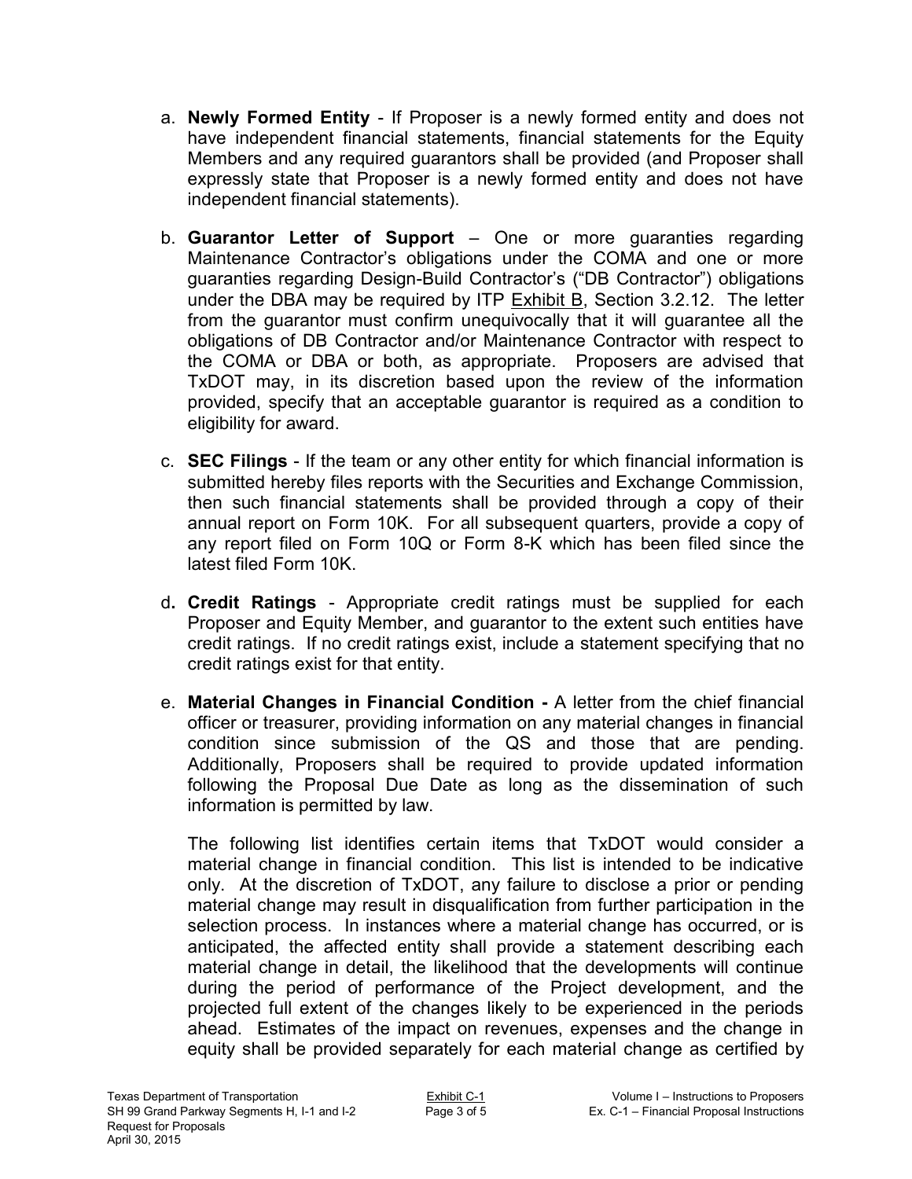a. **Newly Formed Entity** - If Proposer is a newly formed entity and does not have independent financial statements, financial statements for the Equity Members and any required guarantors shall be provided (and Proposer shall expressly state that Proposer is a newly formed entity and does not have independent financial statements).

b. **Guarantor Letter of Support** – One or more guaranties regarding Maintenance Contractor's obligations under the COMA and one or more guaranties regarding Design-Build Contractor's ("DB Contractor") obligations under the DBA may be required by ITP Exhibit B, Section 3.2.12. The letter from the guarantor must confirm unequivocally that it will guarantee all the obligations of DB Contractor and/or Maintenance Contractor with respect to the COMA or DBA or both, as appropriate. Proposers are advised that TxDOT may, in its discretion based upon the review of the information provided, specify that an acceptable guarantor is required as a condition to eligibility for award.

c. **SEC Filings** - If the team or any other entity for which financial information is submitted hereby files reports with the Securities and Exchange Commission, then such financial statements shall be provided through a copy of their annual report on Form 10K. For all subsequent quarters, provide a copy of any report filed on Form 10Q or Form 8-K which has been filed since the latest filed Form 10K.

d. **Credit Ratings** - Appropriate credit ratings must be supplied for each Proposer and Equity Member, and guarantor to the extent such entities have credit ratings. If no credit ratings exist, include a statement specifying that no credit ratings exist for that entity.

e. **Material Changes in Financial Condition -** A letter from the chief financial officer or treasurer, providing information on any material changes in financial condition since submission of the QS and those that are pending. Additionally, Proposers shall be required to provide updated information following the Proposal Due Date as long as the dissemination of such information is permitted by law.

   The following list identifies certain items that TxDOT would consider a material change in financial condition. This list is intended to be indicative only. At the discretion of TxDOT, any failure to disclose a prior or pending material change may result in disqualification from further participation in the selection process. In instances where a material change has occurred, or is anticipated, the affected entity shall provide a statement describing each material change in detail, the likelihood that the developments will continue during the period of performance of the Project development, and the projected full extent of the changes likely to be experienced in the periods ahead. Estimates of the impact on revenues, expenses and the change in equity shall be provided separately for each material change as certified by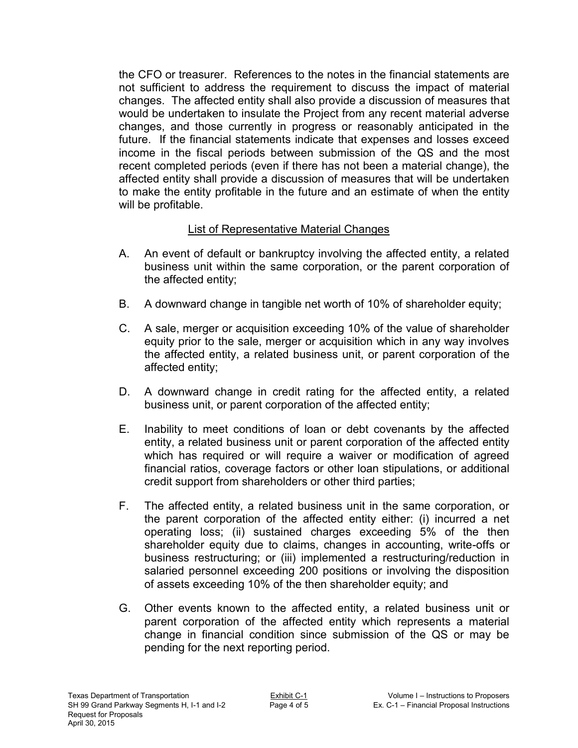the CFO or treasurer. References to the notes in the financial statements are not sufficient to address the requirement to discuss the impact of material changes. The affected entity shall also provide a discussion of measures that would be undertaken to insulate the Project from any recent material adverse changes, and those currently in progress or reasonably anticipated in the future. If the financial statements indicate that expenses and losses exceed income in the fiscal periods between submission of the QS and the most recent completed periods (even if there has not been a material change), the affected entity shall provide a discussion of measures that will be undertaken to make the entity profitable in the future and an estimate of when the entity will be profitable.

List of Representative Material Changes

A. An event of default or bankruptcy involving the affected entity, a related business unit within the same corporation, or the parent corporation of the affected entity;

B. A downward change in tangible net worth of 10% of shareholder equity;

C. A sale, merger or acquisition exceeding 10% of the value of shareholder equity prior to the sale, merger or acquisition which in any way involves the affected entity, a related business unit, or parent corporation of the affected entity;

D. A downward change in credit rating for the affected entity, a related business unit, or parent corporation of the affected entity;

E. Inability to meet conditions of loan or debt covenants by the affected entity, a related business unit or parent corporation of the affected entity which has required or will require a waiver or modification of agreed financial ratios, coverage factors or other loan stipulations, or additional credit support from shareholders or other third parties;

F. The affected entity, a related business unit in the same corporation, or the parent corporation of the affected entity either: (i) incurred a net operating loss; (ii) sustained charges exceeding 5% of the then shareholder equity due to claims, changes in accounting, write-offs or business restructuring; or (iii) implemented a restructuring/reduction in salaried personnel exceeding 200 positions or involving the disposition of assets exceeding 10% of the then shareholder equity; and

G. Other events known to the affected entity, a related business unit or parent corporation of the affected entity which represents a material change in financial condition since submission of the QS or may be pending for the next reporting period.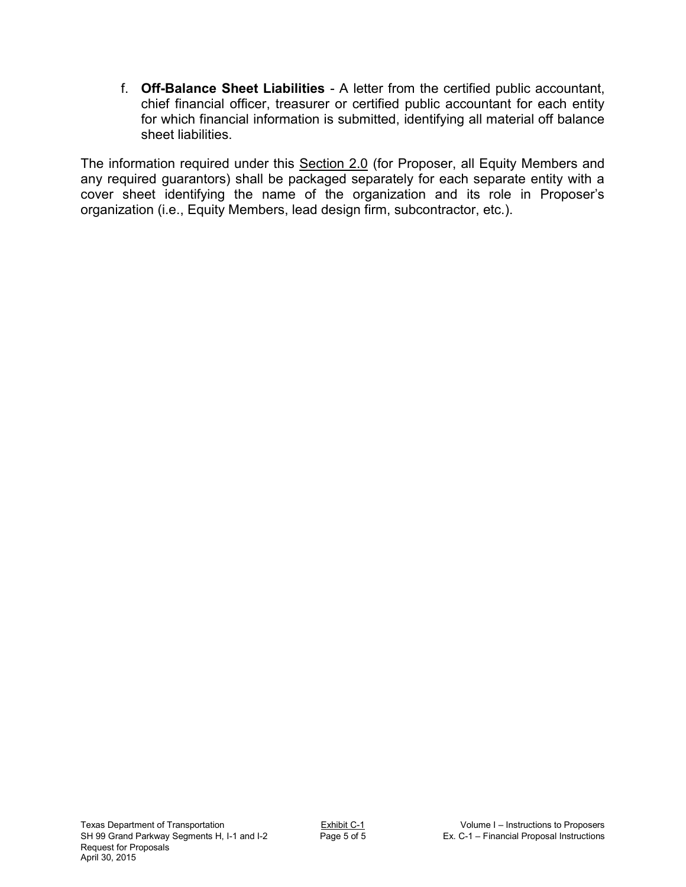f. **Off-Balance Sheet Liabilities** - A letter from the certified public accountant, chief financial officer, treasurer or certified public accountant for each entity for which financial information is submitted, identifying all material off balance sheet liabilities.

The information required under this Section 2.0 (for Proposer, all Equity Members and any required guarantors) shall be packaged separately for each separate entity with a cover sheet identifying the name of the organization and its role in Proposer's organization (i.e., Equity Members, lead design firm, subcontractor, etc.).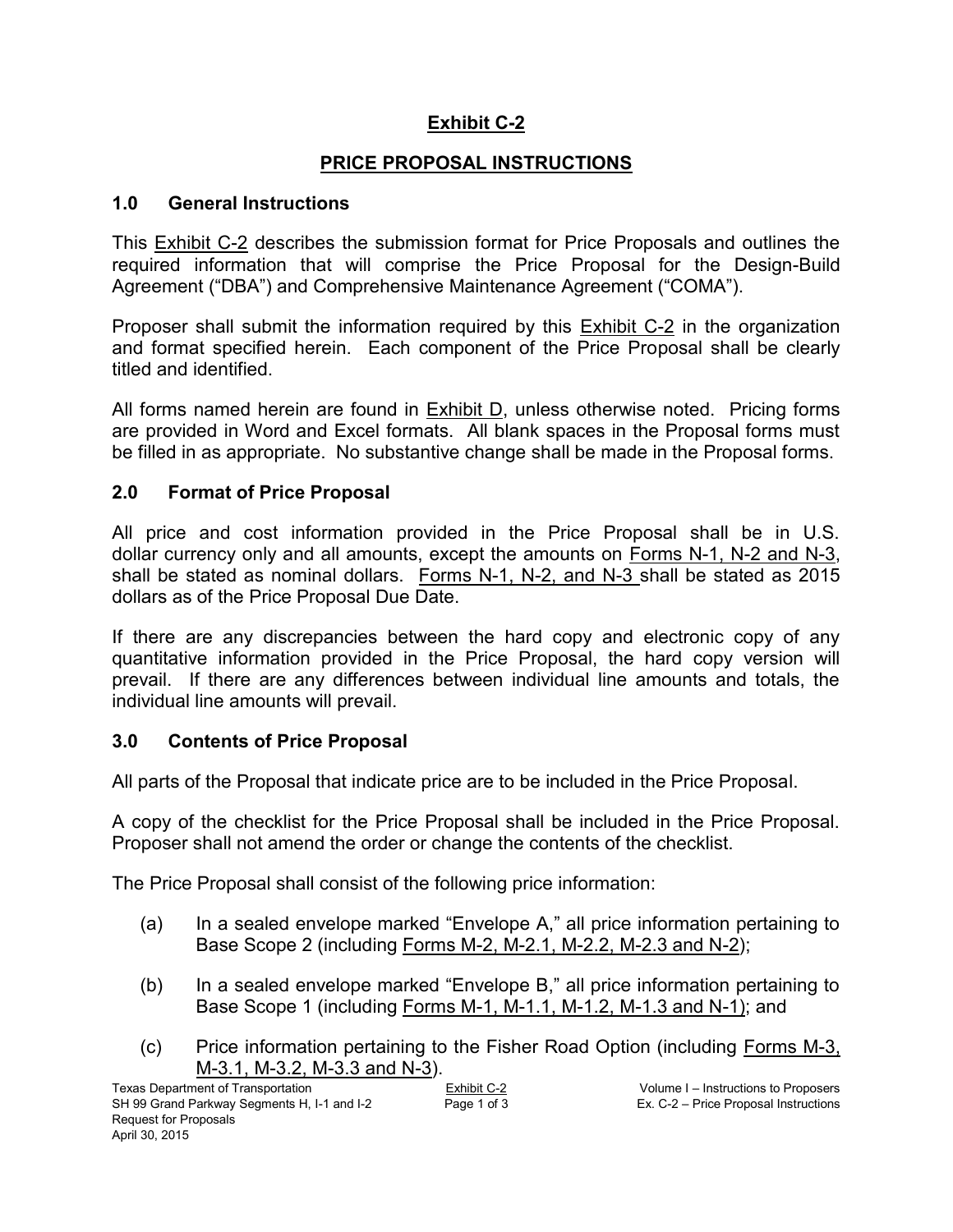# Exhibit C-2

## PRICE PROPOSAL INSTRUCTIONS

### 1.0 General Instructions

This Exhibit C-2 describes the submission format for Price Proposals and outlines the required information that will comprise the Price Proposal for the Design-Build Agreement ("DBA") and Comprehensive Maintenance Agreement ("COMA").

Proposer shall submit the information required by this Exhibit C-2 in the organization and format specified herein. Each component of the Price Proposal shall be clearly titled and identified.

All forms named herein are found in Exhibit D, unless otherwise noted. Pricing forms are provided in Word and Excel formats. All blank spaces in the Proposal forms must be filled in as appropriate. No substantive change shall be made in the Proposal forms.

### 2.0 Format of Price Proposal

All price and cost information provided in the Price Proposal shall be in U.S. dollar currency only and all amounts, except the amounts on Forms N-1, N-2 and N-3, shall be stated as nominal dollars. Forms N-1, N-2, and N-3 shall be stated as 2015 dollars as of the Price Proposal Due Date.

If there are any discrepancies between the hard copy and electronic copy of any quantitative information provided in the Price Proposal, the hard copy version will prevail. If there are any differences between individual line amounts and totals, the individual line amounts will prevail.

### 3.0 Contents of Price Proposal

All parts of the Proposal that indicate price are to be included in the Price Proposal.

A copy of the checklist for the Price Proposal shall be included in the Price Proposal. Proposer shall not amend the order or change the contents of the checklist.

The Price Proposal shall consist of the following price information:

(a) In a sealed envelope marked "Envelope A," all price information pertaining to Base Scope 2 (including Forms M-2, M-2.1, M-2.2, M-2.3 and N-2);

(b) In a sealed envelope marked "Envelope B," all price information pertaining to Base Scope 1 (including Forms M-1, M-1.1, M-1.2, M-1.3 and N-1); and

(c) Price information pertaining to the Fisher Road Option (including Forms M-3, M-3.1, M-3.2, M-3.3 and N-3).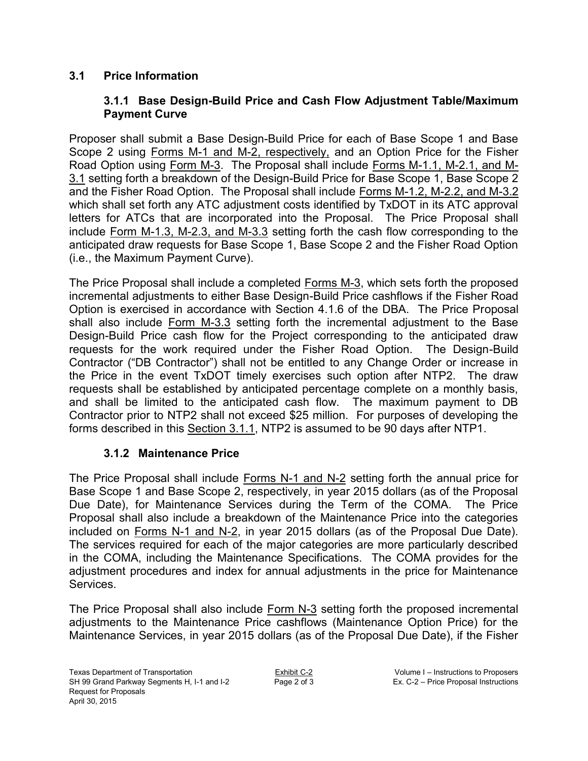## 3.1 Price Information

### 3.1.1 Base Design-Build Price and Cash Flow Adjustment Table/Maximum Payment Curve

Proposer shall submit a Base Design-Build Price for each of Base Scope 1 and Base Scope 2 using Forms M-1 and M-2, respectively, and an Option Price for the Fisher Road Option using Form M-3. The Proposal shall include Forms M-1.1, M-2.1, and M-3.1 setting forth a breakdown of the Design-Build Price for Base Scope 1, Base Scope 2 and the Fisher Road Option. The Proposal shall include Forms M-1.2, M-2.2, and M-3.2 which shall set forth any ATC adjustment costs identified by TxDOT in its ATC approval letters for ATCs that are incorporated into the Proposal. The Price Proposal shall include Form M-1.3, M-2.3, and M-3.3 setting forth the cash flow corresponding to the anticipated draw requests for Base Scope 1, Base Scope 2 and the Fisher Road Option (i.e., the Maximum Payment Curve).

The Price Proposal shall include a completed Forms M-3, which sets forth the proposed incremental adjustments to either Base Design-Build Price cashflows if the Fisher Road Option is exercised in accordance with Section 4.1.6 of the DBA. The Price Proposal shall also include Form M-3.3 setting forth the incremental adjustment to the Base Design-Build Price cash flow for the Project corresponding to the anticipated draw requests for the work required under the Fisher Road Option. The Design-Build Contractor ("DB Contractor") shall not be entitled to any Change Order or increase in the Price in the event TxDOT timely exercises such option after NTP2. The draw requests shall be established by anticipated percentage complete on a monthly basis, and shall be limited to the anticipated cash flow. The maximum payment to DB Contractor prior to NTP2 shall not exceed $25 million. For purposes of developing the forms described in this Section 3.1.1, NTP2 is assumed to be 90 days after NTP1.

### 3.1.2 Maintenance Price

The Price Proposal shall include Forms N-1 and N-2 setting forth the annual price for Base Scope 1 and Base Scope 2, respectively, in year 2015 dollars (as of the Proposal Due Date), for Maintenance Services during the Term of the COMA. The Price Proposal shall also include a breakdown of the Maintenance Price into the categories included on Forms N-1 and N-2, in year 2015 dollars (as of the Proposal Due Date). The services required for each of the major categories are more particularly described in the COMA, including the Maintenance Specifications. The COMA provides for the adjustment procedures and index for annual adjustments in the price for Maintenance Services.

The Price Proposal shall also include Form N-3 setting forth the proposed incremental adjustments to the Maintenance Price cashflows (Maintenance Option Price) for the Maintenance Services, in year 2015 dollars (as of the Proposal Due Date), if the Fisher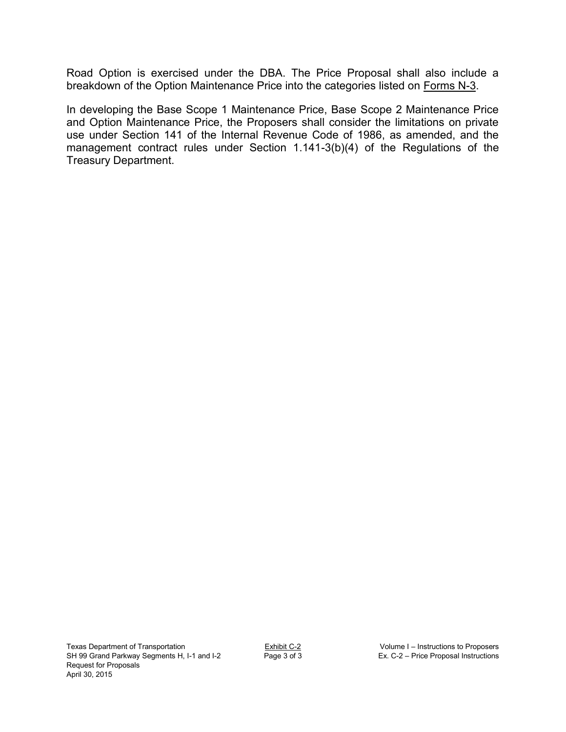Road Option is exercised under the DBA. The Price Proposal shall also include a breakdown of the Option Maintenance Price into the categories listed on Forms N-3.

In developing the Base Scope 1 Maintenance Price, Base Scope 2 Maintenance Price and Option Maintenance Price, the Proposers shall consider the limitations on private use under Section 141 of the Internal Revenue Code of 1986, as amended, and the management contract rules under Section 1.141-3(b)(4) of the Regulations of the Treasury Department.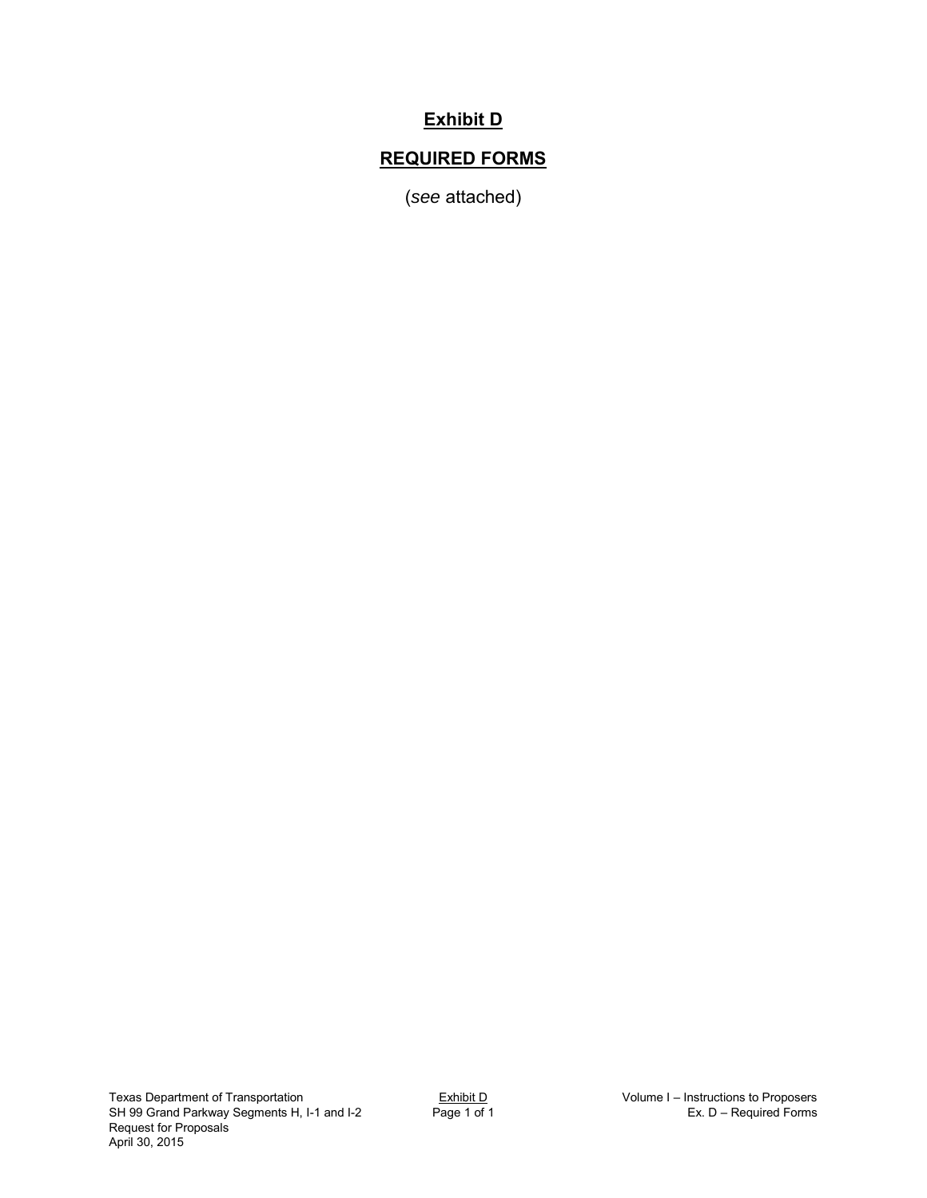# **Exhibit D**

## **REQUIRED FORMS**

(*see* attached)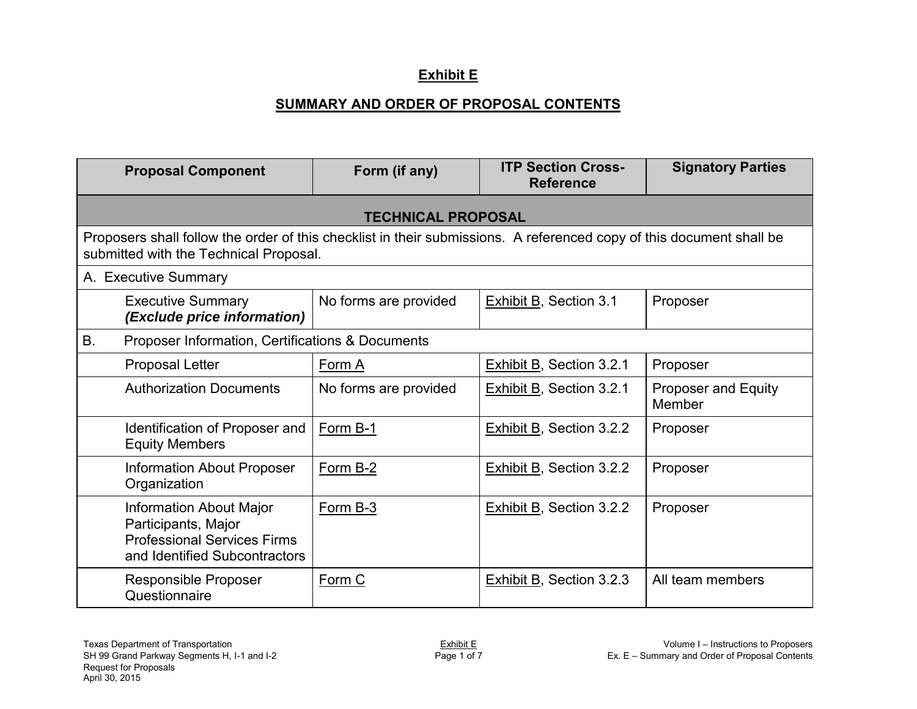## Exhibit E

## SUMMARY AND ORDER OF PROPOSAL CONTENTS

| Proposal Component | Form (if any) | ITP Section Cross-Reference | Signatory Parties |
|---|---|---|---|
| **TECHNICAL PROPOSAL** | | | |
| Proposers shall follow the order of this checklist in their submissions. A referenced copy of this document shall be submitted with the Technical Proposal. | | | |
| A. Executive Summary | | | |
| Executive Summary ***(Exclude price information)*** | No forms are provided | Exhibit B, Section 3.1 | Proposer |
| B. Proposer Information, Certifications & Documents | | | |
| Proposal Letter | Form A | Exhibit B, Section 3.2.1 | Proposer |
| Authorization Documents | No forms are provided | Exhibit B, Section 3.2.1 | Proposer and Equity Member |
| Identification of Proposer and Equity Members | Form B-1 | Exhibit B, Section 3.2.2 | Proposer |
| Information About Proposer Organization | Form B-2 | Exhibit B, Section 3.2.2 | Proposer |
| Information About Major Participants, Major Professional Services Firms and Identified Subcontractors | Form B-3 | Exhibit B, Section 3.2.2 | Proposer |
| Responsible Proposer Questionnaire | Form C | Exhibit B, Section 3.2.3 | All team members |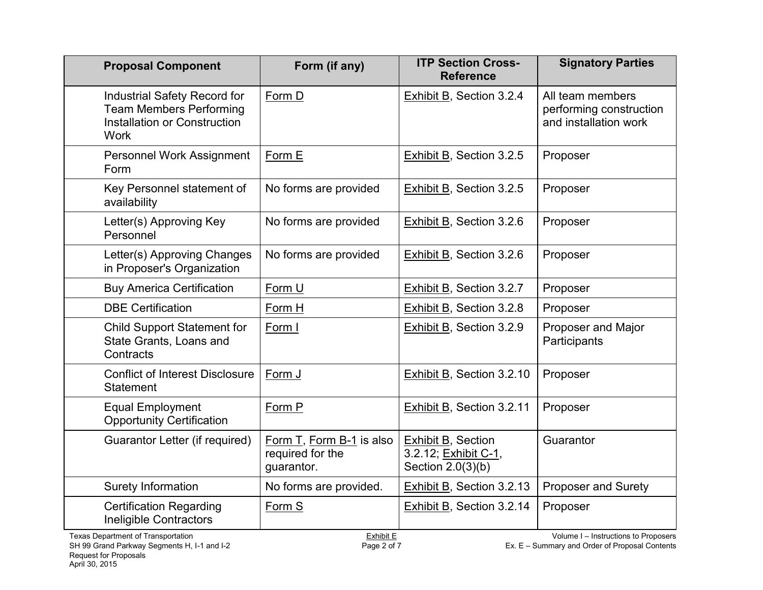| Proposal Component | Form (if any) | ITP Section Cross-Reference | Signatory Parties |
|---|---|---|---|
| Industrial Safety Record for Team Members Performing Installation or Construction Work | Form D | Exhibit B, Section 3.2.4 | All team members performing construction and installation work |
| Personnel Work Assignment Form | Form E | Exhibit B, Section 3.2.5 | Proposer |
| Key Personnel statement of availability | No forms are provided | Exhibit B, Section 3.2.5 | Proposer |
| Letter(s) Approving Key Personnel | No forms are provided | Exhibit B, Section 3.2.6 | Proposer |
| Letter(s) Approving Changes in Proposer's Organization | No forms are provided | Exhibit B, Section 3.2.6 | Proposer |
| Buy America Certification | Form U | Exhibit B, Section 3.2.7 | Proposer |
| DBE Certification | Form H | Exhibit B, Section 3.2.8 | Proposer |
| Child Support Statement for State Grants, Loans and Contracts | Form I | Exhibit B, Section 3.2.9 | Proposer and Major Participants |
| Conflict of Interest Disclosure Statement | Form J | Exhibit B, Section 3.2.10 | Proposer |
| Equal Employment Opportunity Certification | Form P | Exhibit B, Section 3.2.11 | Proposer |
| Guarantor Letter (if required) | Form T, Form B-1 is also required for the guarantor. | Exhibit B, Section 3.2.12; Exhibit C-1, Section 2.0(3)(b) | Guarantor |
| Surety Information | No forms are provided. | Exhibit B, Section 3.2.13 | Proposer and Surety |
| Certification Regarding Ineligible Contractors | Form S | Exhibit B, Section 3.2.14 | Proposer |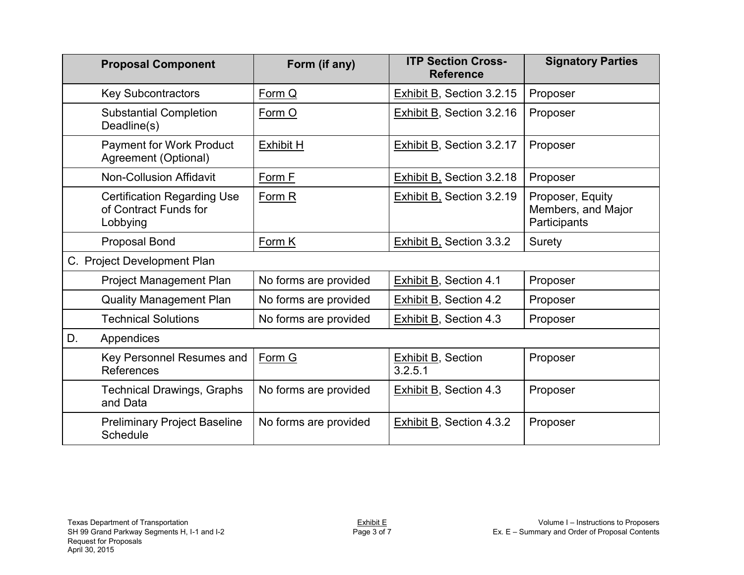| Proposal Component | Form (if any) | ITP Section Cross-Reference | Signatory Parties |
|---|---|---|---|
| Key Subcontractors | Form Q | Exhibit B, Section 3.2.15 | Proposer |
| Substantial Completion Deadline(s) | Form O | Exhibit B, Section 3.2.16 | Proposer |
| Payment for Work Product Agreement (Optional) | Exhibit H | Exhibit B, Section 3.2.17 | Proposer |
| Non-Collusion Affidavit | Form F | Exhibit B, Section 3.2.18 | Proposer |
| Certification Regarding Use of Contract Funds for Lobbying | Form R | Exhibit B, Section 3.2.19 | Proposer, Equity Members, and Major Participants |
| Proposal Bond | Form K | Exhibit B, Section 3.3.2 | Surety |
| C. Project Development Plan | | | |
| Project Management Plan | No forms are provided | Exhibit B, Section 4.1 | Proposer |
| Quality Management Plan | No forms are provided | Exhibit B, Section 4.2 | Proposer |
| Technical Solutions | No forms are provided | Exhibit B, Section 4.3 | Proposer |
| D. Appendices | | | |
| Key Personnel Resumes and References | Form G | Exhibit B, Section 3.2.5.1 | Proposer |
| Technical Drawings, Graphs and Data | No forms are provided | Exhibit B, Section 4.3 | Proposer |
| Preliminary Project Baseline Schedule | No forms are provided | Exhibit B, Section 4.3.2 | Proposer |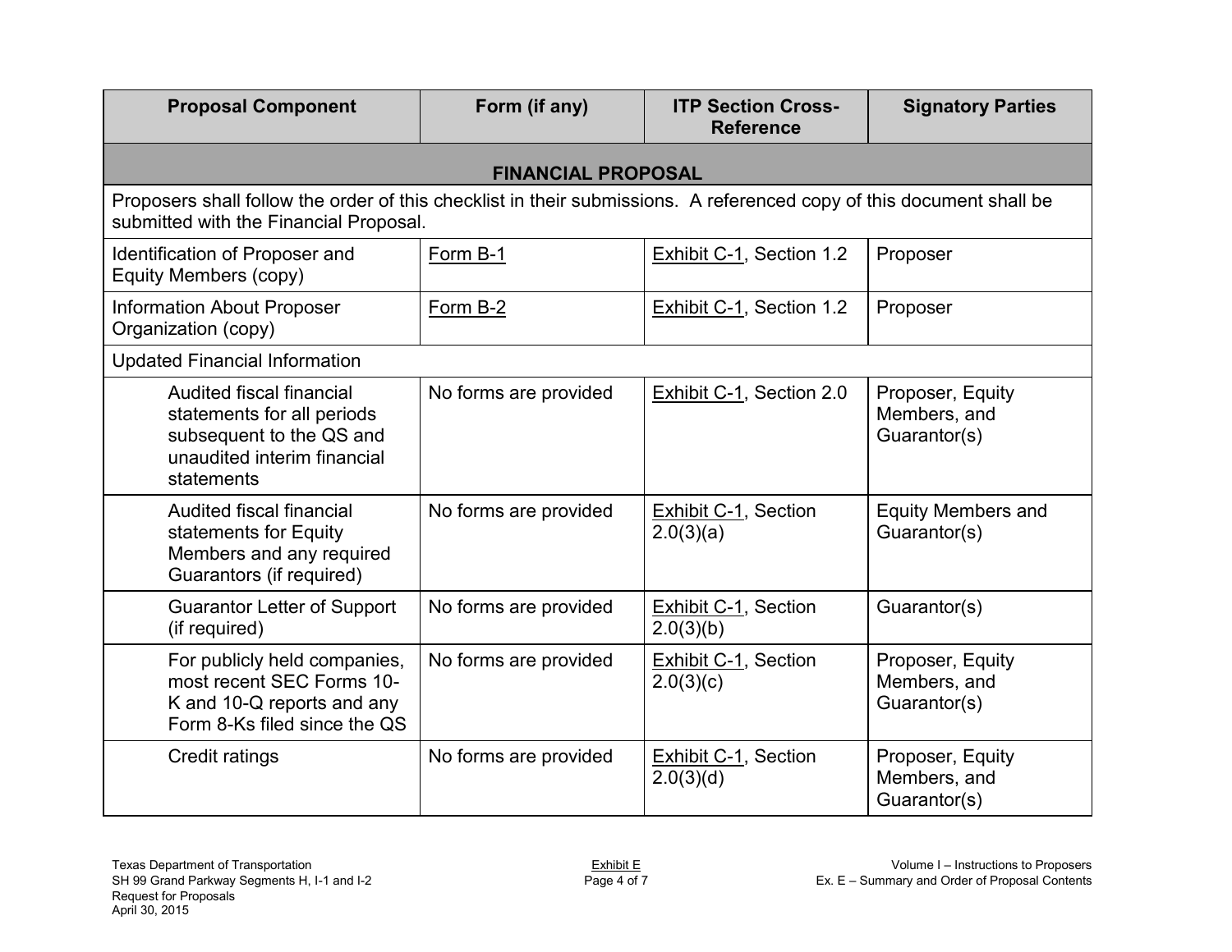| Proposal Component | Form (if any) | ITP Section Cross-Reference | Signatory Parties |
|---|---|---|---|
| **FINANCIAL PROPOSAL** | | | |
| Proposers shall follow the order of this checklist in their submissions. A referenced copy of this document shall be submitted with the Financial Proposal. | | | |
| Identification of Proposer and Equity Members (copy) | Form B-1 | Exhibit C-1, Section 1.2 | Proposer |
| Information About Proposer Organization (copy) | Form B-2 | Exhibit C-1, Section 1.2 | Proposer |
| Updated Financial Information | | | |
| Audited fiscal financial statements for all periods subsequent to the QS and unaudited interim financial statements | No forms are provided | Exhibit C-1, Section 2.0 | Proposer, Equity Members, and Guarantor(s) |
| Audited fiscal financial statements for Equity Members and any required Guarantors (if required) | No forms are provided | Exhibit C-1, Section 2.0(3)(a) | Equity Members and Guarantor(s) |
| Guarantor Letter of Support (if required) | No forms are provided | Exhibit C-1, Section 2.0(3)(b) | Guarantor(s) |
| For publicly held companies, most recent SEC Forms 10-K and 10-Q reports and any Form 8-Ks filed since the QS | No forms are provided | Exhibit C-1, Section 2.0(3)(c) | Proposer, Equity Members, and Guarantor(s) |
| Credit ratings | No forms are provided | Exhibit C-1, Section 2.0(3)(d) | Proposer, Equity Members, and Guarantor(s) |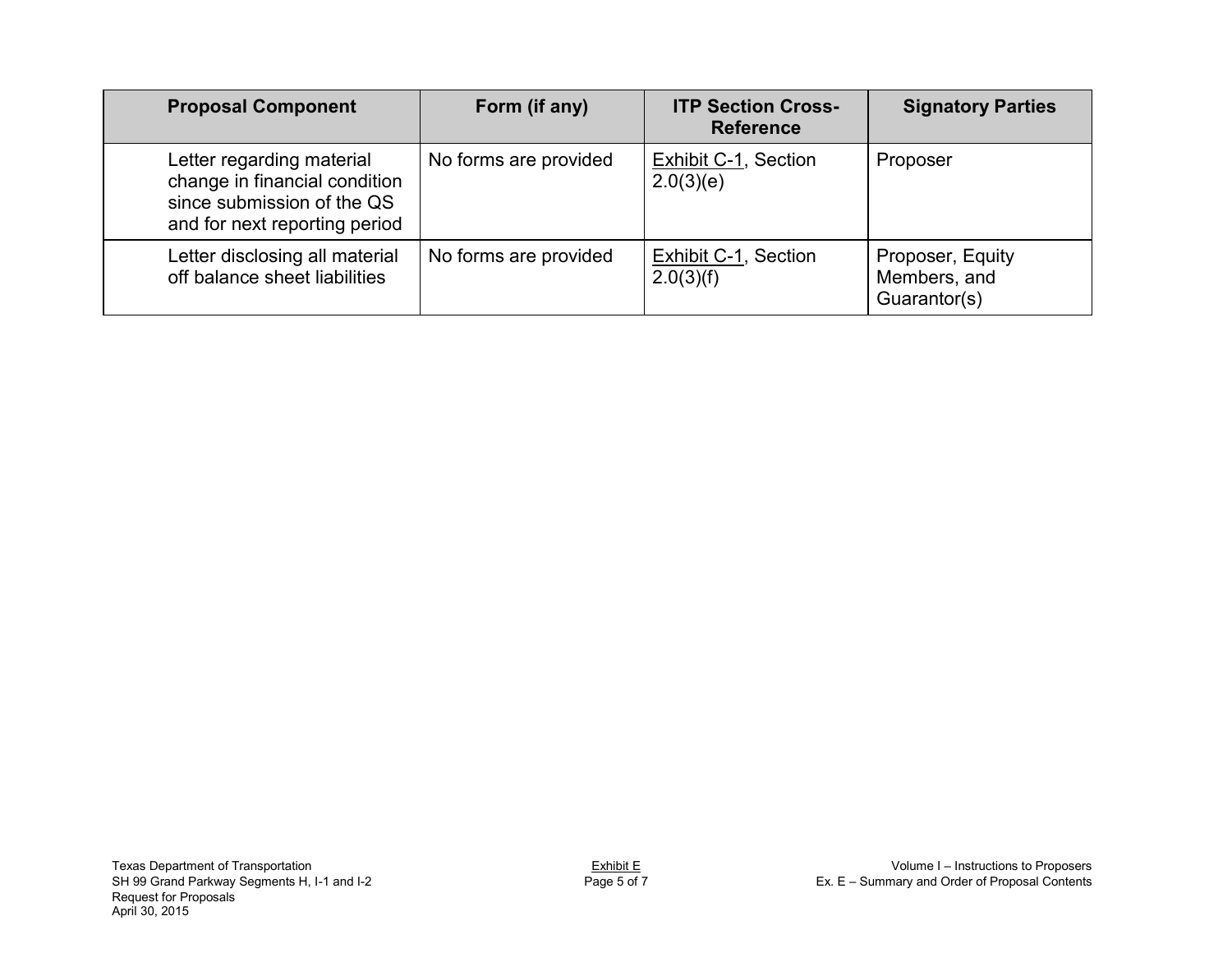| Proposal Component | Form (if any) | ITP Section Cross-Reference | Signatory Parties |
|---|---|---|---|
| Letter regarding material change in financial condition since submission of the QS and for next reporting period | No forms are provided | Exhibit C-1, Section 2.0(3)(e) | Proposer |
| Letter disclosing all material off balance sheet liabilities | No forms are provided | Exhibit C-1, Section 2.0(3)(f) | Proposer, Equity Members, and Guarantor(s) |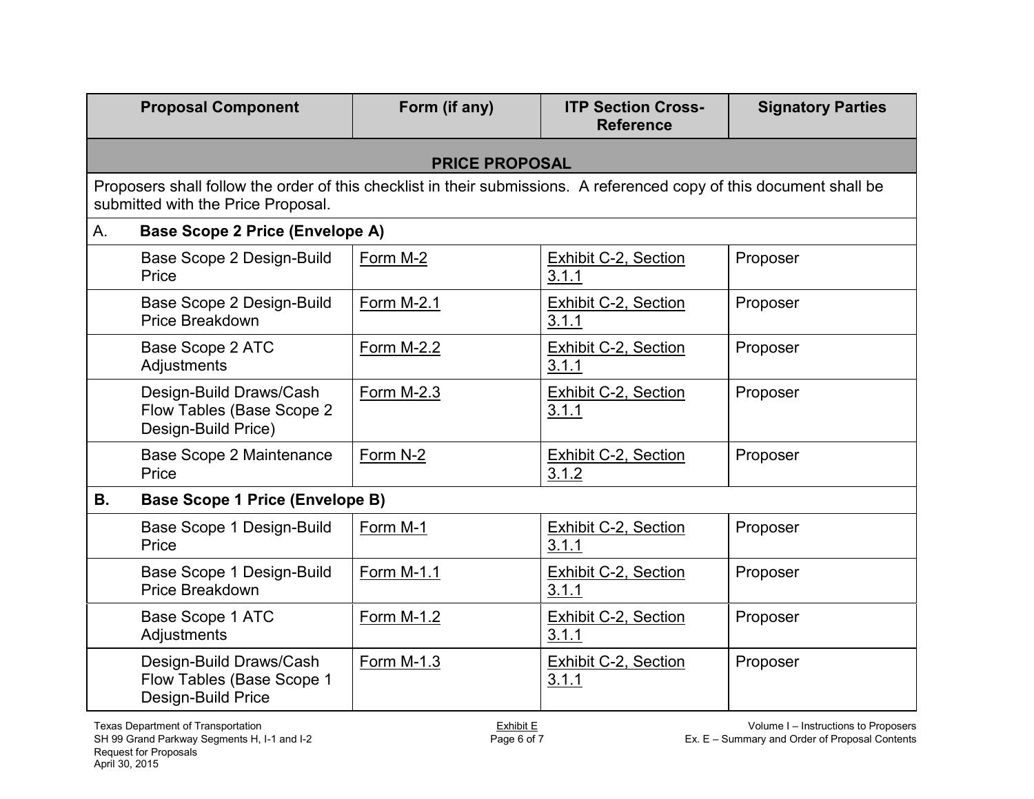| Proposal Component | Form (if any) | ITP Section Cross-Reference | Signatory Parties |
|---|---|---|---|
| **PRICE PROPOSAL** | | | |
| Proposers shall follow the order of this checklist in their submissions. A referenced copy of this document shall be submitted with the Price Proposal. | | | |
| A. **Base Scope 2 Price (Envelope A)** | | | |
| Base Scope 2 Design-Build Price | Form M-2 | Exhibit C-2, Section 3.1.1 | Proposer |
| Base Scope 2 Design-Build Price Breakdown | Form M-2.1 | Exhibit C-2, Section 3.1.1 | Proposer |
| Base Scope 2 ATC Adjustments | Form M-2.2 | Exhibit C-2, Section 3.1.1 | Proposer |
| Design-Build Draws/Cash Flow Tables (Base Scope 2 Design-Build Price) | Form M-2.3 | Exhibit C-2, Section 3.1.1 | Proposer |
| Base Scope 2 Maintenance Price | Form N-2 | Exhibit C-2, Section 3.1.2 | Proposer |
| **B. Base Scope 1 Price (Envelope B)** | | | |
| Base Scope 1 Design-Build Price | Form M-1 | Exhibit C-2, Section 3.1.1 | Proposer |
| Base Scope 1 Design-Build Price Breakdown | Form M-1.1 | Exhibit C-2, Section 3.1.1 | Proposer |
| Base Scope 1 ATC Adjustments | Form M-1.2 | Exhibit C-2, Section 3.1.1 | Proposer |
| Design-Build Draws/Cash Flow Tables (Base Scope 1 Design-Build Price | Form M-1.3 | Exhibit C-2, Section 3.1.1 | Proposer |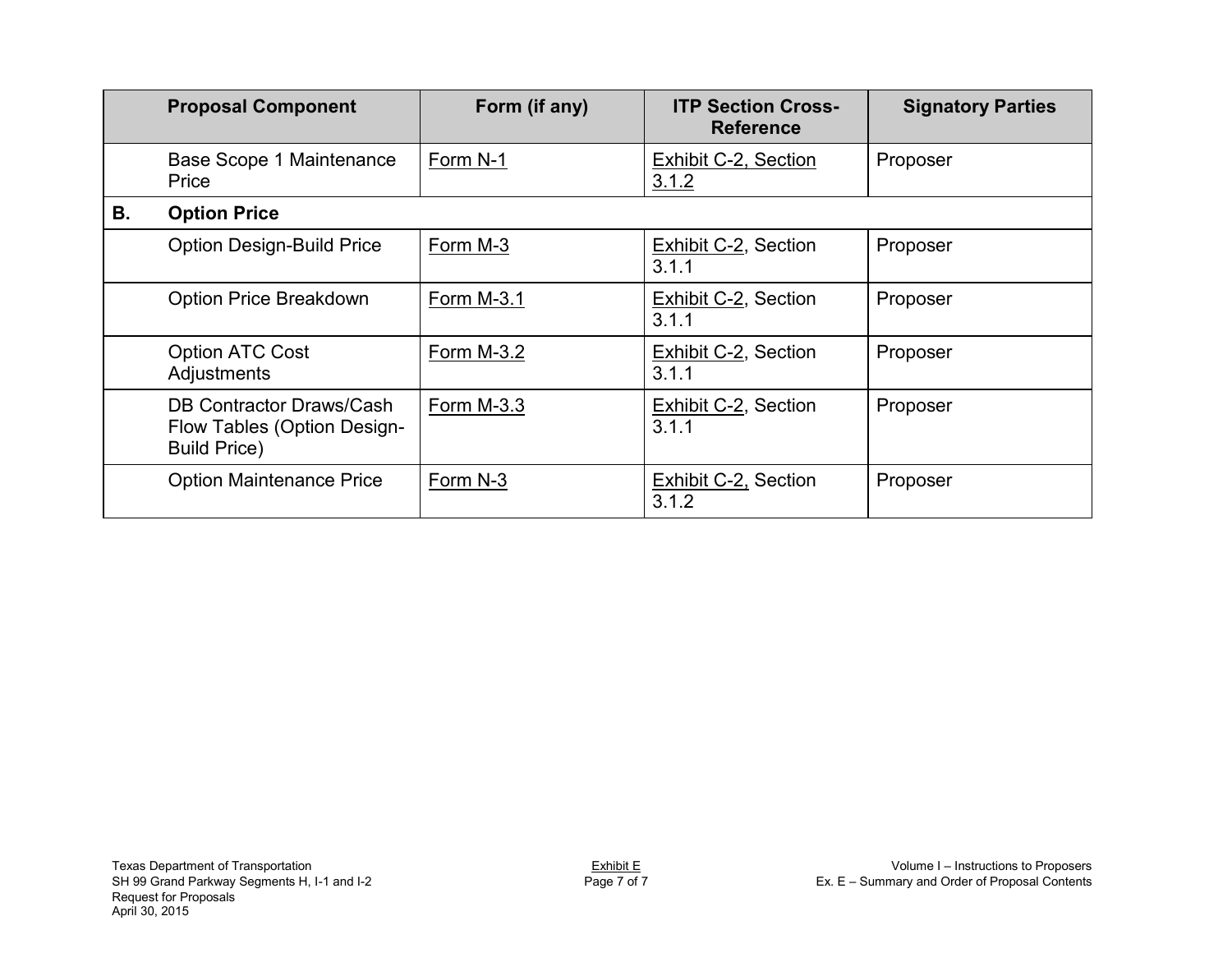| | Proposal Component | Form (if any) | ITP Section Cross-Reference | Signatory Parties |
|---|---|---|---|---|
| | Base Scope 1 Maintenance Price | Form N-1 | Exhibit C-2, Section 3.1.2 | Proposer |
| **B.** | **Option Price** | | | |
| | Option Design-Build Price | Form M-3 | Exhibit C-2, Section 3.1.1 | Proposer |
| | Option Price Breakdown | Form M-3.1 | Exhibit C-2, Section 3.1.1 | Proposer |
| | Option ATC Cost Adjustments | Form M-3.2 | Exhibit C-2, Section 3.1.1 | Proposer |
| | DB Contractor Draws/Cash Flow Tables (Option Design-Build Price) | Form M-3.3 | Exhibit C-2, Section 3.1.1 | Proposer |
| | Option Maintenance Price | Form N-3 | Exhibit C-2, Section 3.1.2 | Proposer |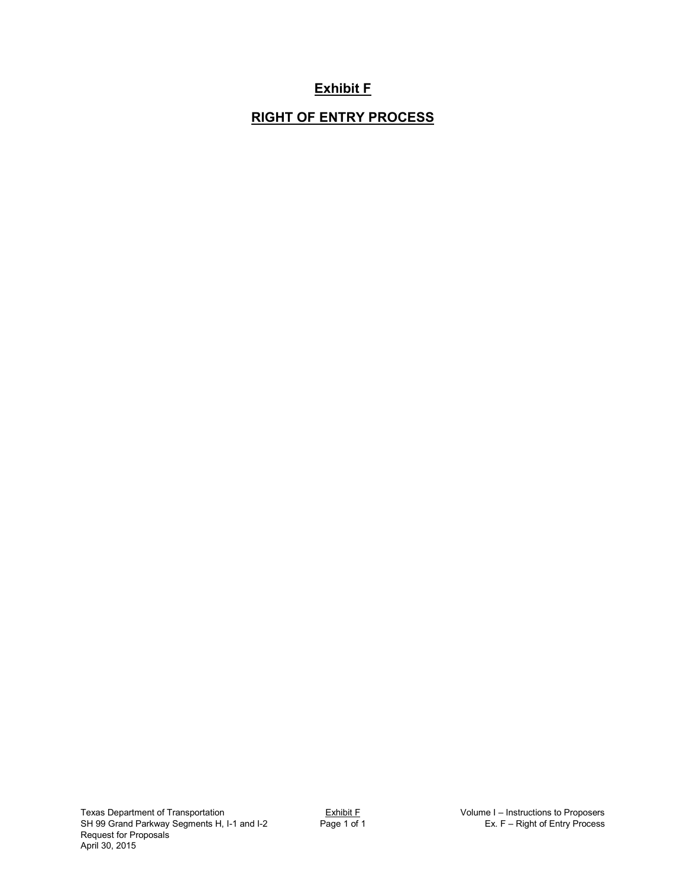# Exhibit F

## RIGHT OF ENTRY PROCESS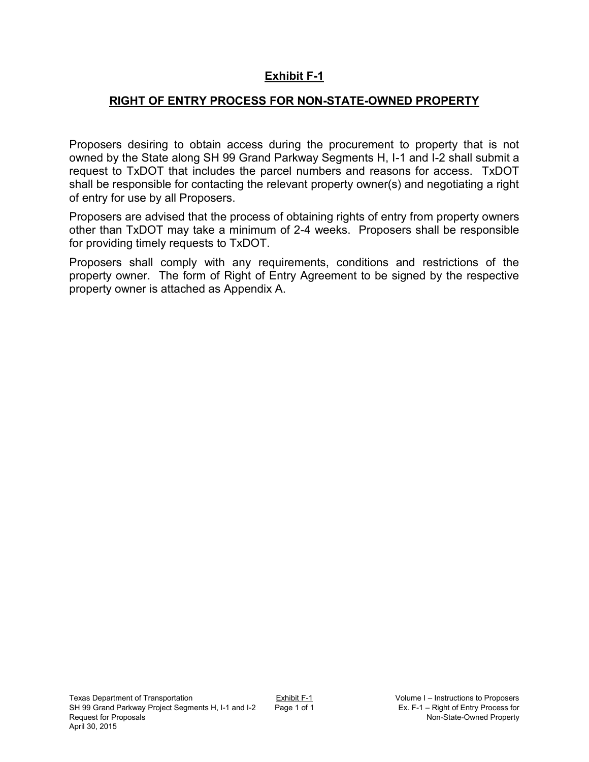# Exhibit F-1

## RIGHT OF ENTRY PROCESS FOR NON-STATE-OWNED PROPERTY

Proposers desiring to obtain access during the procurement to property that is not owned by the State along SH 99 Grand Parkway Segments H, I-1 and I-2 shall submit a request to TxDOT that includes the parcel numbers and reasons for access. TxDOT shall be responsible for contacting the relevant property owner(s) and negotiating a right of entry for use by all Proposers.

Proposers are advised that the process of obtaining rights of entry from property owners other than TxDOT may take a minimum of 2-4 weeks. Proposers shall be responsible for providing timely requests to TxDOT.

Proposers shall comply with any requirements, conditions and restrictions of the property owner. The form of Right of Entry Agreement to be signed by the respective property owner is attached as Appendix A.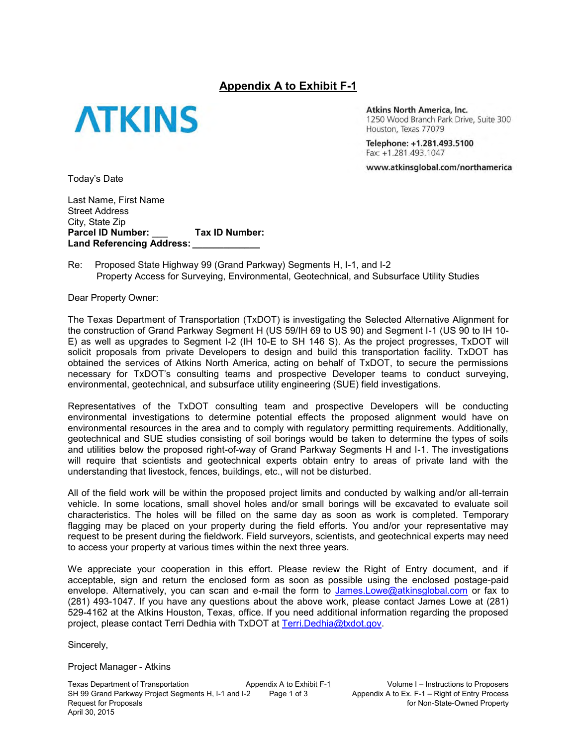## Appendix A to Exhibit F-1

**ATKINS**

**Atkins North America, Inc.**
1250 Wood Branch Park Drive, Suite 300
Houston, Texas 77079

**Telephone: +1.281.493.5100**
Fax: +1.281.493.1047

**www.atkinsglobal.com/northamerica**

Today's Date

Last Name, First Name
Street Address
City, State Zip
**Parcel ID Number:** ___ **Tax ID Number:**
**Land Referencing Address:** _____________

Re: Proposed State Highway 99 (Grand Parkway) Segments H, I-1, and I-2
Property Access for Surveying, Environmental, Geotechnical, and Subsurface Utility Studies

Dear Property Owner:

The Texas Department of Transportation (TxDOT) is investigating the Selected Alternative Alignment for the construction of Grand Parkway Segment H (US 59/IH 69 to US 90) and Segment I-1 (US 90 to IH 10-E) as well as upgrades to Segment I-2 (IH 10-E to SH 146 S). As the project progresses, TxDOT will solicit proposals from private Developers to design and build this transportation facility. TxDOT has obtained the services of Atkins North America, acting on behalf of TxDOT, to secure the permissions necessary for TxDOT's consulting teams and prospective Developer teams to conduct surveying, environmental, geotechnical, and subsurface utility engineering (SUE) field investigations.

Representatives of the TxDOT consulting team and prospective Developers will be conducting environmental investigations to determine potential effects the proposed alignment would have on environmental resources in the area and to comply with regulatory permitting requirements. Additionally, geotechnical and SUE studies consisting of soil borings would be taken to determine the types of soils and utilities below the proposed right-of-way of Grand Parkway Segments H and I-1. The investigations will require that scientists and geotechnical experts obtain entry to areas of private land with the understanding that livestock, fences, buildings, etc., will not be disturbed.

All of the field work will be within the proposed project limits and conducted by walking and/or all-terrain vehicle. In some locations, small shovel holes and/or small borings will be excavated to evaluate soil characteristics. The holes will be filled on the same day as soon as work is completed. Temporary flagging may be placed on your property during the field efforts. You and/or your representative may request to be present during the fieldwork. Field surveyors, scientists, and geotechnical experts may need to access your property at various times within the next three years.

We appreciate your cooperation in this effort. Please review the Right of Entry document, and if acceptable, sign and return the enclosed form as soon as possible using the enclosed postage-paid envelope. Alternatively, you can scan and e-mail the form to James.Lowe@atkinsglobal.com or fax to (281) 493-1047. If you have any questions about the above work, please contact James Lowe at (281) 529-4162 at the Atkins Houston, Texas, office. If you need additional information regarding the proposed project, please contact Terri Dedhia with TxDOT at Terri.Dedhia@txdot.gov.

Sincerely,

Project Manager - Atkins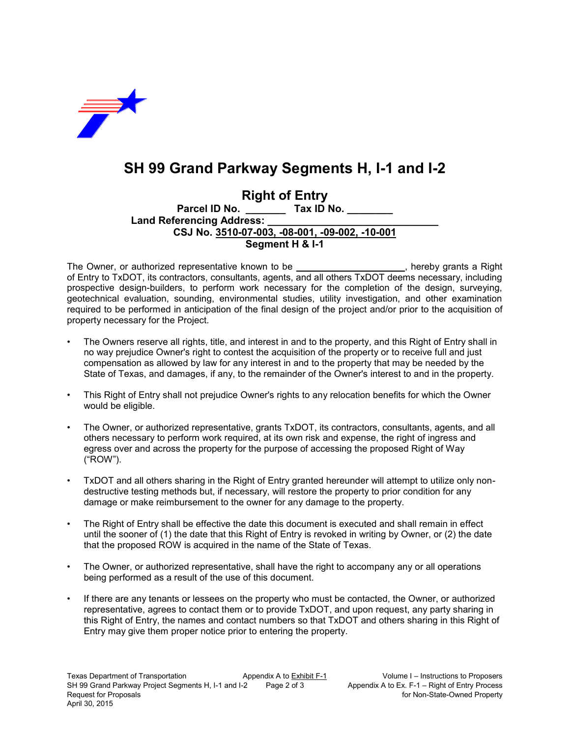# SH 99 Grand Parkway Segments H, I-1 and I-2

## Right of Entry

**Parcel ID No. _______ Tax ID No. ________**

**Land Referencing Address: ______________________________**

**CSJ No. 3510-07-003, -08-001, -09-002, -10-001**

**Segment H & I-1**

The Owner, or authorized representative known to be ____________________, hereby grants a Right of Entry to TxDOT, its contractors, consultants, agents, and all others TxDOT deems necessary, including prospective design-builders, to perform work necessary for the completion of the design, surveying, geotechnical evaluation, sounding, environmental studies, utility investigation, and other examination required to be performed in anticipation of the final design of the project and/or prior to the acquisition of property necessary for the Project.

- The Owners reserve all rights, title, and interest in and to the property, and this Right of Entry shall in no way prejudice Owner's right to contest the acquisition of the property or to receive full and just compensation as allowed by law for any interest in and to the property that may be needed by the State of Texas, and damages, if any, to the remainder of the Owner's interest to and in the property.

- This Right of Entry shall not prejudice Owner's rights to any relocation benefits for which the Owner would be eligible.

- The Owner, or authorized representative, grants TxDOT, its contractors, consultants, agents, and all others necessary to perform work required, at its own risk and expense, the right of ingress and egress over and across the property for the purpose of accessing the proposed Right of Way ("ROW").

- TxDOT and all others sharing in the Right of Entry granted hereunder will attempt to utilize only non-destructive testing methods but, if necessary, will restore the property to prior condition for any damage or make reimbursement to the owner for any damage to the property.

- The Right of Entry shall be effective the date this document is executed and shall remain in effect until the sooner of (1) the date that this Right of Entry is revoked in writing by Owner, or (2) the date that the proposed ROW is acquired in the name of the State of Texas.

- The Owner, or authorized representative, shall have the right to accompany any or all operations being performed as a result of the use of this document.

- If there are any tenants or lessees on the property who must be contacted, the Owner, or authorized representative, agrees to contact them or to provide TxDOT, and upon request, any party sharing in this Right of Entry, the names and contact numbers so that TxDOT and others sharing in this Right of Entry may give them proper notice prior to entering the property.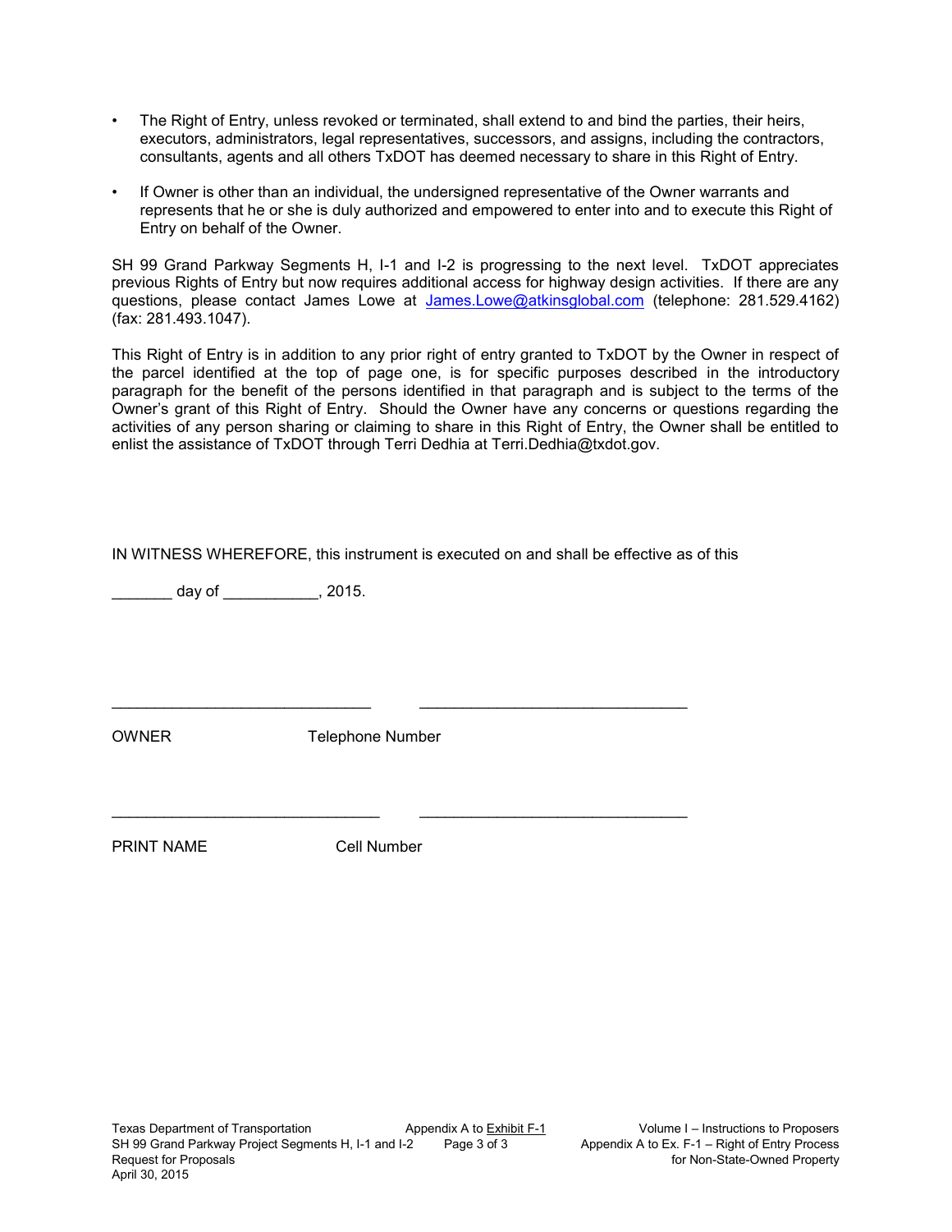- The Right of Entry, unless revoked or terminated, shall extend to and bind the parties, their heirs, executors, administrators, legal representatives, successors, and assigns, including the contractors, consultants, agents and all others TxDOT has deemed necessary to share in this Right of Entry.
- If Owner is other than an individual, the undersigned representative of the Owner warrants and represents that he or she is duly authorized and empowered to enter into and to execute this Right of Entry on behalf of the Owner.

SH 99 Grand Parkway Segments H, I-1 and I-2 is progressing to the next level. TxDOT appreciates previous Rights of Entry but now requires additional access for highway design activities. If there are any questions, please contact James Lowe at James.Lowe@atkinsglobal.com (telephone: 281.529.4162) (fax: 281.493.1047).

This Right of Entry is in addition to any prior right of entry granted to TxDOT by the Owner in respect of the parcel identified at the top of page one, is for specific purposes described in the introductory paragraph for the benefit of the persons identified in that paragraph and is subject to the terms of the Owner's grant of this Right of Entry. Should the Owner have any concerns or questions regarding the activities of any person sharing or claiming to share in this Right of Entry, the Owner shall be entitled to enlist the assistance of TxDOT through Terri Dedhia at Terri.Dedhia@txdot.gov.

IN WITNESS WHEREFORE, this instrument is executed on and shall be effective as of this

_______ day of ___________, 2015.

______________________________ ______________________________

OWNER Telephone Number

______________________________ ______________________________

PRINT NAME Cell Number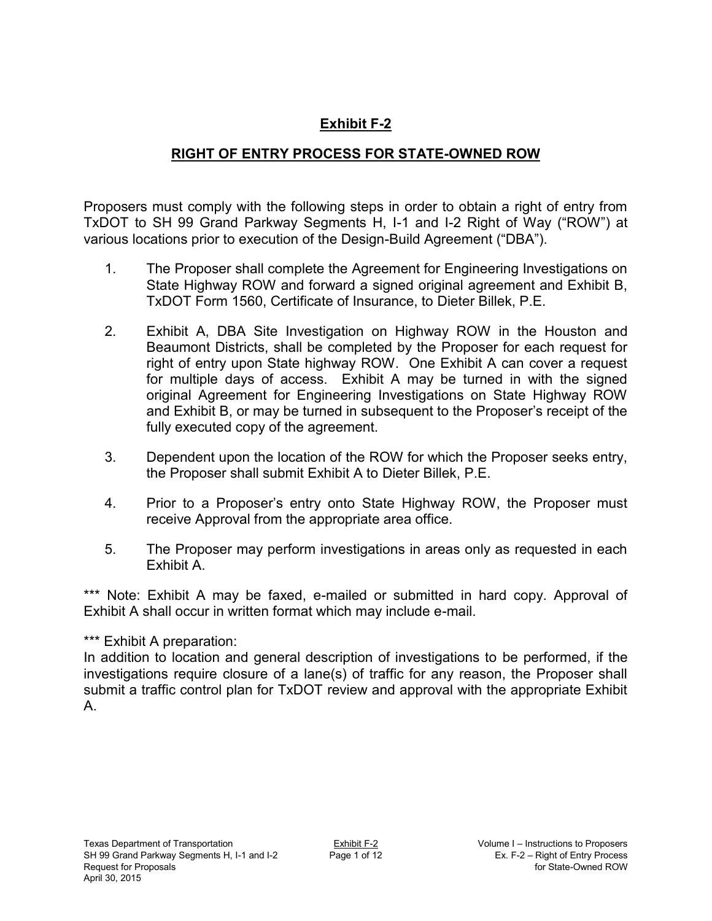# **Exhibit F-2**

## **RIGHT OF ENTRY PROCESS FOR STATE-OWNED ROW**

Proposers must comply with the following steps in order to obtain a right of entry from TxDOT to SH 99 Grand Parkway Segments H, I-1 and I-2 Right of Way ("ROW") at various locations prior to execution of the Design-Build Agreement ("DBA").

1. The Proposer shall complete the Agreement for Engineering Investigations on State Highway ROW and forward a signed original agreement and Exhibit B, TxDOT Form 1560, Certificate of Insurance, to Dieter Billek, P.E.

2. Exhibit A, DBA Site Investigation on Highway ROW in the Houston and Beaumont Districts, shall be completed by the Proposer for each request for right of entry upon State highway ROW. One Exhibit A can cover a request for multiple days of access. Exhibit A may be turned in with the signed original Agreement for Engineering Investigations on State Highway ROW and Exhibit B, or may be turned in subsequent to the Proposer's receipt of the fully executed copy of the agreement.

3. Dependent upon the location of the ROW for which the Proposer seeks entry, the Proposer shall submit Exhibit A to Dieter Billek, P.E.

4. Prior to a Proposer's entry onto State Highway ROW, the Proposer must receive Approval from the appropriate area office.

5. The Proposer may perform investigations in areas only as requested in each Exhibit A.

*** Note: Exhibit A may be faxed, e-mailed or submitted in hard copy. Approval of Exhibit A shall occur in written format which may include e-mail.

*** Exhibit A preparation:
In addition to location and general description of investigations to be performed, if the investigations require closure of a lane(s) of traffic for any reason, the Proposer shall submit a traffic control plan for TxDOT review and approval with the appropriate Exhibit A.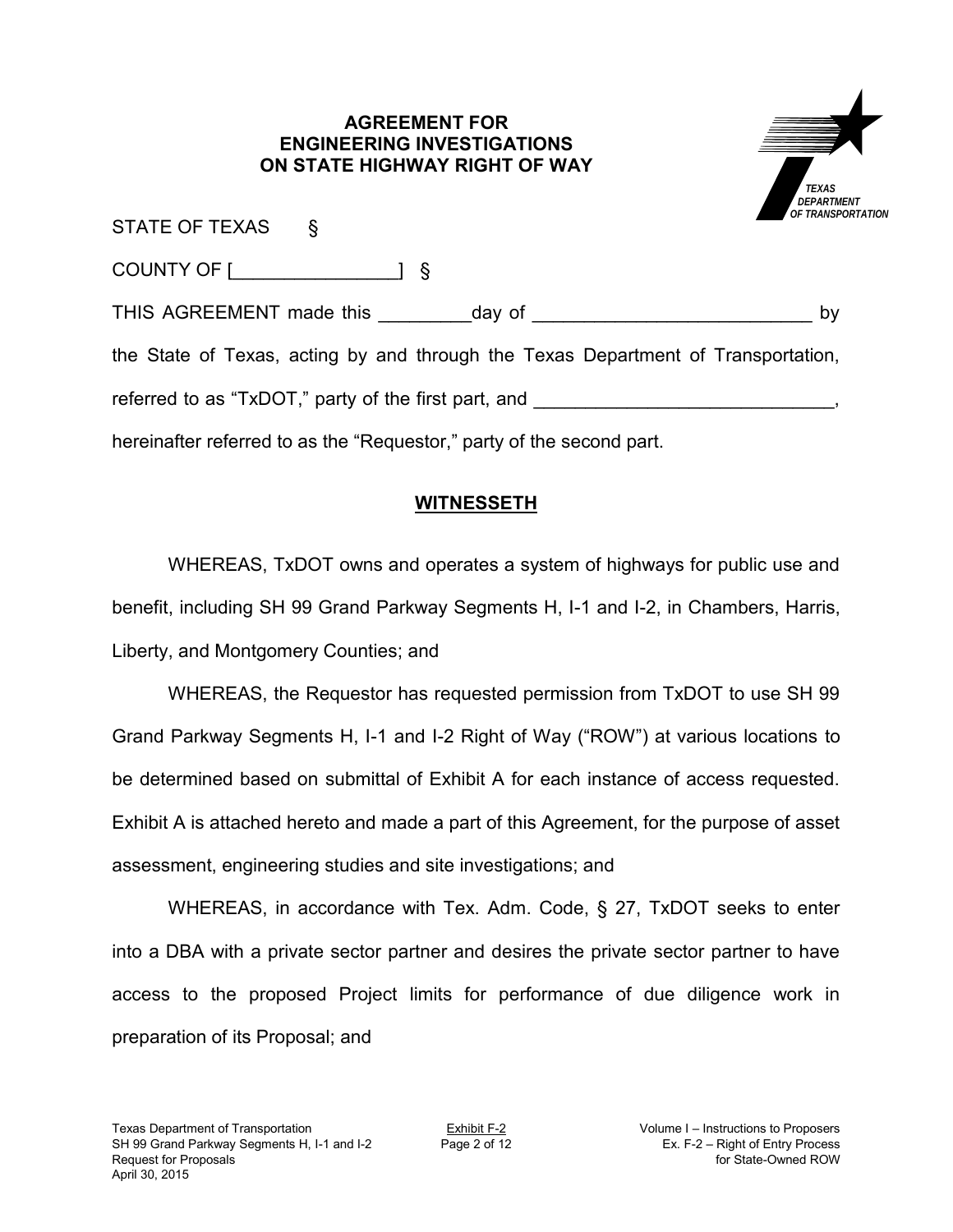# AGREEMENT FOR ENGINEERING INVESTIGATIONS ON STATE HIGHWAY RIGHT OF WAY

STATE OF TEXAS §

COUNTY OF [________________] §

THIS AGREEMENT made this _________day of ___________________________ by the State of Texas, acting by and through the Texas Department of Transportation, referred to as "TxDOT," party of the first part, and _____________________________, hereinafter referred to as the "Requestor," party of the second part.

## WITNESSETH

WHEREAS, TxDOT owns and operates a system of highways for public use and benefit, including SH 99 Grand Parkway Segments H, I-1 and I-2, in Chambers, Harris, Liberty, and Montgomery Counties; and

WHEREAS, the Requestor has requested permission from TxDOT to use SH 99 Grand Parkway Segments H, I-1 and I-2 Right of Way ("ROW") at various locations to be determined based on submittal of Exhibit A for each instance of access requested. Exhibit A is attached hereto and made a part of this Agreement, for the purpose of asset assessment, engineering studies and site investigations; and

WHEREAS, in accordance with Tex. Adm. Code, § 27, TxDOT seeks to enter into a DBA with a private sector partner and desires the private sector partner to have access to the proposed Project limits for performance of due diligence work in preparation of its Proposal; and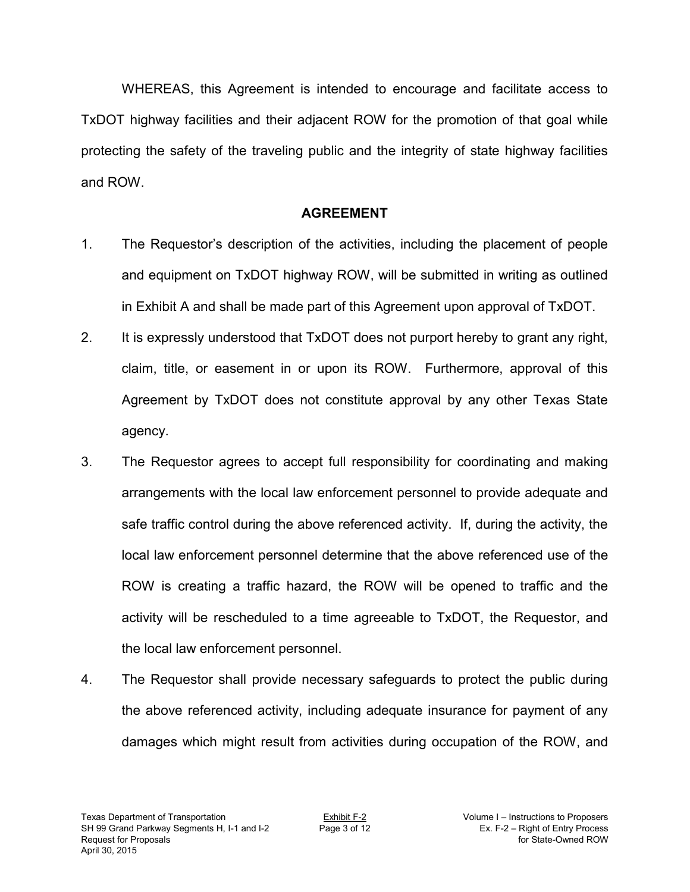WHEREAS, this Agreement is intended to encourage and facilitate access to TxDOT highway facilities and their adjacent ROW for the promotion of that goal while protecting the safety of the traveling public and the integrity of state highway facilities and ROW.

**AGREEMENT**

1. The Requestor's description of the activities, including the placement of people and equipment on TxDOT highway ROW, will be submitted in writing as outlined in Exhibit A and shall be made part of this Agreement upon approval of TxDOT.

2. It is expressly understood that TxDOT does not purport hereby to grant any right, claim, title, or easement in or upon its ROW. Furthermore, approval of this Agreement by TxDOT does not constitute approval by any other Texas State agency.

3. The Requestor agrees to accept full responsibility for coordinating and making arrangements with the local law enforcement personnel to provide adequate and safe traffic control during the above referenced activity. If, during the activity, the local law enforcement personnel determine that the above referenced use of the ROW is creating a traffic hazard, the ROW will be opened to traffic and the activity will be rescheduled to a time agreeable to TxDOT, the Requestor, and the local law enforcement personnel.

4. The Requestor shall provide necessary safeguards to protect the public during the above referenced activity, including adequate insurance for payment of any damages which might result from activities during occupation of the ROW, and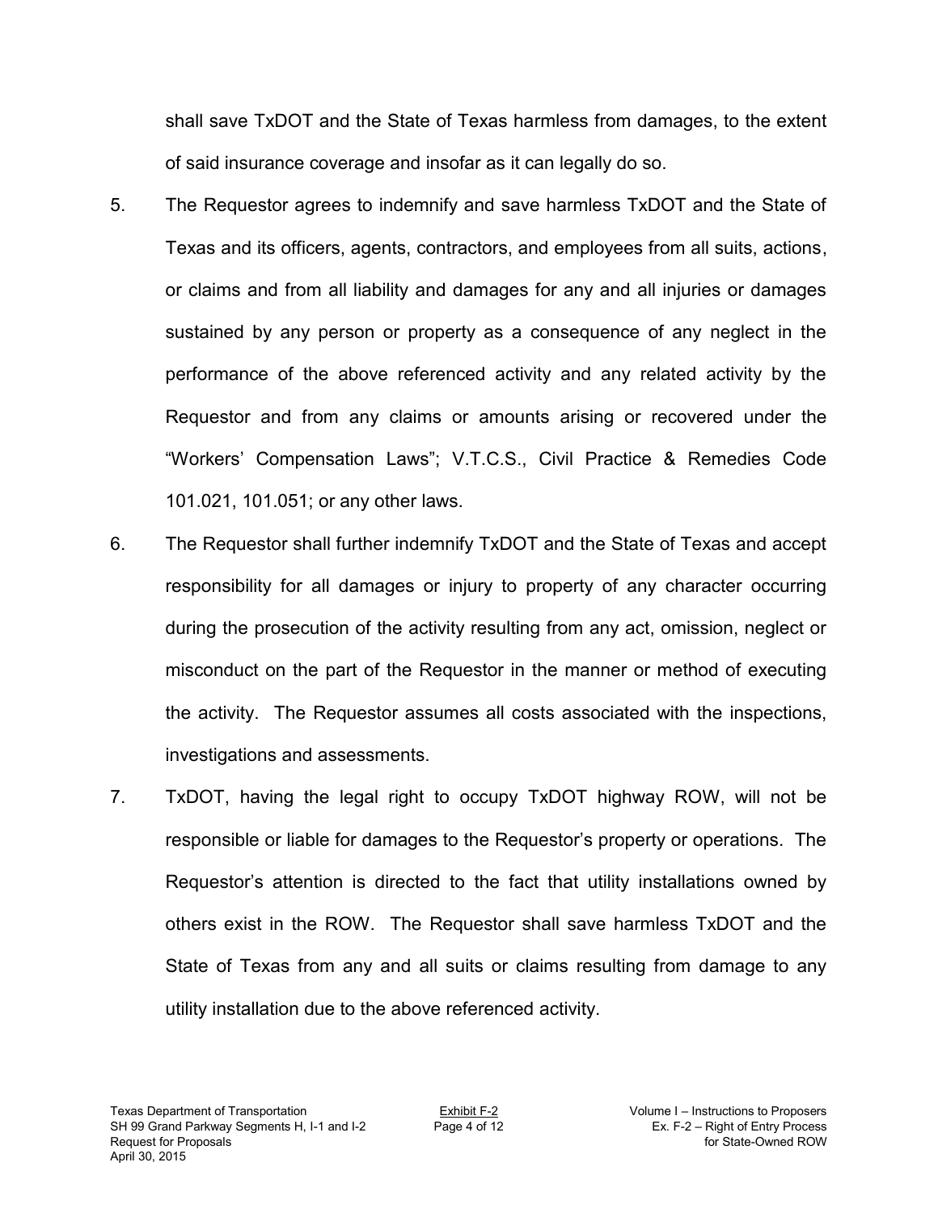shall save TxDOT and the State of Texas harmless from damages, to the extent of said insurance coverage and insofar as it can legally do so.

5. The Requestor agrees to indemnify and save harmless TxDOT and the State of Texas and its officers, agents, contractors, and employees from all suits, actions, or claims and from all liability and damages for any and all injuries or damages sustained by any person or property as a consequence of any neglect in the performance of the above referenced activity and any related activity by the Requestor and from any claims or amounts arising or recovered under the "Workers' Compensation Laws"; V.T.C.S., Civil Practice & Remedies Code 101.021, 101.051; or any other laws.

6. The Requestor shall further indemnify TxDOT and the State of Texas and accept responsibility for all damages or injury to property of any character occurring during the prosecution of the activity resulting from any act, omission, neglect or misconduct on the part of the Requestor in the manner or method of executing the activity. The Requestor assumes all costs associated with the inspections, investigations and assessments.

7. TxDOT, having the legal right to occupy TxDOT highway ROW, will not be responsible or liable for damages to the Requestor's property or operations. The Requestor's attention is directed to the fact that utility installations owned by others exist in the ROW. The Requestor shall save harmless TxDOT and the State of Texas from any and all suits or claims resulting from damage to any utility installation due to the above referenced activity.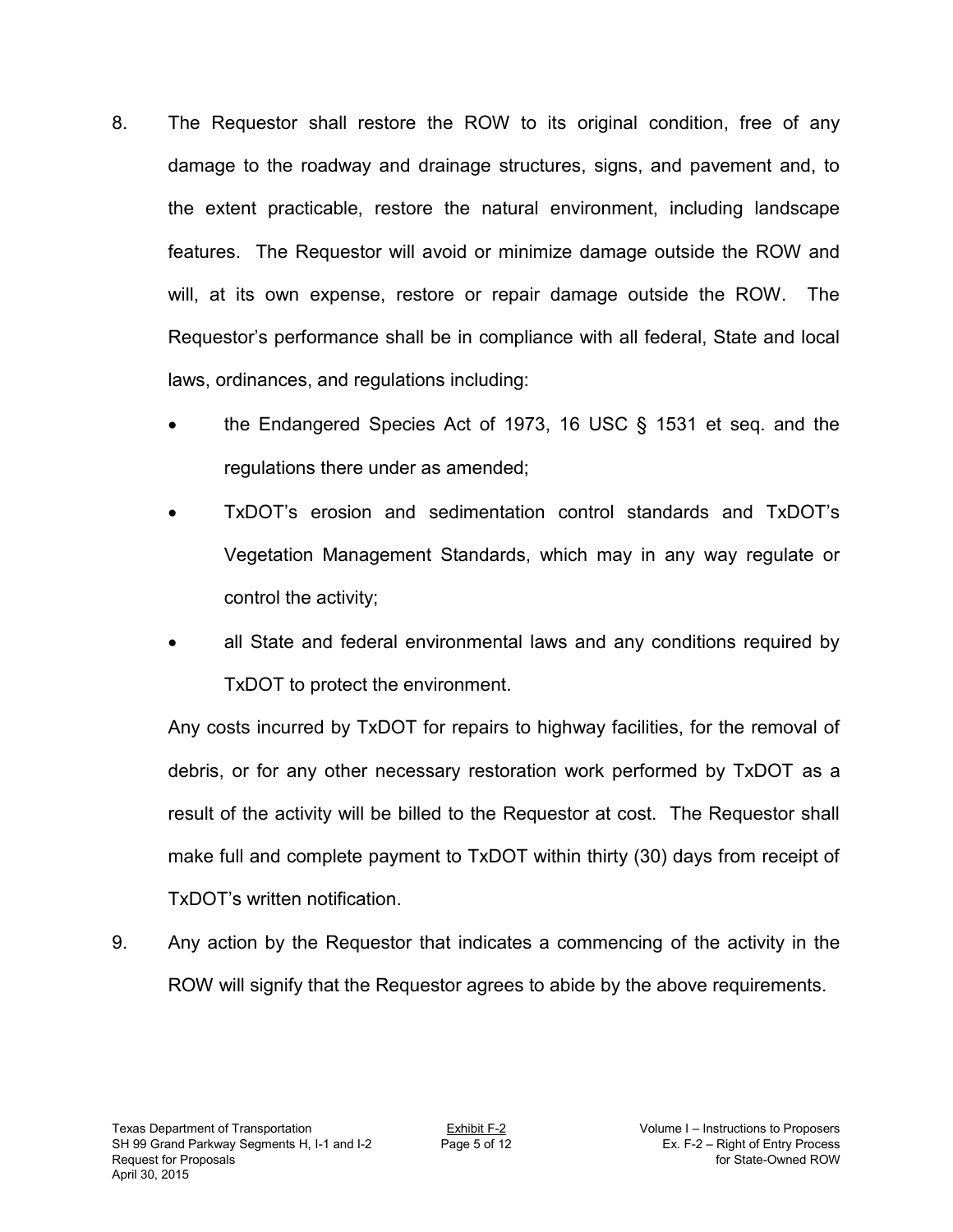8. The Requestor shall restore the ROW to its original condition, free of any damage to the roadway and drainage structures, signs, and pavement and, to the extent practicable, restore the natural environment, including landscape features. The Requestor will avoid or minimize damage outside the ROW and will, at its own expense, restore or repair damage outside the ROW. The Requestor's performance shall be in compliance with all federal, State and local laws, ordinances, and regulations including:

   - the Endangered Species Act of 1973, 16 USC § 1531 et seq. and the regulations there under as amended;
   - TxDOT's erosion and sedimentation control standards and TxDOT's Vegetation Management Standards, which may in any way regulate or control the activity;
   - all State and federal environmental laws and any conditions required by TxDOT to protect the environment.

   Any costs incurred by TxDOT for repairs to highway facilities, for the removal of debris, or for any other necessary restoration work performed by TxDOT as a result of the activity will be billed to the Requestor at cost. The Requestor shall make full and complete payment to TxDOT within thirty (30) days from receipt of TxDOT's written notification.

9. Any action by the Requestor that indicates a commencing of the activity in the ROW will signify that the Requestor agrees to abide by the above requirements.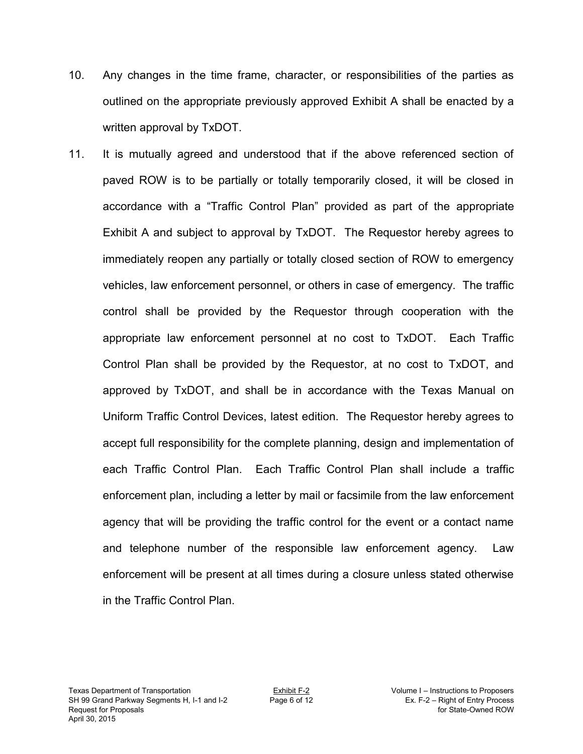10. Any changes in the time frame, character, or responsibilities of the parties as outlined on the appropriate previously approved Exhibit A shall be enacted by a written approval by TxDOT.

11. It is mutually agreed and understood that if the above referenced section of paved ROW is to be partially or totally temporarily closed, it will be closed in accordance with a "Traffic Control Plan" provided as part of the appropriate Exhibit A and subject to approval by TxDOT. The Requestor hereby agrees to immediately reopen any partially or totally closed section of ROW to emergency vehicles, law enforcement personnel, or others in case of emergency. The traffic control shall be provided by the Requestor through cooperation with the appropriate law enforcement personnel at no cost to TxDOT. Each Traffic Control Plan shall be provided by the Requestor, at no cost to TxDOT, and approved by TxDOT, and shall be in accordance with the Texas Manual on Uniform Traffic Control Devices, latest edition. The Requestor hereby agrees to accept full responsibility for the complete planning, design and implementation of each Traffic Control Plan. Each Traffic Control Plan shall include a traffic enforcement plan, including a letter by mail or facsimile from the law enforcement agency that will be providing the traffic control for the event or a contact name and telephone number of the responsible law enforcement agency. Law enforcement will be present at all times during a closure unless stated otherwise in the Traffic Control Plan.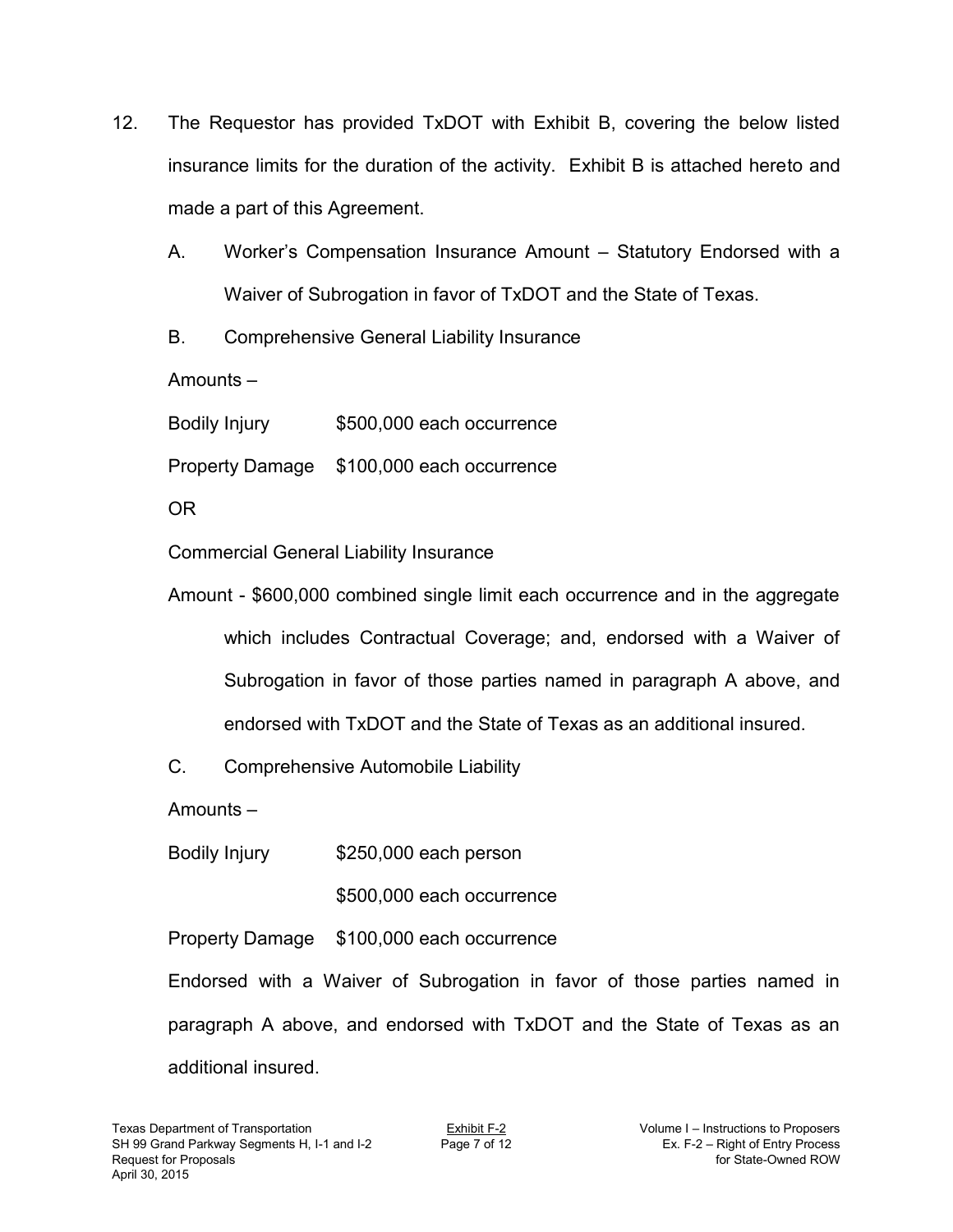12. The Requestor has provided TxDOT with Exhibit B, covering the below listed insurance limits for the duration of the activity. Exhibit B is attached hereto and made a part of this Agreement.

   A. Worker's Compensation Insurance Amount – Statutory Endorsed with a Waiver of Subrogation in favor of TxDOT and the State of Texas.

   B. Comprehensive General Liability Insurance

   Amounts –

   Bodily Injury $500,000 each occurrence

   Property Damage $100,000 each occurrence

   OR

   Commercial General Liability Insurance

   Amount - $600,000 combined single limit each occurrence and in the aggregate which includes Contractual Coverage; and, endorsed with a Waiver of Subrogation in favor of those parties named in paragraph A above, and endorsed with TxDOT and the State of Texas as an additional insured.

   C. Comprehensive Automobile Liability

   Amounts –

   Bodily Injury $250,000 each person

   $500,000 each occurrence

   Property Damage $100,000 each occurrence

   Endorsed with a Waiver of Subrogation in favor of those parties named in paragraph A above, and endorsed with TxDOT and the State of Texas as an additional insured.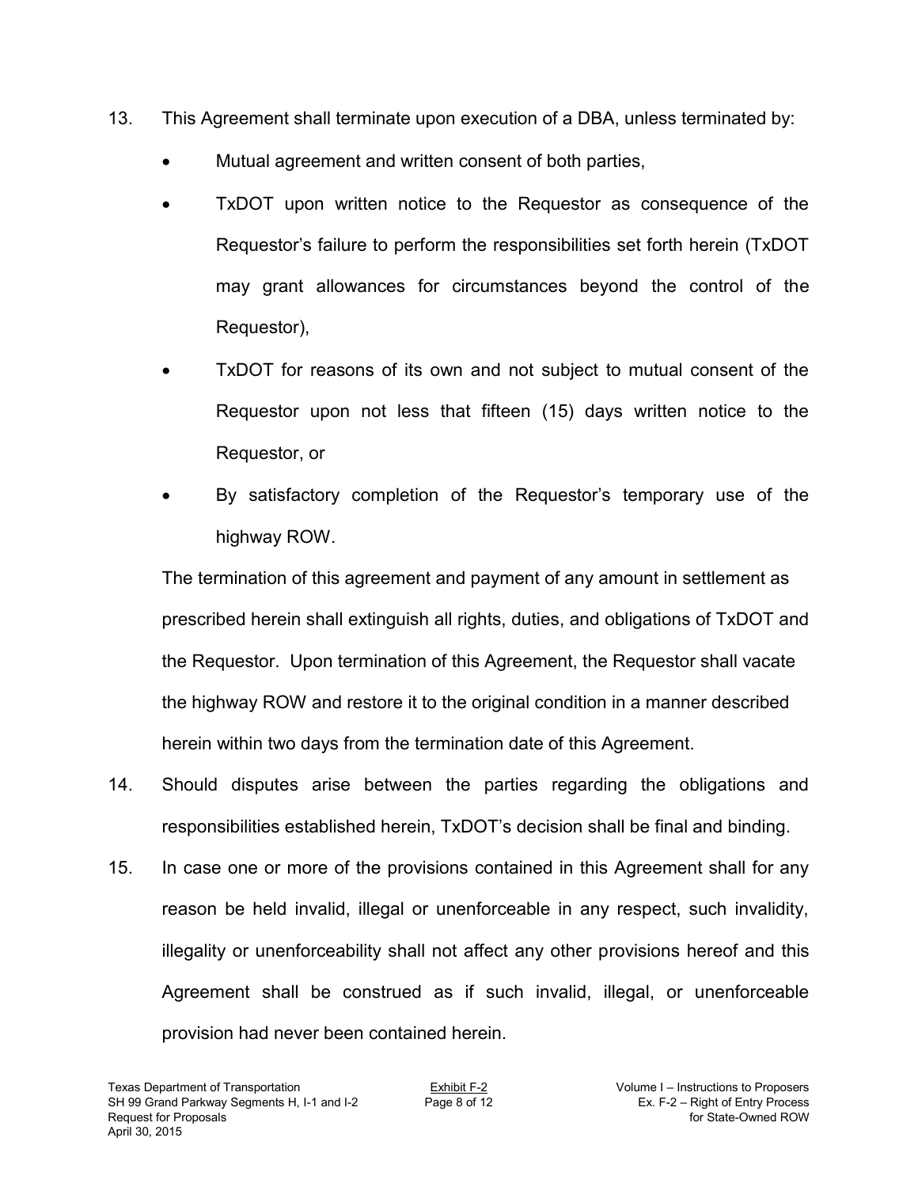13. This Agreement shall terminate upon execution of a DBA, unless terminated by:

    - Mutual agreement and written consent of both parties,
    - TxDOT upon written notice to the Requestor as consequence of the Requestor's failure to perform the responsibilities set forth herein (TxDOT may grant allowances for circumstances beyond the control of the Requestor),
    - TxDOT for reasons of its own and not subject to mutual consent of the Requestor upon not less that fifteen (15) days written notice to the Requestor, or
    - By satisfactory completion of the Requestor's temporary use of the highway ROW.

    The termination of this agreement and payment of any amount in settlement as prescribed herein shall extinguish all rights, duties, and obligations of TxDOT and the Requestor. Upon termination of this Agreement, the Requestor shall vacate the highway ROW and restore it to the original condition in a manner described herein within two days from the termination date of this Agreement.

14. Should disputes arise between the parties regarding the obligations and responsibilities established herein, TxDOT's decision shall be final and binding.

15. In case one or more of the provisions contained in this Agreement shall for any reason be held invalid, illegal or unenforceable in any respect, such invalidity, illegality or unenforceability shall not affect any other provisions hereof and this Agreement shall be construed as if such invalid, illegal, or unenforceable provision had never been contained herein.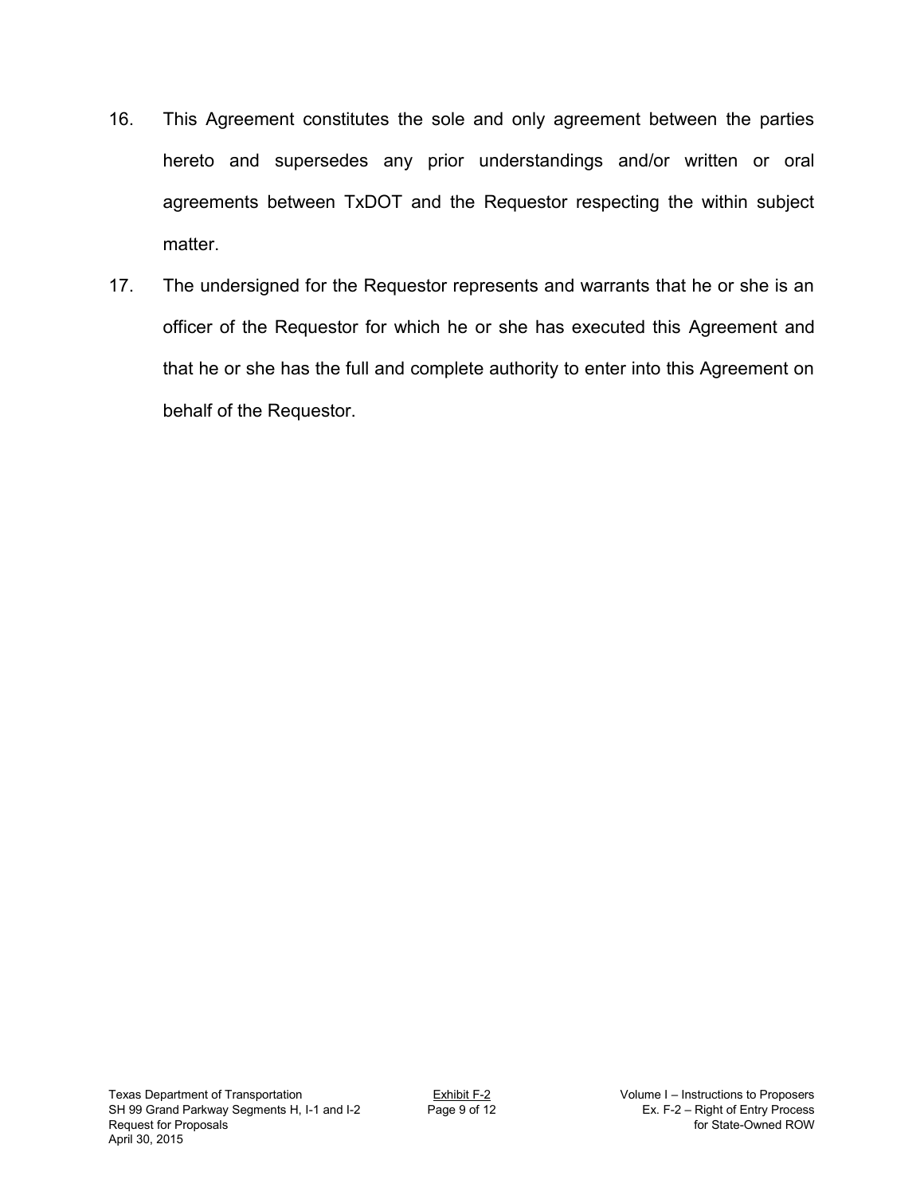16. This Agreement constitutes the sole and only agreement between the parties hereto and supersedes any prior understandings and/or written or oral agreements between TxDOT and the Requestor respecting the within subject matter.

17. The undersigned for the Requestor represents and warrants that he or she is an officer of the Requestor for which he or she has executed this Agreement and that he or she has the full and complete authority to enter into this Agreement on behalf of the Requestor.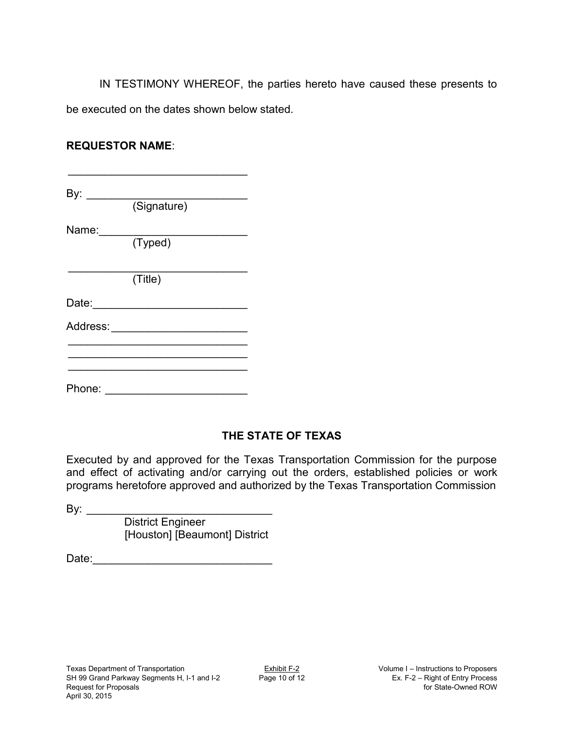IN TESTIMONY WHEREOF, the parties hereto have caused these presents to be executed on the dates shown below stated.

**REQUESTOR NAME**:

\_\_\_\_\_\_\_\_\_\_\_\_\_\_\_\_\_\_\_\_\_\_\_\_\_\_\_\_

By: \_\_\_\_\_\_\_\_\_\_\_\_\_\_\_\_\_\_\_\_\_\_\_\_\_\_
(Signature)

Name:\_\_\_\_\_\_\_\_\_\_\_\_\_\_\_\_\_\_\_\_\_\_\_\_
(Typed)

\_\_\_\_\_\_\_\_\_\_\_\_\_\_\_\_\_\_\_\_\_\_\_\_\_\_\_\_
(Title)

Date:\_\_\_\_\_\_\_\_\_\_\_\_\_\_\_\_\_\_\_\_\_\_\_\_\_

Address:\_\_\_\_\_\_\_\_\_\_\_\_\_\_\_\_\_\_\_\_\_\_
\_\_\_\_\_\_\_\_\_\_\_\_\_\_\_\_\_\_\_\_\_\_\_\_\_\_\_\_
\_\_\_\_\_\_\_\_\_\_\_\_\_\_\_\_\_\_\_\_\_\_\_\_\_\_\_\_
\_\_\_\_\_\_\_\_\_\_\_\_\_\_\_\_\_\_\_\_\_\_\_\_\_\_\_\_

Phone: \_\_\_\_\_\_\_\_\_\_\_\_\_\_\_\_\_\_\_\_\_\_\_

**THE STATE OF TEXAS**

Executed by and approved for the Texas Transportation Commission for the purpose and effect of activating and/or carrying out the orders, established policies or work programs heretofore approved and authorized by the Texas Transportation Commission

By: \_\_\_\_\_\_\_\_\_\_\_\_\_\_\_\_\_\_\_\_\_\_\_\_\_\_\_\_\_\_
District Engineer
[Houston] [Beaumont] District

Date:\_\_\_\_\_\_\_\_\_\_\_\_\_\_\_\_\_\_\_\_\_\_\_\_\_\_\_\_\_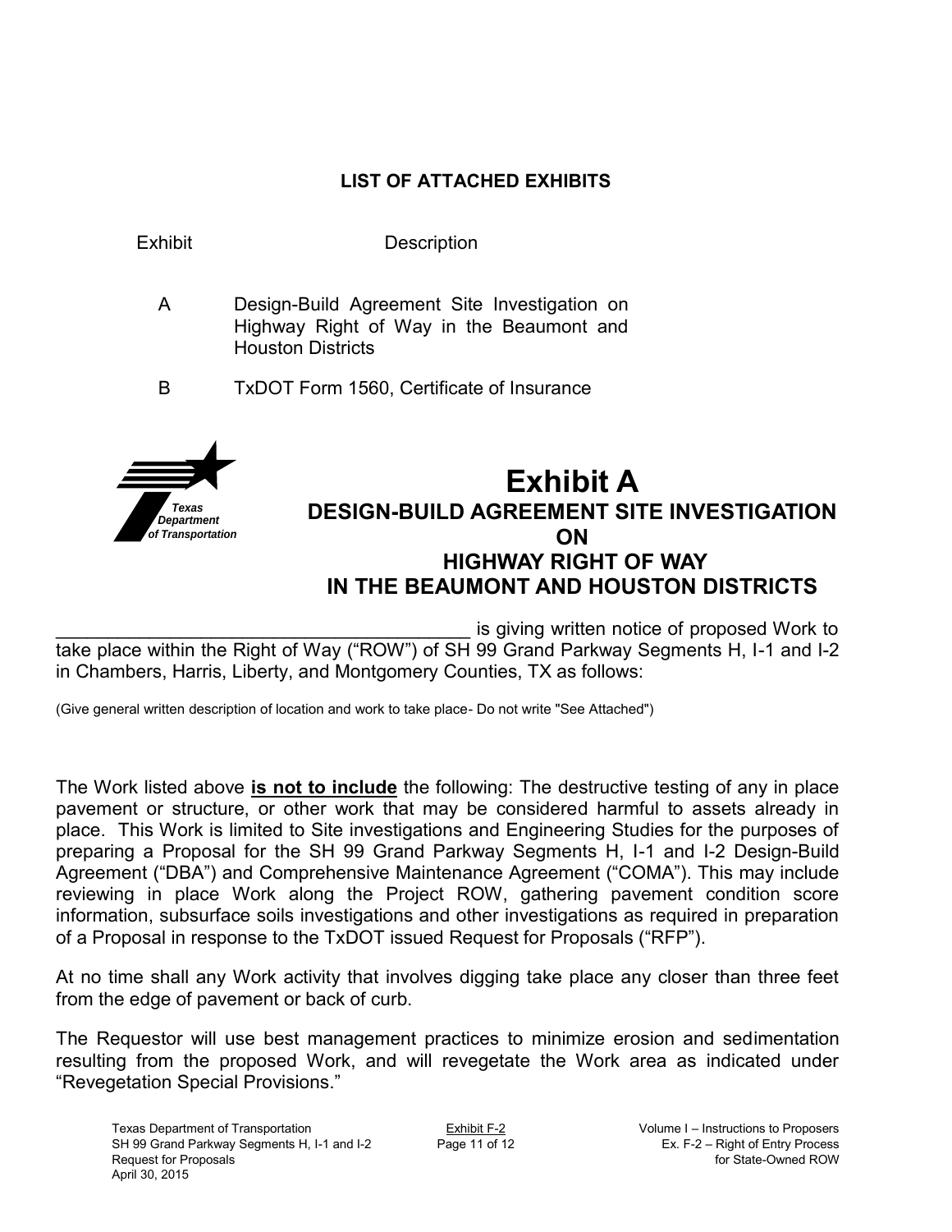## LIST OF ATTACHED EXHIBITS

| Exhibit | Description |
|---|---|
| A | Design-Build Agreement Site Investigation on Highway Right of Way in the Beaumont and Houston Districts |
| B | TxDOT Form 1560, Certificate of Insurance |

Texas Department of Transportation

# Exhibit A

## DESIGN-BUILD AGREEMENT SITE INVESTIGATION ON HIGHWAY RIGHT OF WAY IN THE BEAUMONT AND HOUSTON DISTRICTS

________________________________________ is giving written notice of proposed Work to take place within the Right of Way ("ROW") of SH 99 Grand Parkway Segments H, I-1 and I-2 in Chambers, Harris, Liberty, and Montgomery Counties, TX as follows:

(Give general written description of location and work to take place- Do not write "See Attached")

The Work listed above **is not to include** the following: The destructive testing of any in place pavement or structure, or other work that may be considered harmful to assets already in place. This Work is limited to Site investigations and Engineering Studies for the purposes of preparing a Proposal for the SH 99 Grand Parkway Segments H, I-1 and I-2 Design-Build Agreement ("DBA") and Comprehensive Maintenance Agreement ("COMA"). This may include reviewing in place Work along the Project ROW, gathering pavement condition score information, subsurface soils investigations and other investigations as required in preparation of a Proposal in response to the TxDOT issued Request for Proposals ("RFP").

At no time shall any Work activity that involves digging take place any closer than three feet from the edge of pavement or back of curb.

The Requestor will use best management practices to minimize erosion and sedimentation resulting from the proposed Work, and will revegetate the Work area as indicated under "Revegetation Special Provisions."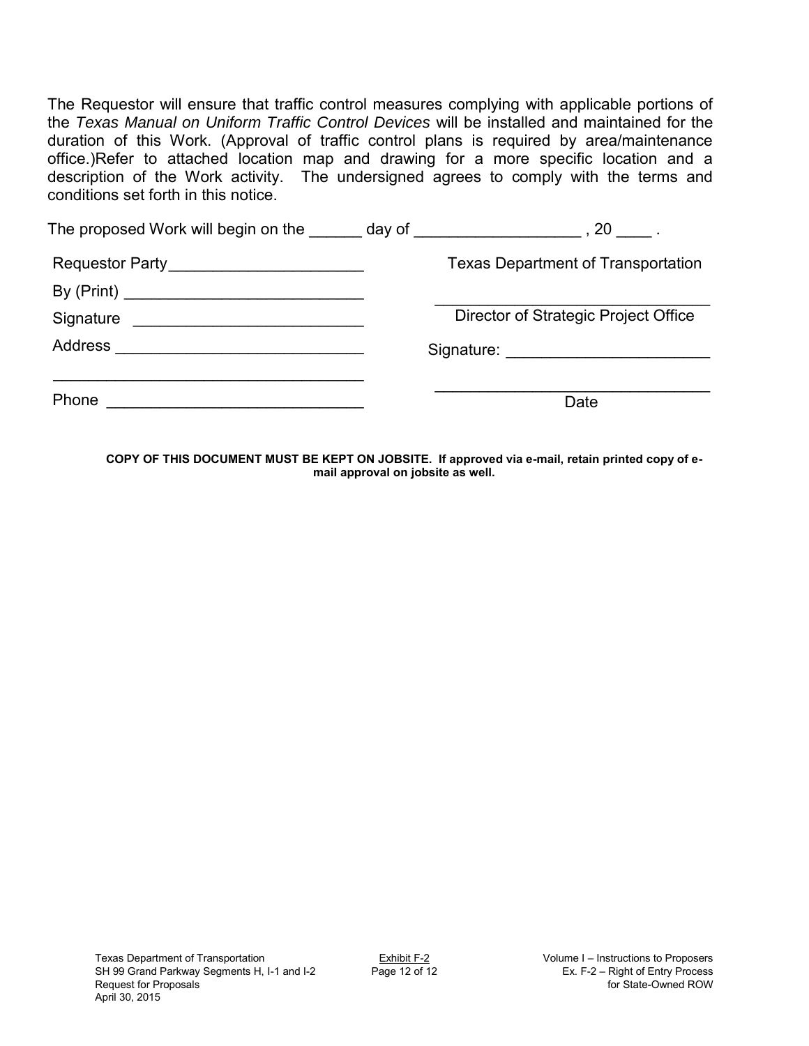The Requestor will ensure that traffic control measures complying with applicable portions of the *Texas Manual on Uniform Traffic Control Devices* will be installed and maintained for the duration of this Work. (Approval of traffic control plans is required by area/maintenance office.)Refer to attached location map and drawing for a more specific location and a description of the Work activity. The undersigned agrees to comply with the terms and conditions set forth in this notice.

The proposed Work will begin on the ______ day of ___________________ , 20 ____ .

| | |
|---|---|
| Requestor Party______________________ | Texas Department of Transportation |
| By (Print) ___________________________ | ________________________________ |
| Signature __________________________ | Director of Strategic Project Office |
| Address ____________________________ | Signature: _______________________ |
| ___________________________________ | ________________________________ |
| Phone _____________________________ | Date |

**COPY OF THIS DOCUMENT MUST BE KEPT ON JOBSITE. If approved via e-mail, retain printed copy of e-mail approval on jobsite as well.**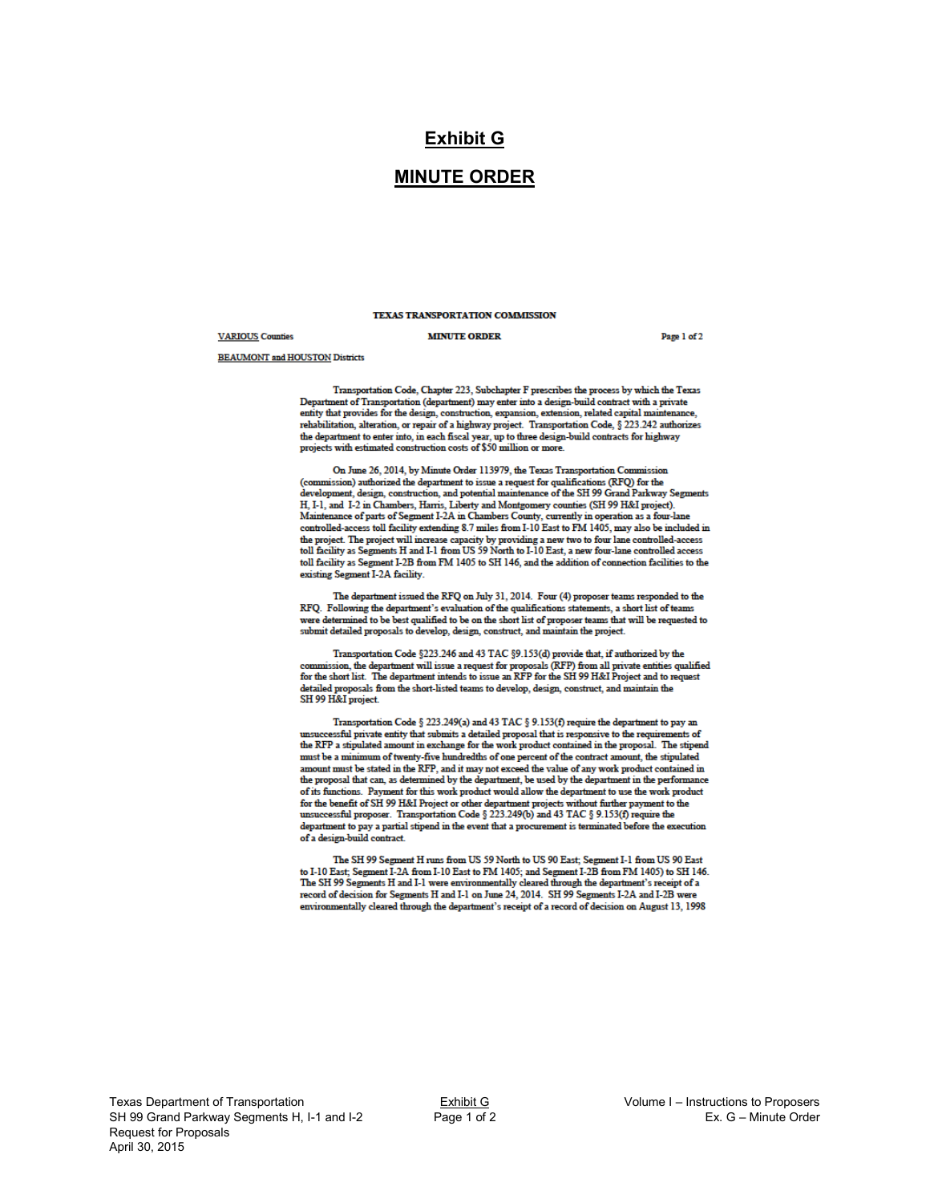# Exhibit G

# MINUTE ORDER

**TEXAS TRANSPORTATION COMMISSION**

VARIOUS Counties **MINUTE ORDER** Page 1 of 2

BEAUMONT and HOUSTON Districts

Transportation Code, Chapter 223, Subchapter F prescribes the process by which the Texas Department of Transportation (department) may enter into a design-build contract with a private entity that provides for the design, construction, expansion, extension, related capital maintenance, rehabilitation, alteration, or repair of a highway project. Transportation Code, § 223.242 authorizes the department to enter into, in each fiscal year, up to three design-build contracts for highway projects with estimated construction costs of $50 million or more.

On June 26, 2014, by Minute Order 113979, the Texas Transportation Commission (commission) authorized the department to issue a request for qualifications (RFQ) for the development, design, construction, and potential maintenance of the SH 99 Grand Parkway Segments H, I-1, and I-2 in Chambers, Harris, Liberty and Montgomery counties (SH 99 H&I project). Maintenance of parts of Segment I-2A in Chambers County, currently in operation as a four-lane controlled-access toll facility extending 8.7 miles from I-10 East to FM 1405, may also be included in the project. The project will increase capacity by providing a new two to four lane controlled-access toll facility as Segments H and I-1 from US 59 North to I-10 East, a new four-lane controlled access toll facility as Segment I-2B from FM 1405 to SH 146, and the addition of connection facilities to the existing Segment I-2A facility.

The department issued the RFQ on July 31, 2014. Four (4) proposer teams responded to the RFQ. Following the department's evaluation of the qualifications statements, a short list of teams were determined to be best qualified to be on the short list of proposer teams that will be requested to submit detailed proposals to develop, design, construct, and maintain the project.

Transportation Code §223.246 and 43 TAC §9.153(d) provide that, if authorized by the commission, the department will issue a request for proposals (RFP) from all private entities qualified for the short list. The department intends to issue an RFP for the SH 99 H&I Project and to request detailed proposals from the short-listed teams to develop, design, construct, and maintain the SH 99 H&I project.

Transportation Code § 223.249(a) and 43 TAC § 9.153(f) require the department to pay an unsuccessful private entity that submits a detailed proposal that is responsive to the requirements of the RFP a stipulated amount in exchange for the work product contained in the proposal. The stipend must be a minimum of twenty-five hundredths of one percent of the contract amount, the stipulated amount must be stated in the RFP, and it may not exceed the value of any work product contained in the proposal that can, as determined by the department, be used by the department in the performance of its functions. Payment for this work product would allow the department to use the work product for the benefit of SH 99 H&I Project or other department projects without further payment to the unsuccessful proposer. Transportation Code § 223.249(b) and 43 TAC § 9.153(f) require the department to pay a partial stipend in the event that a procurement is terminated before the execution of a design-build contract.

The SH 99 Segment H runs from US 59 North to US 90 East; Segment I-1 from US 90 East to I-10 East; Segment I-2A from I-10 East to FM 1405; and Segment I-2B from FM 1405) to SH 146. The SH 99 Segments H and I-1 were environmentally cleared through the department's receipt of a record of decision for Segments H and I-1 on June 24, 2014. SH 99 Segments I-2A and I-2B were environmentally cleared through the department's receipt of a record of decision on August 13, 1998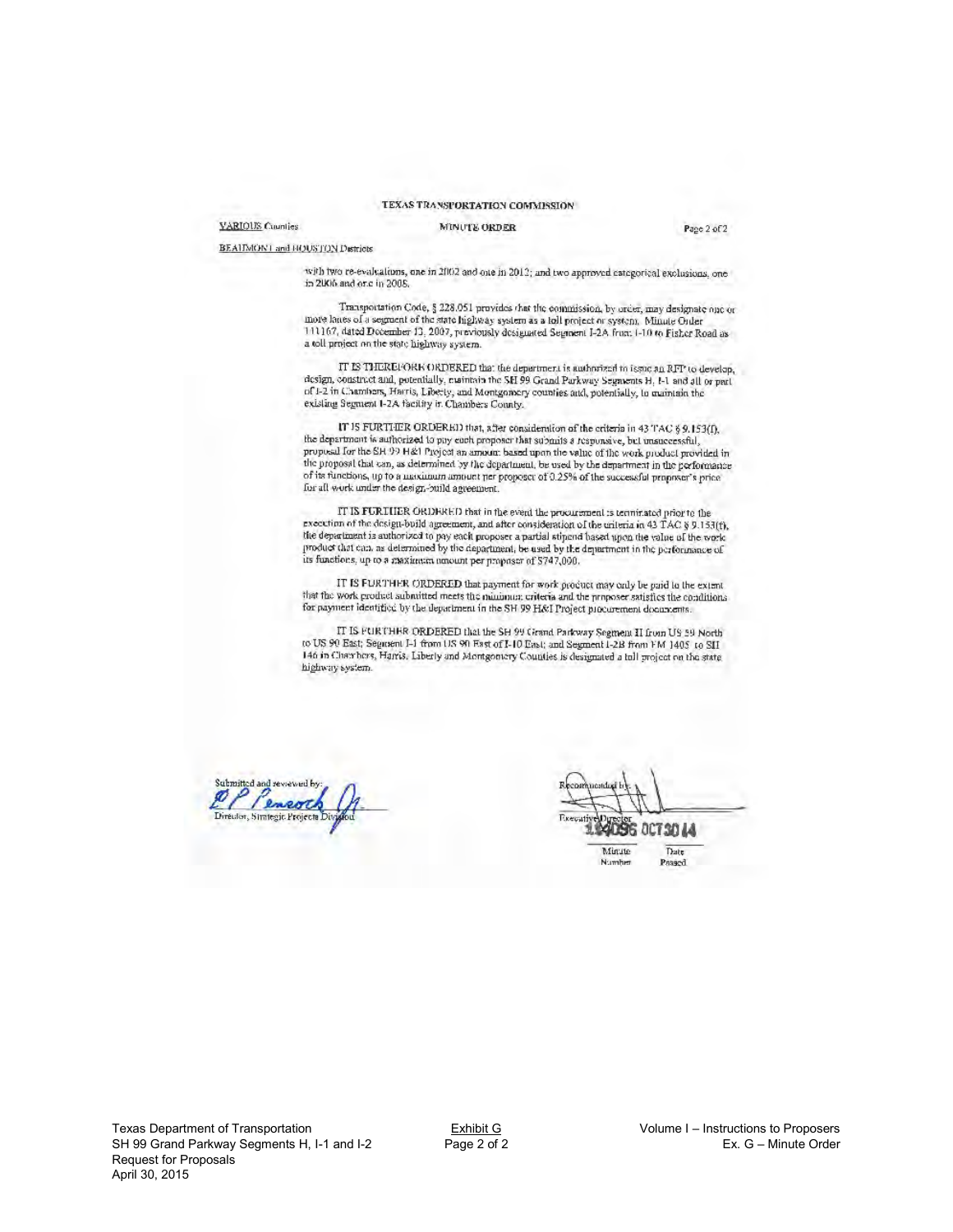TEXAS TRANSPORTATION COMMISSION

VARIOUS Counties — MINUTE ORDER — Page 2 of 2

BEAUMONT and HOUSTON Districts

with two re-evaluations, one in 2002 and one in 2012; and two approved categorical exclusions, one in 2006 and one in 2008.

Transportation Code, § 228.051 provides that the commission, by order, may designate one or more lanes of a segment of the state highway system as a toll project or system. Minute Order 111167, dated December 13, 2007, previously designated Segment I-2A from I-10 to Fisher Road as a toll project on the state highway system.

IT IS THEREFORE ORDERED that the department is authorized to issue an RFP to develop, design, construct and, potentially, maintain the SH 99 Grand Parkway Segments H, I-1 and all or part of I-2 in Chambers, Harris, Liberty, and Montgomery counties and, potentially, to maintain the existing Segment I-2A facility in Chambers County.

IT IS FURTHER ORDERED that, after consideration of the criteria in 43 TAC § 9.153(f), the department is authorized to pay each proposer that submits a responsive, but unsuccessful, proposal for the SH 99 H&I Project an amount based upon the value of the work product provided in the proposal that can, as determined by the department, be used by the department in the performance of its functions, up to a maximum amount per proposer of 0.25% of the successful proposer's price for all work under the design-build agreement.

IT IS FURTHER ORDERED that in the event the procurement is terminated prior to the execution of the design-build agreement, and after consideration of the criteria in 43 TAC § 9.153(f), the department is authorized to pay each proposer a partial stipend based upon the value of the work product that can, as determined by the department, be used by the department in the performance of its functions, up to a maximum amount per proposer of $747,000.

IT IS FURTHER ORDERED that payment for work product may only be paid to the extent that the work product submitted meets the minimum criteria and the proposer satisfies the conditions for payment identified by the department in the SH 99 H&I Project procurement documents.

IT IS FURTHER ORDERED that the SH 99 Grand Parkway Segment H from US 59 North to US 90 East; Segment I-1 from US 90 East of I-10 East; and Segment I-2B from FM 1405 to SH 146 in Chambers, Harris, Liberty and Montgomery Counties is designated a toll project on the state highway system.

Submitted and reviewed by:

Director, Strategic Projects Division

Recommended by:

Executive Director

114096 — Minute Number

OCT 30 14 — Date Passed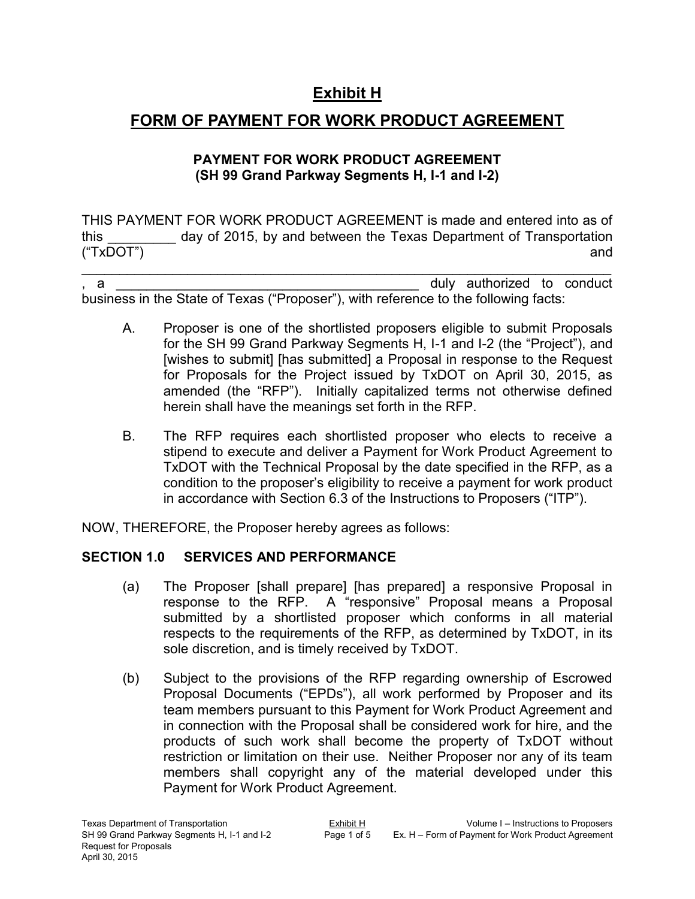# Exhibit H

## FORM OF PAYMENT FOR WORK PRODUCT AGREEMENT

### PAYMENT FOR WORK PRODUCT AGREEMENT
### (SH 99 Grand Parkway Segments H, I-1 and I-2)

THIS PAYMENT FOR WORK PRODUCT AGREEMENT is made and entered into as of this _________ day of 2015, by and between the Texas Department of Transportation ("TxDOT") and _______________________________________________________________________, a _________________________________________ duly authorized to conduct business in the State of Texas ("Proposer"), with reference to the following facts:

A. Proposer is one of the shortlisted proposers eligible to submit Proposals for the SH 99 Grand Parkway Segments H, I-1 and I-2 (the "Project"), and [wishes to submit] [has submitted] a Proposal in response to the Request for Proposals for the Project issued by TxDOT on April 30, 2015, as amended (the "RFP"). Initially capitalized terms not otherwise defined herein shall have the meanings set forth in the RFP.

B. The RFP requires each shortlisted proposer who elects to receive a stipend to execute and deliver a Payment for Work Product Agreement to TxDOT with the Technical Proposal by the date specified in the RFP, as a condition to the proposer's eligibility to receive a payment for work product in accordance with Section 6.3 of the Instructions to Proposers ("ITP").

NOW, THEREFORE, the Proposer hereby agrees as follows:

### SECTION 1.0 SERVICES AND PERFORMANCE

(a) The Proposer [shall prepare] [has prepared] a responsive Proposal in response to the RFP. A "responsive" Proposal means a Proposal submitted by a shortlisted proposer which conforms in all material respects to the requirements of the RFP, as determined by TxDOT, in its sole discretion, and is timely received by TxDOT.

(b) Subject to the provisions of the RFP regarding ownership of Escrowed Proposal Documents ("EPDs"), all work performed by Proposer and its team members pursuant to this Payment for Work Product Agreement and in connection with the Proposal shall be considered work for hire, and the products of such work shall become the property of TxDOT without restriction or limitation on their use. Neither Proposer nor any of its team members shall copyright any of the material developed under this Payment for Work Product Agreement.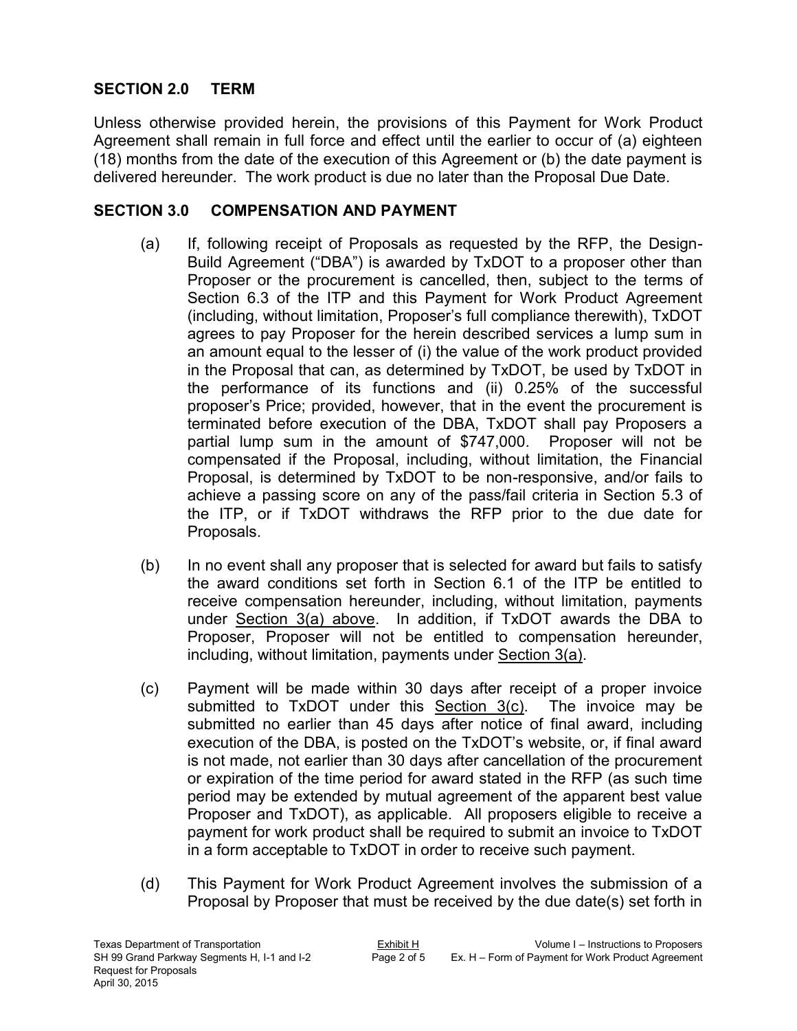## SECTION 2.0 TERM

Unless otherwise provided herein, the provisions of this Payment for Work Product Agreement shall remain in full force and effect until the earlier to occur of (a) eighteen (18) months from the date of the execution of this Agreement or (b) the date payment is delivered hereunder. The work product is due no later than the Proposal Due Date.

## SECTION 3.0 COMPENSATION AND PAYMENT

(a) If, following receipt of Proposals as requested by the RFP, the Design-Build Agreement ("DBA") is awarded by TxDOT to a proposer other than Proposer or the procurement is cancelled, then, subject to the terms of Section 6.3 of the ITP and this Payment for Work Product Agreement (including, without limitation, Proposer's full compliance therewith), TxDOT agrees to pay Proposer for the herein described services a lump sum in an amount equal to the lesser of (i) the value of the work product provided in the Proposal that can, as determined by TxDOT, be used by TxDOT in the performance of its functions and (ii) 0.25% of the successful proposer's Price; provided, however, that in the event the procurement is terminated before execution of the DBA, TxDOT shall pay Proposers a partial lump sum in the amount of $747,000. Proposer will not be compensated if the Proposal, including, without limitation, the Financial Proposal, is determined by TxDOT to be non-responsive, and/or fails to achieve a passing score on any of the pass/fail criteria in Section 5.3 of the ITP, or if TxDOT withdraws the RFP prior to the due date for Proposals.

(b) In no event shall any proposer that is selected for award but fails to satisfy the award conditions set forth in Section 6.1 of the ITP be entitled to receive compensation hereunder, including, without limitation, payments under Section 3(a) above. In addition, if TxDOT awards the DBA to Proposer, Proposer will not be entitled to compensation hereunder, including, without limitation, payments under Section 3(a).

(c) Payment will be made within 30 days after receipt of a proper invoice submitted to TxDOT under this Section 3(c). The invoice may be submitted no earlier than 45 days after notice of final award, including execution of the DBA, is posted on the TxDOT's website, or, if final award is not made, not earlier than 30 days after cancellation of the procurement or expiration of the time period for award stated in the RFP (as such time period may be extended by mutual agreement of the apparent best value Proposer and TxDOT), as applicable. All proposers eligible to receive a payment for work product shall be required to submit an invoice to TxDOT in a form acceptable to TxDOT in order to receive such payment.

(d) This Payment for Work Product Agreement involves the submission of a Proposal by Proposer that must be received by the due date(s) set forth in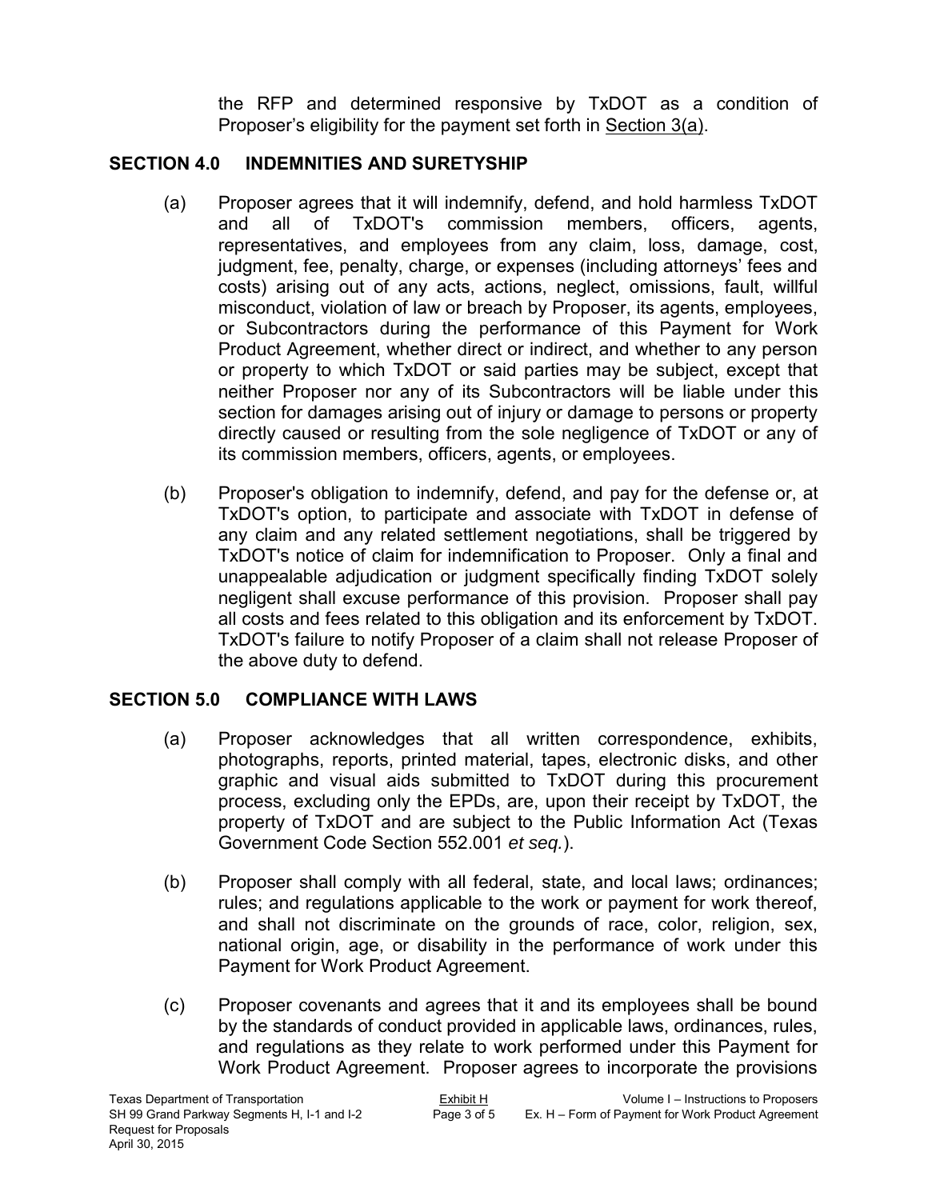the RFP and determined responsive by TxDOT as a condition of Proposer's eligibility for the payment set forth in Section 3(a).

## SECTION 4.0 INDEMNITIES AND SURETYSHIP

(a) Proposer agrees that it will indemnify, defend, and hold harmless TxDOT and all of TxDOT's commission members, officers, agents, representatives, and employees from any claim, loss, damage, cost, judgment, fee, penalty, charge, or expenses (including attorneys' fees and costs) arising out of any acts, actions, neglect, omissions, fault, willful misconduct, violation of law or breach by Proposer, its agents, employees, or Subcontractors during the performance of this Payment for Work Product Agreement, whether direct or indirect, and whether to any person or property to which TxDOT or said parties may be subject, except that neither Proposer nor any of its Subcontractors will be liable under this section for damages arising out of injury or damage to persons or property directly caused or resulting from the sole negligence of TxDOT or any of its commission members, officers, agents, or employees.

(b) Proposer's obligation to indemnify, defend, and pay for the defense or, at TxDOT's option, to participate and associate with TxDOT in defense of any claim and any related settlement negotiations, shall be triggered by TxDOT's notice of claim for indemnification to Proposer. Only a final and unappealable adjudication or judgment specifically finding TxDOT solely negligent shall excuse performance of this provision. Proposer shall pay all costs and fees related to this obligation and its enforcement by TxDOT. TxDOT's failure to notify Proposer of a claim shall not release Proposer of the above duty to defend.

## SECTION 5.0 COMPLIANCE WITH LAWS

(a) Proposer acknowledges that all written correspondence, exhibits, photographs, reports, printed material, tapes, electronic disks, and other graphic and visual aids submitted to TxDOT during this procurement process, excluding only the EPDs, are, upon their receipt by TxDOT, the property of TxDOT and are subject to the Public Information Act (Texas Government Code Section 552.001 *et seq.*).

(b) Proposer shall comply with all federal, state, and local laws; ordinances; rules; and regulations applicable to the work or payment for work thereof, and shall not discriminate on the grounds of race, color, religion, sex, national origin, age, or disability in the performance of work under this Payment for Work Product Agreement.

(c) Proposer covenants and agrees that it and its employees shall be bound by the standards of conduct provided in applicable laws, ordinances, rules, and regulations as they relate to work performed under this Payment for Work Product Agreement. Proposer agrees to incorporate the provisions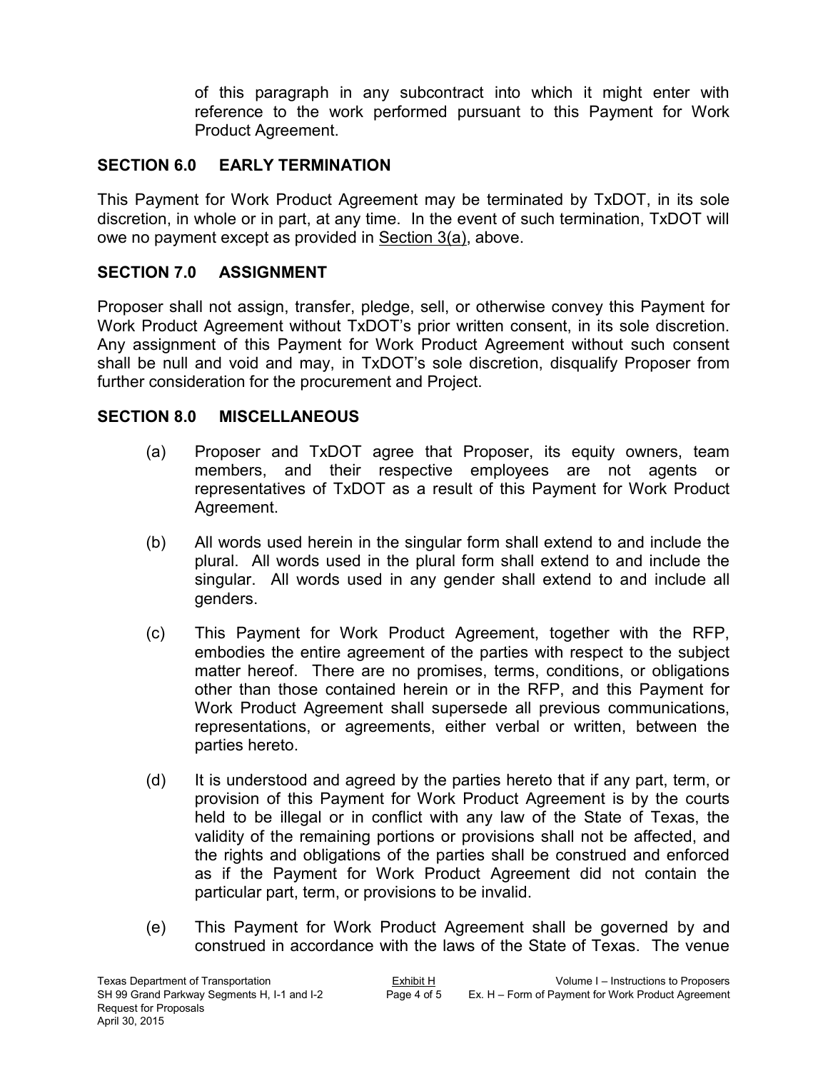of this paragraph in any subcontract into which it might enter with reference to the work performed pursuant to this Payment for Work Product Agreement.

## SECTION 6.0 EARLY TERMINATION

This Payment for Work Product Agreement may be terminated by TxDOT, in its sole discretion, in whole or in part, at any time. In the event of such termination, TxDOT will owe no payment except as provided in Section 3(a), above.

## SECTION 7.0 ASSIGNMENT

Proposer shall not assign, transfer, pledge, sell, or otherwise convey this Payment for Work Product Agreement without TxDOT's prior written consent, in its sole discretion. Any assignment of this Payment for Work Product Agreement without such consent shall be null and void and may, in TxDOT's sole discretion, disqualify Proposer from further consideration for the procurement and Project.

## SECTION 8.0 MISCELLANEOUS

(a) Proposer and TxDOT agree that Proposer, its equity owners, team members, and their respective employees are not agents or representatives of TxDOT as a result of this Payment for Work Product Agreement.

(b) All words used herein in the singular form shall extend to and include the plural. All words used in the plural form shall extend to and include the singular. All words used in any gender shall extend to and include all genders.

(c) This Payment for Work Product Agreement, together with the RFP, embodies the entire agreement of the parties with respect to the subject matter hereof. There are no promises, terms, conditions, or obligations other than those contained herein or in the RFP, and this Payment for Work Product Agreement shall supersede all previous communications, representations, or agreements, either verbal or written, between the parties hereto.

(d) It is understood and agreed by the parties hereto that if any part, term, or provision of this Payment for Work Product Agreement is by the courts held to be illegal or in conflict with any law of the State of Texas, the validity of the remaining portions or provisions shall not be affected, and the rights and obligations of the parties shall be construed and enforced as if the Payment for Work Product Agreement did not contain the particular part, term, or provisions to be invalid.

(e) This Payment for Work Product Agreement shall be governed by and construed in accordance with the laws of the State of Texas. The venue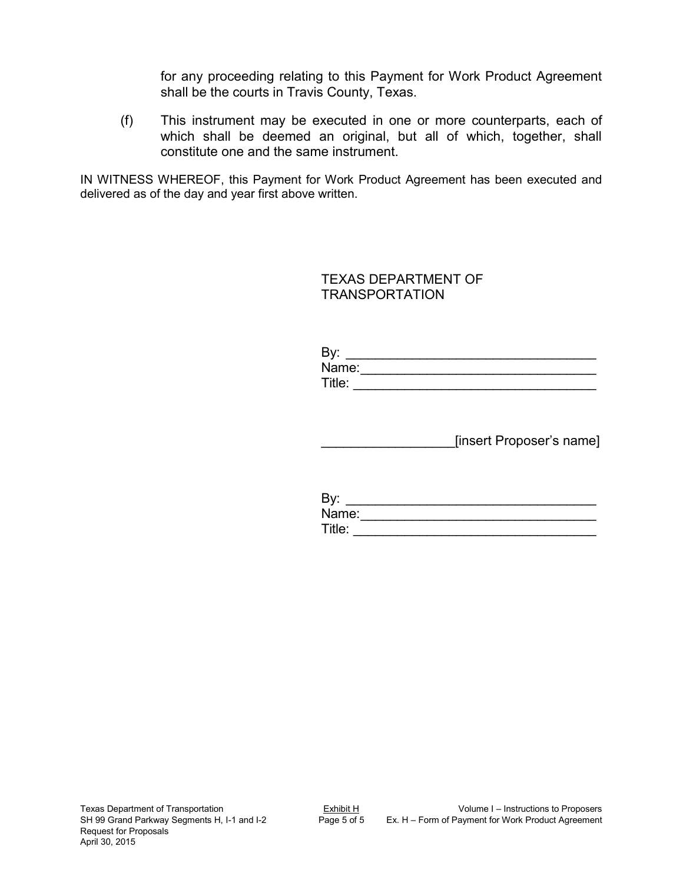for any proceeding relating to this Payment for Work Product Agreement shall be the courts in Travis County, Texas.

(f) This instrument may be executed in one or more counterparts, each of which shall be deemed an original, but all of which, together, shall constitute one and the same instrument.

IN WITNESS WHEREOF, this Payment for Work Product Agreement has been executed and delivered as of the day and year first above written.

TEXAS DEPARTMENT OF TRANSPORTATION

By: ________________________________
Name:______________________________
Title: ______________________________

__________________[insert Proposer's name]

By: ________________________________
Name:______________________________
Title: ______________________________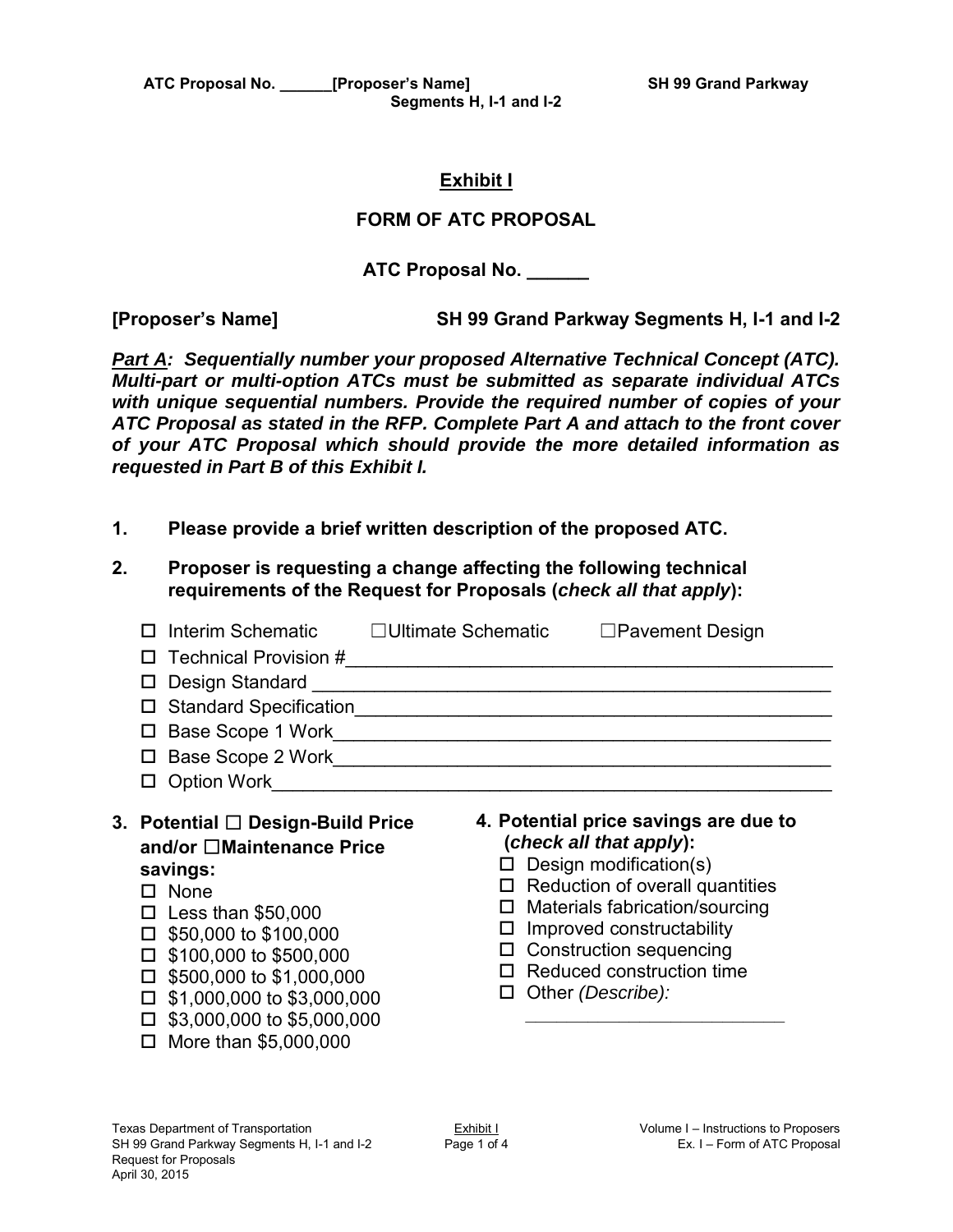# Exhibit I

## FORM OF ATC PROPOSAL

**ATC Proposal No. ______**

**[Proposer's Name]** **SH 99 Grand Parkway Segments H, I-1 and I-2**

***Part A:* *Sequentially number your proposed Alternative Technical Concept (ATC). Multi-part or multi-option ATCs must be submitted as separate individual ATCs with unique sequential numbers. Provide the required number of copies of your ATC Proposal as stated in the RFP. Complete Part A and attach to the front cover of your ATC Proposal which should provide the more detailed information as requested in Part B of this Exhibit I.***

**1. Please provide a brief written description of the proposed ATC.**

**2. Proposer is requesting a change affecting the following technical requirements of the Request for Proposals (*check all that apply*):**

- ☐ Interim Schematic ☐ Ultimate Schematic ☐ Pavement Design
- ☐ Technical Provision #________________________________________________
- ☐ Design Standard ___________________________________________________
- ☐ Standard Specification______________________________________________
- ☐ Base Scope 1 Work_________________________________________________
- ☐ Base Scope 2 Work_________________________________________________
- ☐ Option Work_______________________________________________________

**3. Potential ☐ Design-Build Price and/or ☐ Maintenance Price savings:**

- ☐ None
- ☐ Less than $50,000
- ☐ $50,000 to $100,000
- ☐ $100,000 to $500,000
- ☐ $500,000 to $1,000,000
- ☐ $1,000,000 to $3,000,000
- ☐ $3,000,000 to $5,000,000
- ☐ More than $5,000,000

**4. Potential price savings are due to (*check all that apply*):**

- ☐ Design modification(s)
- ☐ Reduction of overall quantities
- ☐ Materials fabrication/sourcing
- ☐ Improved constructability
- ☐ Construction sequencing
- ☐ Reduced construction time
- ☐ Other *(Describe):* ___________________________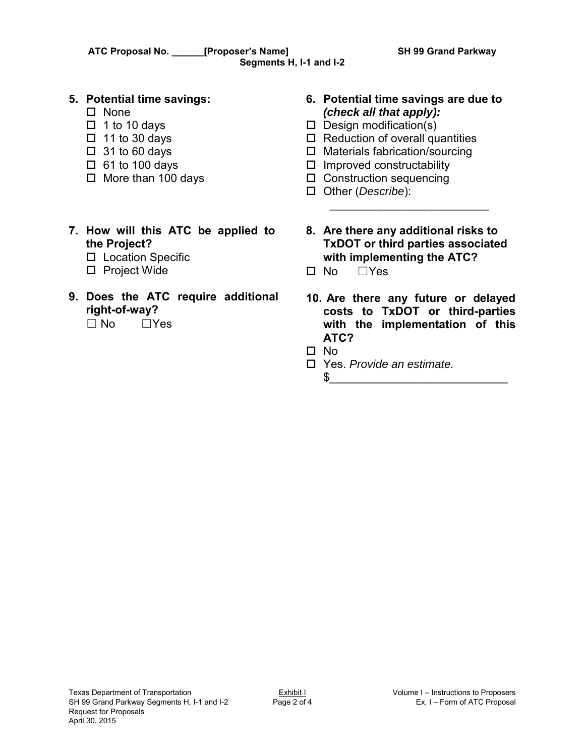**5. Potential time savings:**

- ☐ None
- ☐ 1 to 10 days
- ☐ 11 to 30 days
- ☐ 31 to 60 days
- ☐ 61 to 100 days
- ☐ More than 100 days

**6. Potential time savings are due to *(check all that apply):***

- ☐ Design modification(s)
- ☐ Reduction of overall quantities
- ☐ Materials fabrication/sourcing
- ☐ Improved constructability
- ☐ Construction sequencing
- ☐ Other (*Describe*): _________________________

**7. How will this ATC be applied to the Project?**

- ☐ Location Specific
- ☐ Project Wide

**8. Are there any additional risks to TxDOT or third parties associated with implementing the ATC?**

☐ No ☐Yes

**9. Does the ATC require additional right-of-way?**

☐ No ☐Yes

**10. Are there any future or delayed costs to TxDOT or third-parties with the implementation of this ATC?**

- ☐ No
- ☐ Yes. *Provide an estimate.* $____________________________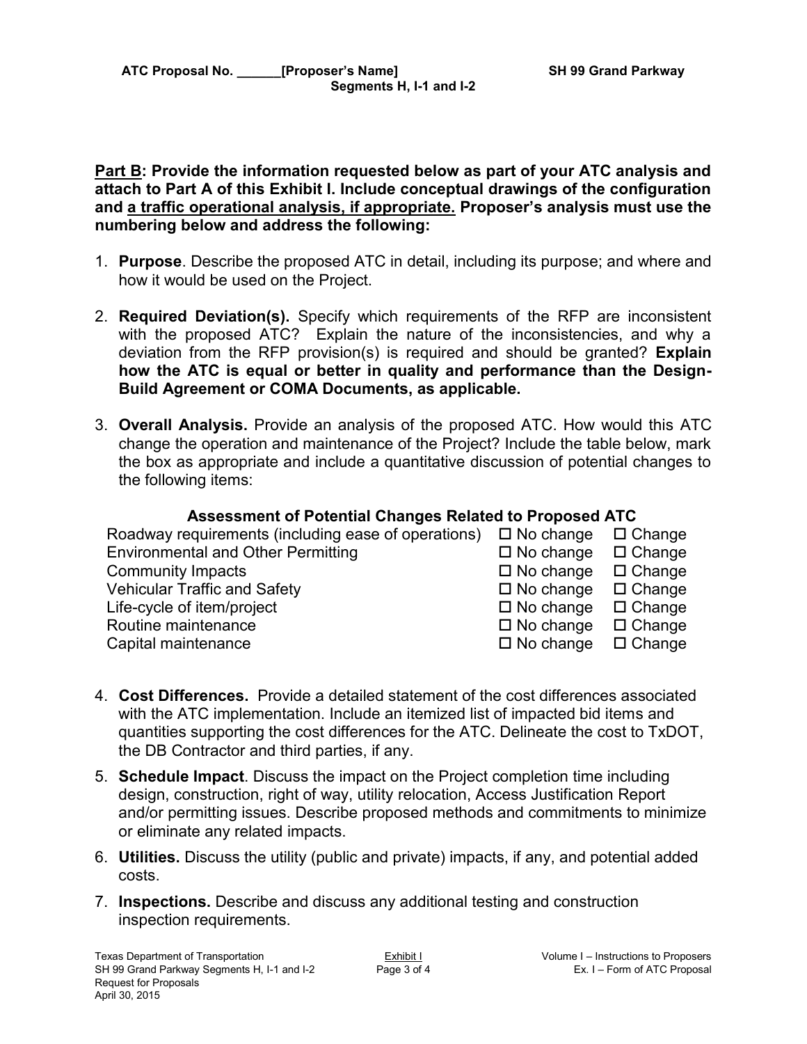**Part B: Provide the information requested below as part of your ATC analysis and attach to Part A of this Exhibit I. Include conceptual drawings of the configuration and a traffic operational analysis, if appropriate. Proposer's analysis must use the numbering below and address the following:**

1. **Purpose**. Describe the proposed ATC in detail, including its purpose; and where and how it would be used on the Project.

2. **Required Deviation(s).** Specify which requirements of the RFP are inconsistent with the proposed ATC? Explain the nature of the inconsistencies, and why a deviation from the RFP provision(s) is required and should be granted? **Explain how the ATC is equal or better in quality and performance than the Design-Build Agreement or COMA Documents, as applicable.**

3. **Overall Analysis.** Provide an analysis of the proposed ATC. How would this ATC change the operation and maintenance of the Project? Include the table below, mark the box as appropriate and include a quantitative discussion of potential changes to the following items:

**Assessment of Potential Changes Related to Proposed ATC**

| | | |
|---|---|---|
| Roadway requirements (including ease of operations) | ☐ No change | ☐ Change |
| Environmental and Other Permitting | ☐ No change | ☐ Change |
| Community Impacts | ☐ No change | ☐ Change |
| Vehicular Traffic and Safety | ☐ No change | ☐ Change |
| Life-cycle of item/project | ☐ No change | ☐ Change |
| Routine maintenance | ☐ No change | ☐ Change |
| Capital maintenance | ☐ No change | ☐ Change |

4. **Cost Differences.** Provide a detailed statement of the cost differences associated with the ATC implementation. Include an itemized list of impacted bid items and quantities supporting the cost differences for the ATC. Delineate the cost to TxDOT, the DB Contractor and third parties, if any.

5. **Schedule Impact**. Discuss the impact on the Project completion time including design, construction, right of way, utility relocation, Access Justification Report and/or permitting issues. Describe proposed methods and commitments to minimize or eliminate any related impacts.

6. **Utilities.** Discuss the utility (public and private) impacts, if any, and potential added costs.

7. **Inspections.** Describe and discuss any additional testing and construction inspection requirements.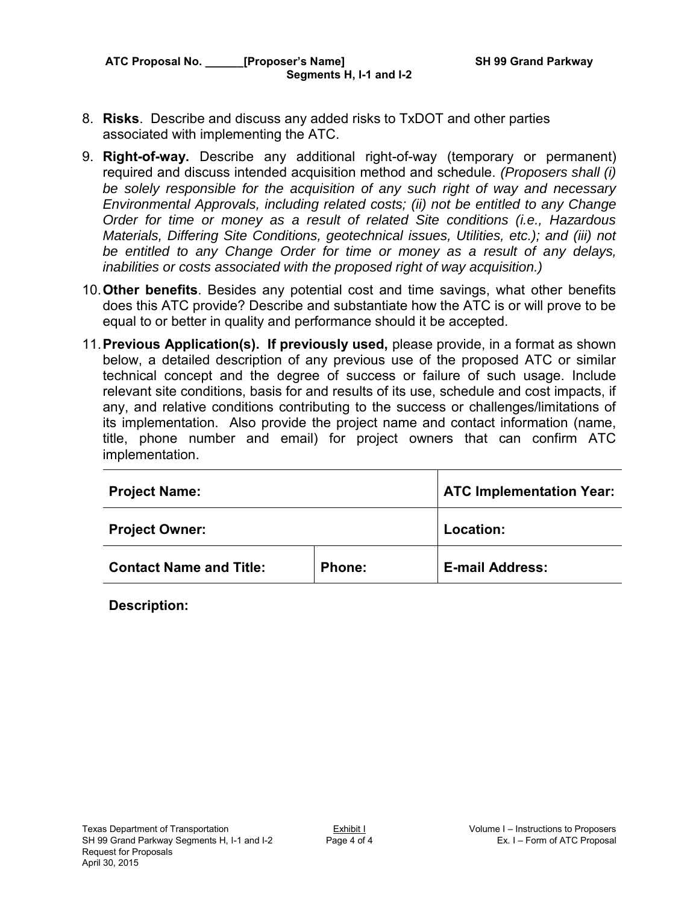8. **Risks**. Describe and discuss any added risks to TxDOT and other parties associated with implementing the ATC.

9. **Right-of-way.** Describe any additional right-of-way (temporary or permanent) required and discuss intended acquisition method and schedule. *(Proposers shall (i) be solely responsible for the acquisition of any such right of way and necessary Environmental Approvals, including related costs; (ii) not be entitled to any Change Order for time or money as a result of related Site conditions (i.e., Hazardous Materials, Differing Site Conditions, geotechnical issues, Utilities, etc.); and (iii) not be entitled to any Change Order for time or money as a result of any delays, inabilities or costs associated with the proposed right of way acquisition.)*

10. **Other benefits**. Besides any potential cost and time savings, what other benefits does this ATC provide? Describe and substantiate how the ATC is or will prove to be equal to or better in quality and performance should it be accepted.

11. **Previous Application(s). If previously used,** please provide, in a format as shown below, a detailed description of any previous use of the proposed ATC or similar technical concept and the degree of success or failure of such usage. Include relevant site conditions, basis for and results of its use, schedule and cost impacts, if any, and relative conditions contributing to the success or challenges/limitations of its implementation. Also provide the project name and contact information (name, title, phone number and email) for project owners that can confirm ATC implementation.

| | | |
|---|---|---|
| **Project Name:** | | **ATC Implementation Year:** |
| **Project Owner:** | | **Location:** |
| **Contact Name and Title:** | **Phone:** | **E-mail Address:** |

**Description:**